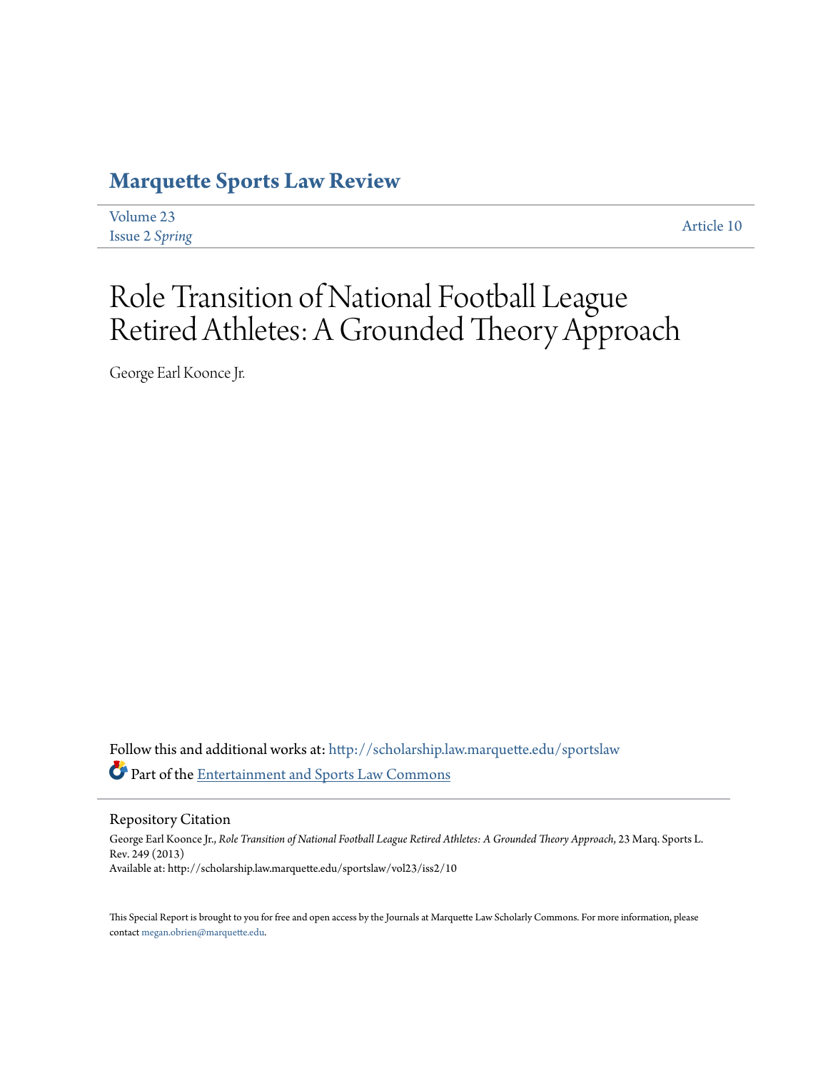# Marquette Sports Law Review

Volume 23
Issue 2 *Spring*

Article 10

# Role Transition of National Football League Retired Athletes: A Grounded Theory Approach

George Earl Koonce Jr.

Follow this and additional works at: http://scholarship.law.marquette.edu/sportslaw

Part of the Entertainment and Sports Law Commons

## Repository Citation

George Earl Koonce Jr., *Role Transition of National Football League Retired Athletes: A Grounded Theory Approach*, 23 Marq. Sports L. Rev. 249 (2013)
Available at: http://scholarship.law.marquette.edu/sportslaw/vol23/iss2/10

This Special Report is brought to you for free and open access by the Journals at Marquette Law Scholarly Commons. For more information, please contact megan.obrien@marquette.edu.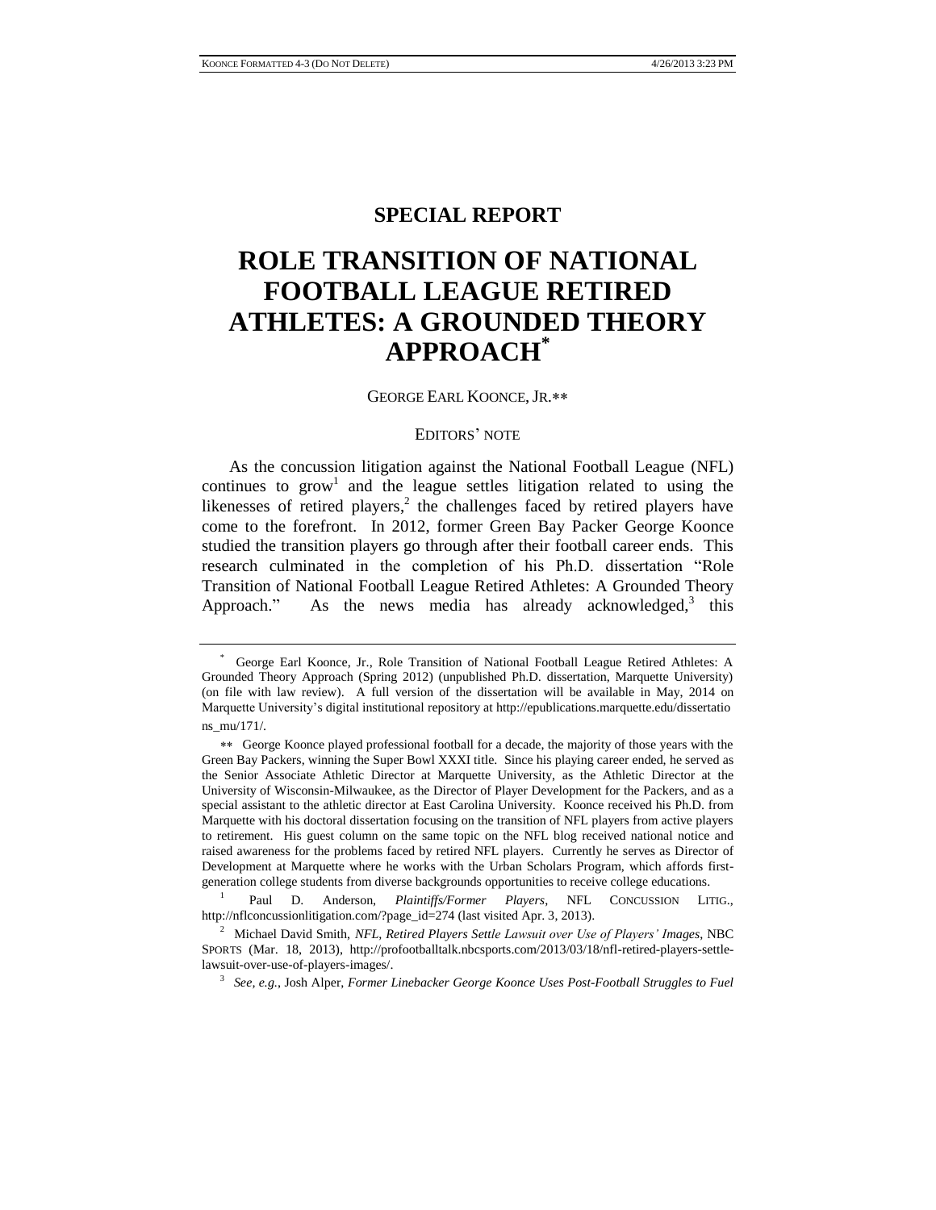# SPECIAL REPORT

# ROLE TRANSITION OF NATIONAL FOOTBALL LEAGUE RETIRED ATHLETES: A GROUNDED THEORY APPROACH*

GEORGE EARL KOONCE, JR.**

EDITORS' NOTE

As the concussion litigation against the National Football League (NFL) continues to grow[1] and the league settles litigation related to using the likenesses of retired players,[2] the challenges faced by retired players have come to the forefront. In 2012, former Green Bay Packer George Koonce studied the transition players go through after their football career ends. This research culminated in the completion of his Ph.D. dissertation "Role Transition of National Football League Retired Athletes: A Grounded Theory Approach." As the news media has already acknowledged,[3] this

---

\* George Earl Koonce, Jr., Role Transition of National Football League Retired Athletes: A Grounded Theory Approach (Spring 2012) (unpublished Ph.D. dissertation, Marquette University) (on file with law review). A full version of the dissertation will be available in May, 2014 on Marquette University's digital institutional repository at http://epublications.marquette.edu/dissertations_mu/171/.

\*\* George Koonce played professional football for a decade, the majority of those years with the Green Bay Packers, winning the Super Bowl XXXI title. Since his playing career ended, he served as the Senior Associate Athletic Director at Marquette University, as the Athletic Director at the University of Wisconsin-Milwaukee, as the Director of Player Development for the Packers, and as a special assistant to the athletic director at East Carolina University. Koonce received his Ph.D. from Marquette with his doctoral dissertation focusing on the transition of NFL players from active players to retirement. His guest column on the same topic on the NFL blog received national notice and raised awareness for the problems faced by retired NFL players. Currently he serves as Director of Development at Marquette where he works with the Urban Scholars Program, which affords first-generation college students from diverse backgrounds opportunities to receive college educations.

1 Paul D. Anderson, *Plaintiffs/Former Players*, NFL CONCUSSION LITIG., http://nflconcussionlitigation.com/?page_id=274 (last visited Apr. 3, 2013).

2 Michael David Smith, *NFL, Retired Players Settle Lawsuit over Use of Players' Images*, NBC SPORTS (Mar. 18, 2013), http://profootballtalk.nbcsports.com/2013/03/18/nfl-retired-players-settle-lawsuit-over-use-of-players-images/.

3 *See, e.g.*, Josh Alper, *Former Linebacker George Koonce Uses Post-Football Struggles to Fuel*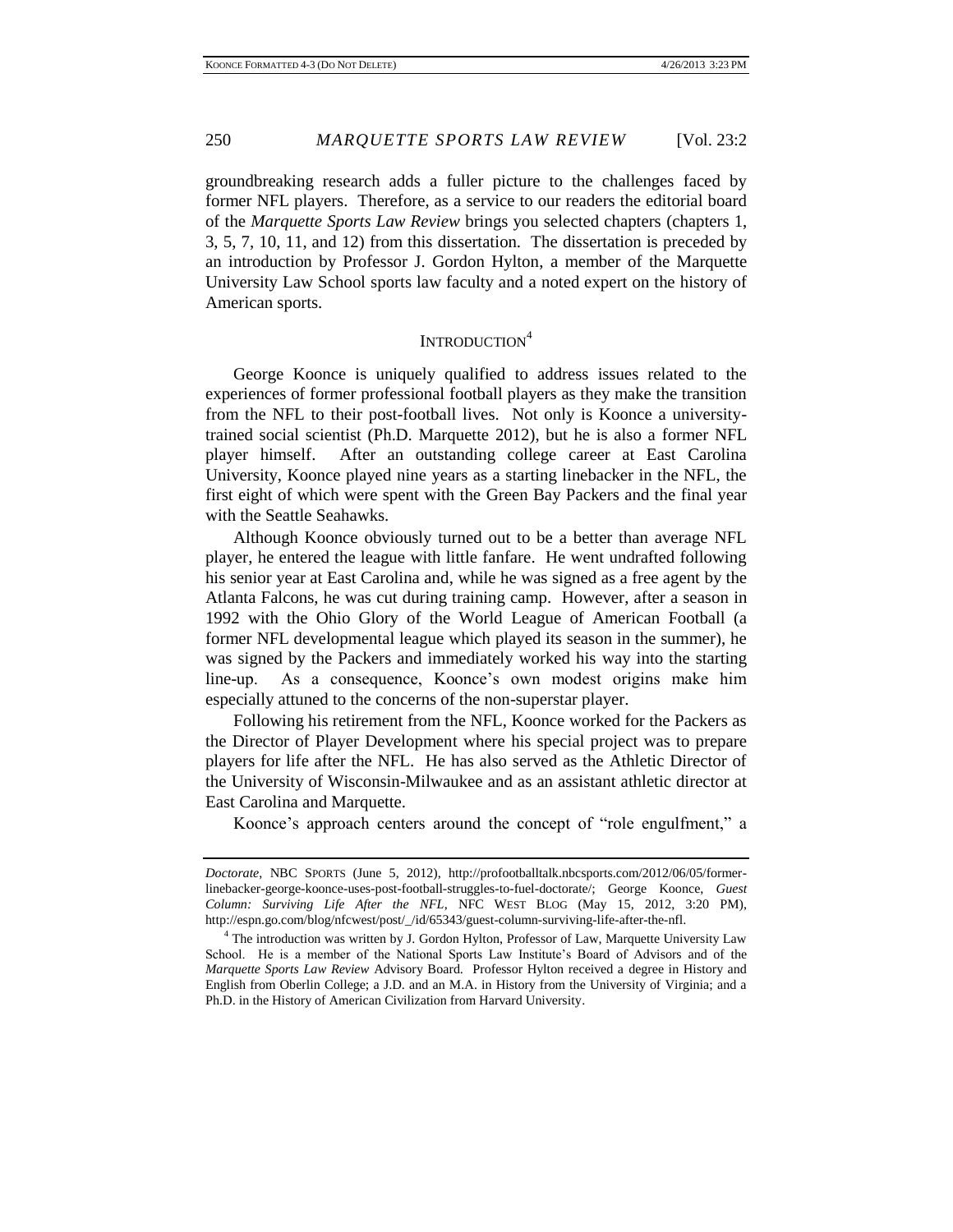groundbreaking research adds a fuller picture to the challenges faced by former NFL players. Therefore, as a service to our readers the editorial board of the *Marquette Sports Law Review* brings you selected chapters (chapters 1, 3, 5, 7, 10, 11, and 12) from this dissertation. The dissertation is preceded by an introduction by Professor J. Gordon Hylton, a member of the Marquette University Law School sports law faculty and a noted expert on the history of American sports.

## INTRODUCTION[4]

George Koonce is uniquely qualified to address issues related to the experiences of former professional football players as they make the transition from the NFL to their post-football lives. Not only is Koonce a university-trained social scientist (Ph.D. Marquette 2012), but he is also a former NFL player himself. After an outstanding college career at East Carolina University, Koonce played nine years as a starting linebacker in the NFL, the first eight of which were spent with the Green Bay Packers and the final year with the Seattle Seahawks.

Although Koonce obviously turned out to be a better than average NFL player, he entered the league with little fanfare. He went undrafted following his senior year at East Carolina and, while he was signed as a free agent by the Atlanta Falcons, he was cut during training camp. However, after a season in 1992 with the Ohio Glory of the World League of American Football (a former NFL developmental league which played its season in the summer), he was signed by the Packers and immediately worked his way into the starting line-up. As a consequence, Koonce's own modest origins make him especially attuned to the concerns of the non-superstar player.

Following his retirement from the NFL, Koonce worked for the Packers as the Director of Player Development where his special project was to prepare players for life after the NFL. He has also served as the Athletic Director of the University of Wisconsin-Milwaukee and as an assistant athletic director at East Carolina and Marquette.

Koonce's approach centers around the concept of "role engulfment," a

---

*Doctorate*, NBC SPORTS (June 5, 2012), http://profootballtalk.nbcsports.com/2012/06/05/former-linebacker-george-koonce-uses-post-football-struggles-to-fuel-doctorate/; George Koonce, *Guest Column: Surviving Life After the NFL*, NFC WEST BLOG (May 15, 2012, 3:20 PM), http://espn.go.com/blog/nfcwest/post/_/id/65343/guest-column-surviving-life-after-the-nfl.

[4] The introduction was written by J. Gordon Hylton, Professor of Law, Marquette University Law School. He is a member of the National Sports Law Institute's Board of Advisors and of the *Marquette Sports Law Review* Advisory Board. Professor Hylton received a degree in History and English from Oberlin College; a J.D. and an M.A. in History from the University of Virginia; and a Ph.D. in the History of American Civilization from Harvard University.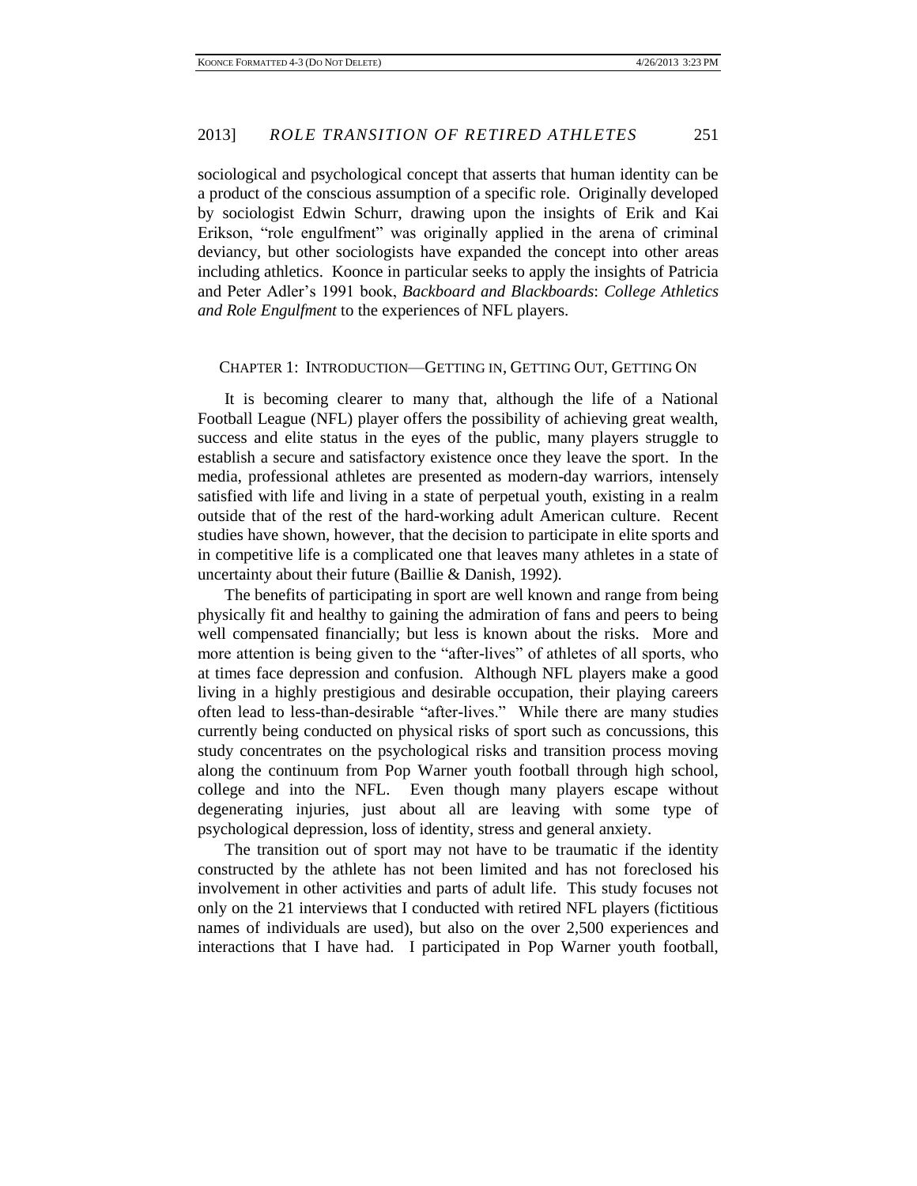sociological and psychological concept that asserts that human identity can be a product of the conscious assumption of a specific role. Originally developed by sociologist Edwin Schurr, drawing upon the insights of Erik and Kai Erikson, "role engulfment" was originally applied in the arena of criminal deviancy, but other sociologists have expanded the concept into other areas including athletics. Koonce in particular seeks to apply the insights of Patricia and Peter Adler's 1991 book, *Backboard and Blackboards*: *College Athletics and Role Engulfment* to the experiences of NFL players.

## CHAPTER 1: INTRODUCTION—GETTING IN, GETTING OUT, GETTING ON

It is becoming clearer to many that, although the life of a National Football League (NFL) player offers the possibility of achieving great wealth, success and elite status in the eyes of the public, many players struggle to establish a secure and satisfactory existence once they leave the sport. In the media, professional athletes are presented as modern-day warriors, intensely satisfied with life and living in a state of perpetual youth, existing in a realm outside that of the rest of the hard-working adult American culture. Recent studies have shown, however, that the decision to participate in elite sports and in competitive life is a complicated one that leaves many athletes in a state of uncertainty about their future (Baillie & Danish, 1992).

The benefits of participating in sport are well known and range from being physically fit and healthy to gaining the admiration of fans and peers to being well compensated financially; but less is known about the risks. More and more attention is being given to the "after-lives" of athletes of all sports, who at times face depression and confusion. Although NFL players make a good living in a highly prestigious and desirable occupation, their playing careers often lead to less-than-desirable "after-lives." While there are many studies currently being conducted on physical risks of sport such as concussions, this study concentrates on the psychological risks and transition process moving along the continuum from Pop Warner youth football through high school, college and into the NFL. Even though many players escape without degenerating injuries, just about all are leaving with some type of psychological depression, loss of identity, stress and general anxiety.

The transition out of sport may not have to be traumatic if the identity constructed by the athlete has not been limited and has not foreclosed his involvement in other activities and parts of adult life. This study focuses not only on the 21 interviews that I conducted with retired NFL players (fictitious names of individuals are used), but also on the over 2,500 experiences and interactions that I have had. I participated in Pop Warner youth football,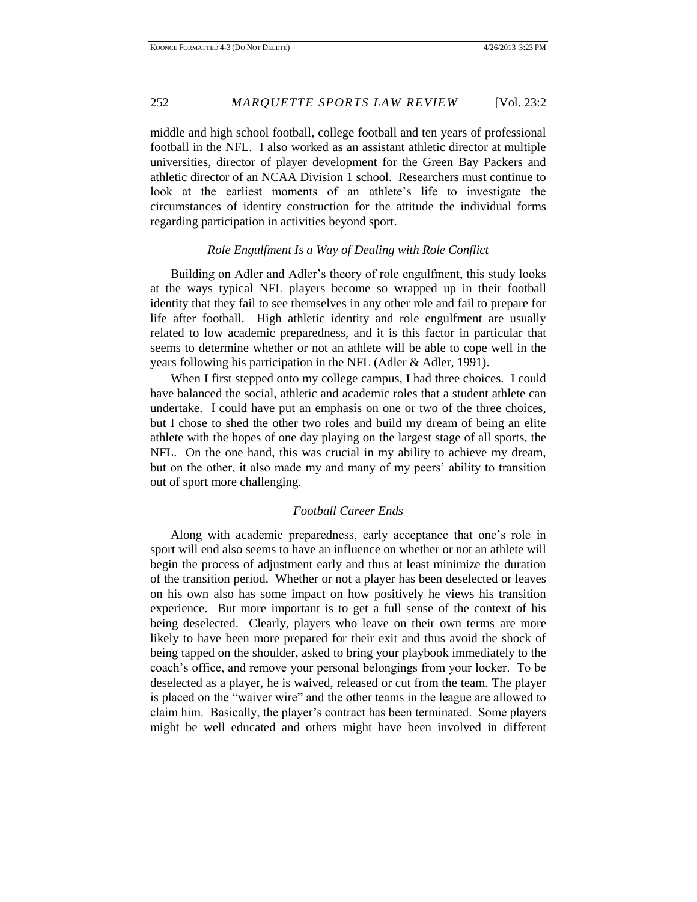middle and high school football, college football and ten years of professional football in the NFL. I also worked as an assistant athletic director at multiple universities, director of player development for the Green Bay Packers and athletic director of an NCAA Division 1 school. Researchers must continue to look at the earliest moments of an athlete's life to investigate the circumstances of identity construction for the attitude the individual forms regarding participation in activities beyond sport.

### *Role Engulfment Is a Way of Dealing with Role Conflict*

Building on Adler and Adler's theory of role engulfment, this study looks at the ways typical NFL players become so wrapped up in their football identity that they fail to see themselves in any other role and fail to prepare for life after football. High athletic identity and role engulfment are usually related to low academic preparedness, and it is this factor in particular that seems to determine whether or not an athlete will be able to cope well in the years following his participation in the NFL (Adler & Adler, 1991).

When I first stepped onto my college campus, I had three choices. I could have balanced the social, athletic and academic roles that a student athlete can undertake. I could have put an emphasis on one or two of the three choices, but I chose to shed the other two roles and build my dream of being an elite athlete with the hopes of one day playing on the largest stage of all sports, the NFL. On the one hand, this was crucial in my ability to achieve my dream, but on the other, it also made my and many of my peers' ability to transition out of sport more challenging.

### *Football Career Ends*

Along with academic preparedness, early acceptance that one's role in sport will end also seems to have an influence on whether or not an athlete will begin the process of adjustment early and thus at least minimize the duration of the transition period. Whether or not a player has been deselected or leaves on his own also has some impact on how positively he views his transition experience. But more important is to get a full sense of the context of his being deselected. Clearly, players who leave on their own terms are more likely to have been more prepared for their exit and thus avoid the shock of being tapped on the shoulder, asked to bring your playbook immediately to the coach's office, and remove your personal belongings from your locker. To be deselected as a player, he is waived, released or cut from the team. The player is placed on the "waiver wire" and the other teams in the league are allowed to claim him. Basically, the player's contract has been terminated. Some players might be well educated and others might have been involved in different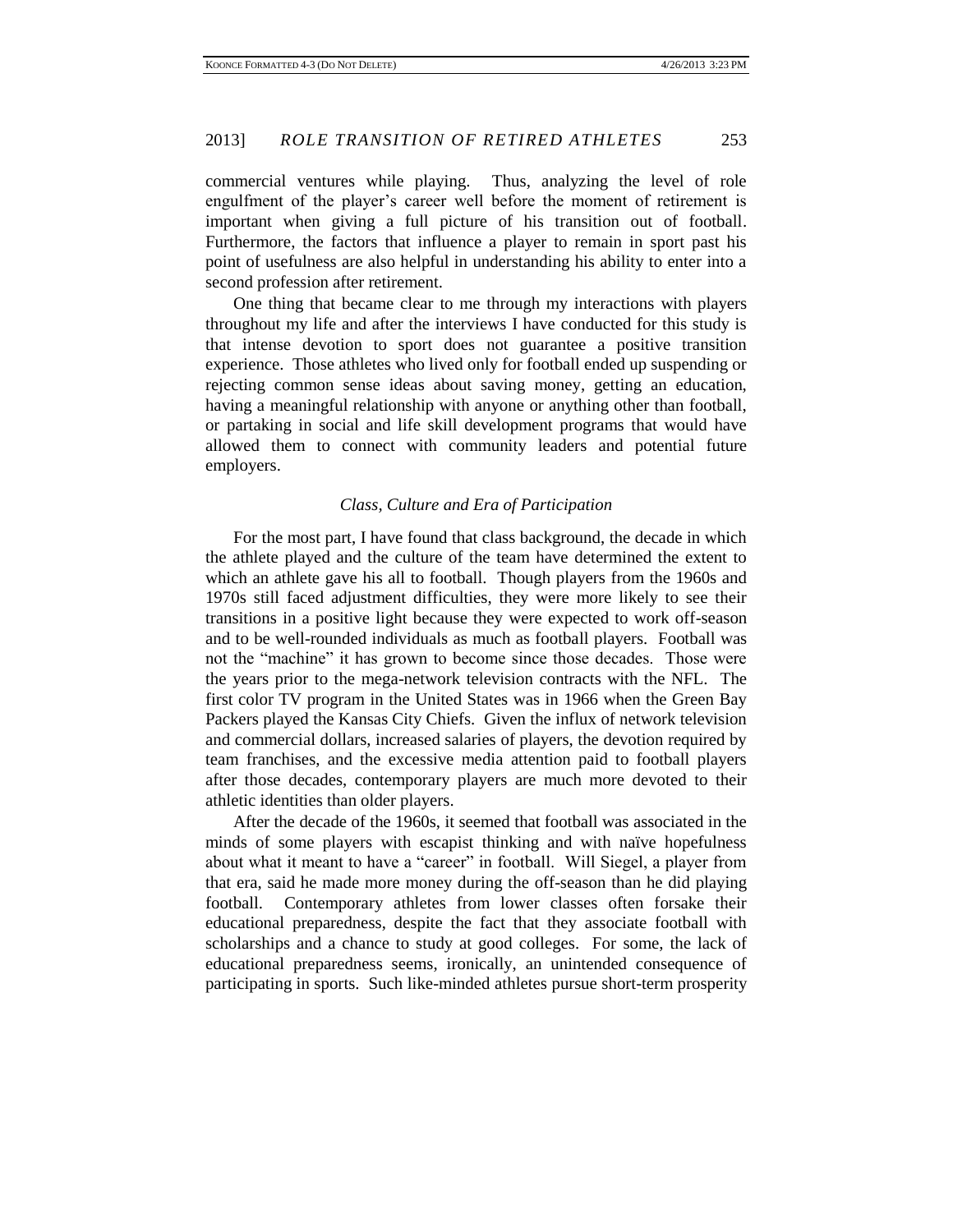commercial ventures while playing. Thus, analyzing the level of role engulfment of the player's career well before the moment of retirement is important when giving a full picture of his transition out of football. Furthermore, the factors that influence a player to remain in sport past his point of usefulness are also helpful in understanding his ability to enter into a second profession after retirement.

One thing that became clear to me through my interactions with players throughout my life and after the interviews I have conducted for this study is that intense devotion to sport does not guarantee a positive transition experience. Those athletes who lived only for football ended up suspending or rejecting common sense ideas about saving money, getting an education, having a meaningful relationship with anyone or anything other than football, or partaking in social and life skill development programs that would have allowed them to connect with community leaders and potential future employers.

*Class, Culture and Era of Participation*

For the most part, I have found that class background, the decade in which the athlete played and the culture of the team have determined the extent to which an athlete gave his all to football. Though players from the 1960s and 1970s still faced adjustment difficulties, they were more likely to see their transitions in a positive light because they were expected to work off-season and to be well-rounded individuals as much as football players. Football was not the "machine" it has grown to become since those decades. Those were the years prior to the mega-network television contracts with the NFL. The first color TV program in the United States was in 1966 when the Green Bay Packers played the Kansas City Chiefs. Given the influx of network television and commercial dollars, increased salaries of players, the devotion required by team franchises, and the excessive media attention paid to football players after those decades, contemporary players are much more devoted to their athletic identities than older players.

After the decade of the 1960s, it seemed that football was associated in the minds of some players with escapist thinking and with naïve hopefulness about what it meant to have a "career" in football. Will Siegel, a player from that era, said he made more money during the off-season than he did playing football. Contemporary athletes from lower classes often forsake their educational preparedness, despite the fact that they associate football with scholarships and a chance to study at good colleges. For some, the lack of educational preparedness seems, ironically, an unintended consequence of participating in sports. Such like-minded athletes pursue short-term prosperity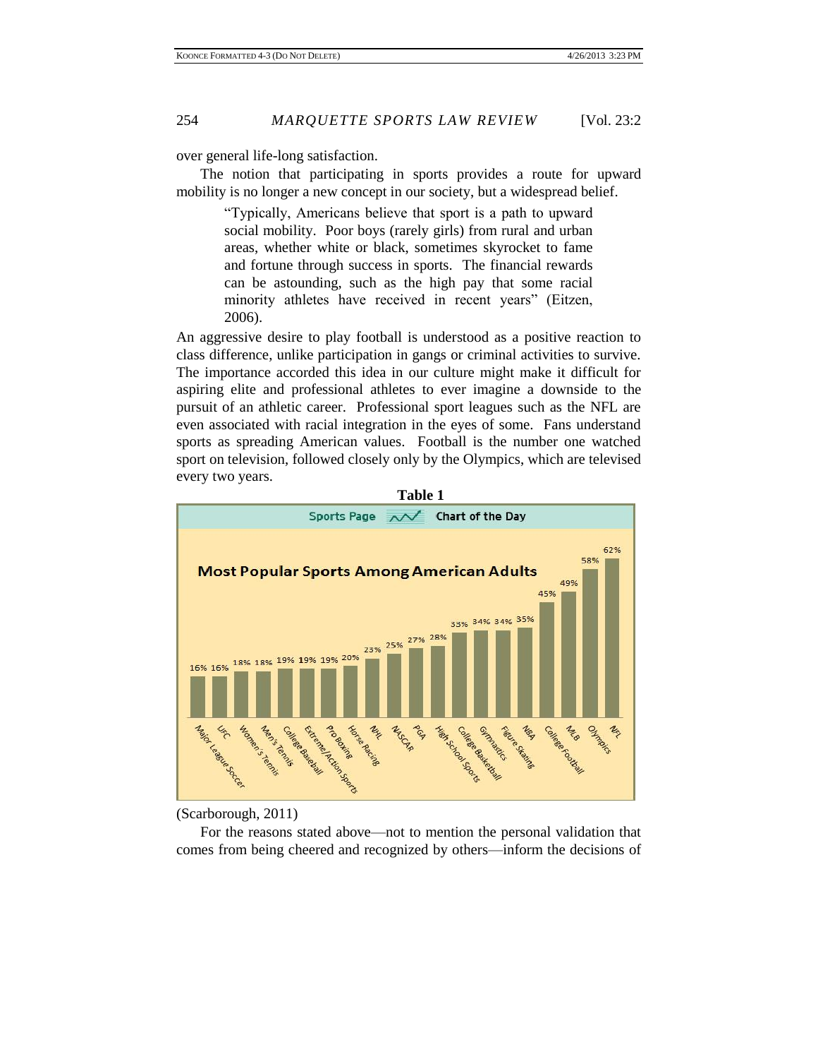over general life-long satisfaction.

The notion that participating in sports provides a route for upward mobility is no longer a new concept in our society, but a widespread belief.

> "Typically, Americans believe that sport is a path to upward social mobility. Poor boys (rarely girls) from rural and urban areas, whether white or black, sometimes skyrocket to fame and fortune through success in sports. The financial rewards can be astounding, such as the high pay that some racial minority athletes have received in recent years" (Eitzen, 2006).

An aggressive desire to play football is understood as a positive reaction to class difference, unlike participation in gangs or criminal activities to survive. The importance accorded this idea in our culture might make it difficult for aspiring elite and professional athletes to ever imagine a downside to the pursuit of an athletic career. Professional sport leagues such as the NFL are even associated with racial integration in the eyes of some. Fans understand sports as spreading American values. Football is the number one watched sport on television, followed closely only by the Olympics, which are televised every two years.

**Table 1**

Sports Page — Chart of the Day

**Most Popular Sports Among American Adults**

| Sport | Percentage |
|---|---|
| Major League Soccer | 16% |
| UFC | 16% |
| Women's Tennis | 18% |
| Men's Tennis | 18% |
| College Baseball | 19% |
| Extreme/Action Sports | 19% |
| Pro Boxing | 19% |
| Horse Racing | 20% |
| NHL | 23% |
| NASCAR | 25% |
| PGA | 27% |
| High School Sports | 28% |
| College Basketball | 33% |
| Gymnastics | 34% |
| Figure Skating | 34% |
| NBA | 35% |
| College Football | 45% |
| MLB | 49% |
| Olympics | 58% |
| NFL | 62% |

(Scarborough, 2011)

For the reasons stated above—not to mention the personal validation that comes from being cheered and recognized by others—inform the decisions of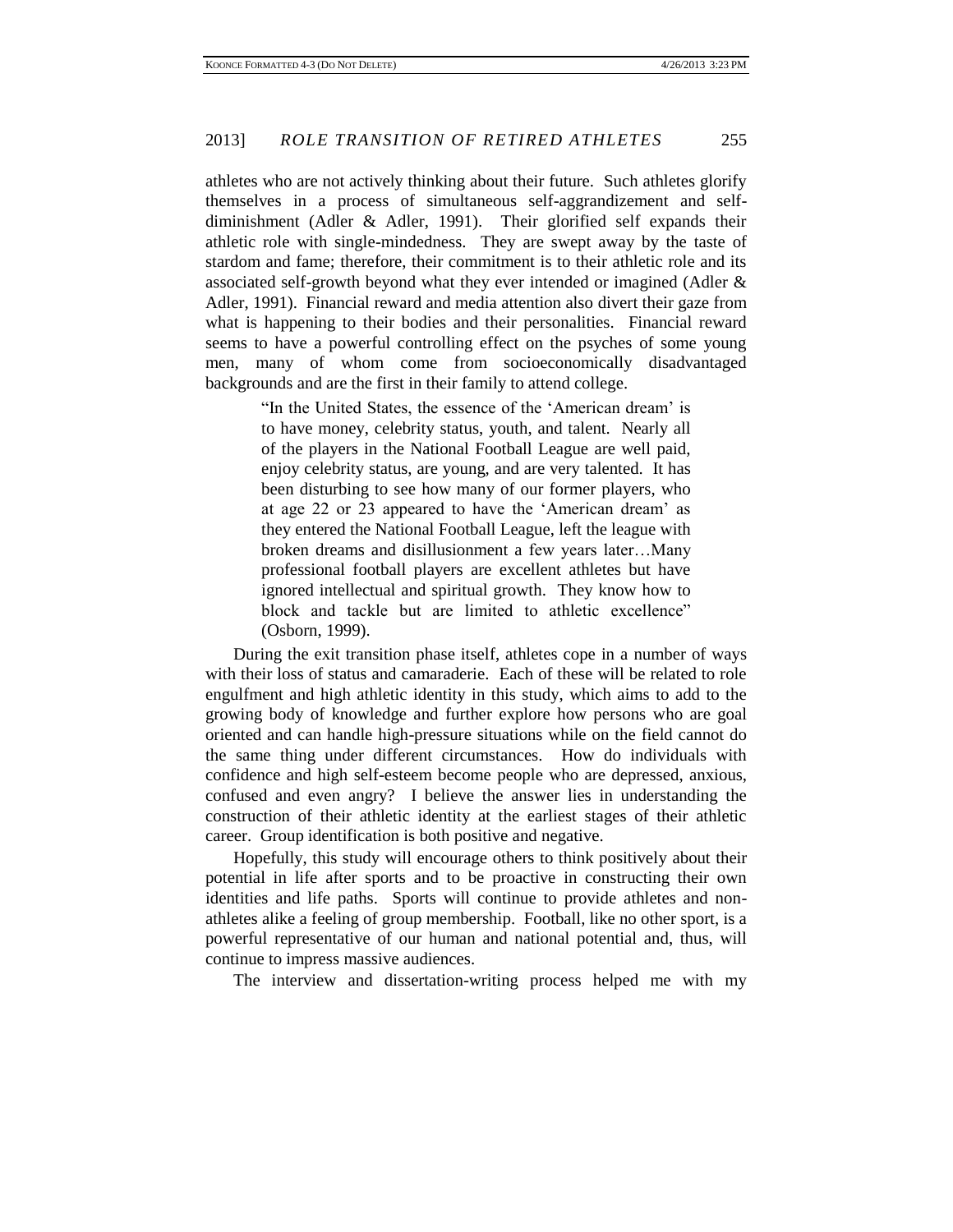athletes who are not actively thinking about their future. Such athletes glorify themselves in a process of simultaneous self-aggrandizement and self-diminishment (Adler & Adler, 1991). Their glorified self expands their athletic role with single-mindedness. They are swept away by the taste of stardom and fame; therefore, their commitment is to their athletic role and its associated self-growth beyond what they ever intended or imagined (Adler & Adler, 1991). Financial reward and media attention also divert their gaze from what is happening to their bodies and their personalities. Financial reward seems to have a powerful controlling effect on the psyches of some young men, many of whom come from socioeconomically disadvantaged backgrounds and are the first in their family to attend college.

> "In the United States, the essence of the 'American dream' is to have money, celebrity status, youth, and talent. Nearly all of the players in the National Football League are well paid, enjoy celebrity status, are young, and are very talented. It has been disturbing to see how many of our former players, who at age 22 or 23 appeared to have the 'American dream' as they entered the National Football League, left the league with broken dreams and disillusionment a few years later…Many professional football players are excellent athletes but have ignored intellectual and spiritual growth. They know how to block and tackle but are limited to athletic excellence" (Osborn, 1999).

During the exit transition phase itself, athletes cope in a number of ways with their loss of status and camaraderie. Each of these will be related to role engulfment and high athletic identity in this study, which aims to add to the growing body of knowledge and further explore how persons who are goal oriented and can handle high-pressure situations while on the field cannot do the same thing under different circumstances. How do individuals with confidence and high self-esteem become people who are depressed, anxious, confused and even angry? I believe the answer lies in understanding the construction of their athletic identity at the earliest stages of their athletic career. Group identification is both positive and negative.

Hopefully, this study will encourage others to think positively about their potential in life after sports and to be proactive in constructing their own identities and life paths. Sports will continue to provide athletes and non-athletes alike a feeling of group membership. Football, like no other sport, is a powerful representative of our human and national potential and, thus, will continue to impress massive audiences.

The interview and dissertation-writing process helped me with my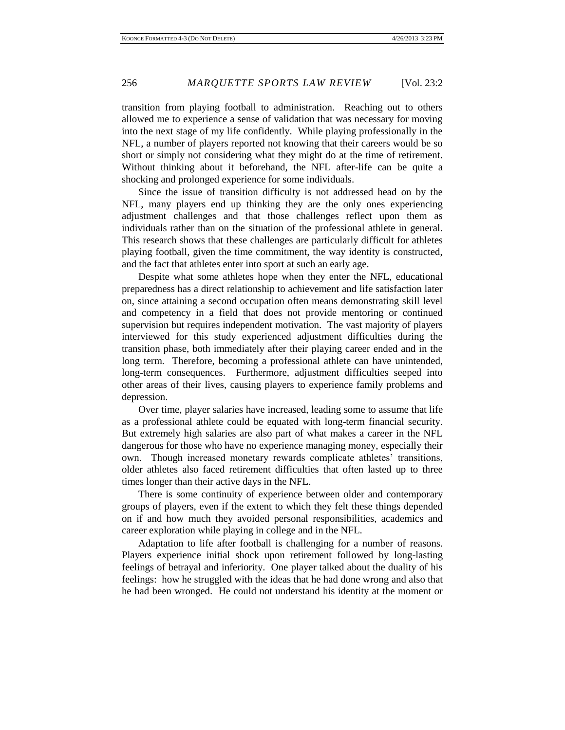transition from playing football to administration. Reaching out to others allowed me to experience a sense of validation that was necessary for moving into the next stage of my life confidently. While playing professionally in the NFL, a number of players reported not knowing that their careers would be so short or simply not considering what they might do at the time of retirement. Without thinking about it beforehand, the NFL after-life can be quite a shocking and prolonged experience for some individuals.

Since the issue of transition difficulty is not addressed head on by the NFL, many players end up thinking they are the only ones experiencing adjustment challenges and that those challenges reflect upon them as individuals rather than on the situation of the professional athlete in general. This research shows that these challenges are particularly difficult for athletes playing football, given the time commitment, the way identity is constructed, and the fact that athletes enter into sport at such an early age.

Despite what some athletes hope when they enter the NFL, educational preparedness has a direct relationship to achievement and life satisfaction later on, since attaining a second occupation often means demonstrating skill level and competency in a field that does not provide mentoring or continued supervision but requires independent motivation. The vast majority of players interviewed for this study experienced adjustment difficulties during the transition phase, both immediately after their playing career ended and in the long term. Therefore, becoming a professional athlete can have unintended, long-term consequences. Furthermore, adjustment difficulties seeped into other areas of their lives, causing players to experience family problems and depression.

Over time, player salaries have increased, leading some to assume that life as a professional athlete could be equated with long-term financial security. But extremely high salaries are also part of what makes a career in the NFL dangerous for those who have no experience managing money, especially their own. Though increased monetary rewards complicate athletes' transitions, older athletes also faced retirement difficulties that often lasted up to three times longer than their active days in the NFL.

There is some continuity of experience between older and contemporary groups of players, even if the extent to which they felt these things depended on if and how much they avoided personal responsibilities, academics and career exploration while playing in college and in the NFL.

Adaptation to life after football is challenging for a number of reasons. Players experience initial shock upon retirement followed by long-lasting feelings of betrayal and inferiority. One player talked about the duality of his feelings: how he struggled with the ideas that he had done wrong and also that he had been wronged. He could not understand his identity at the moment or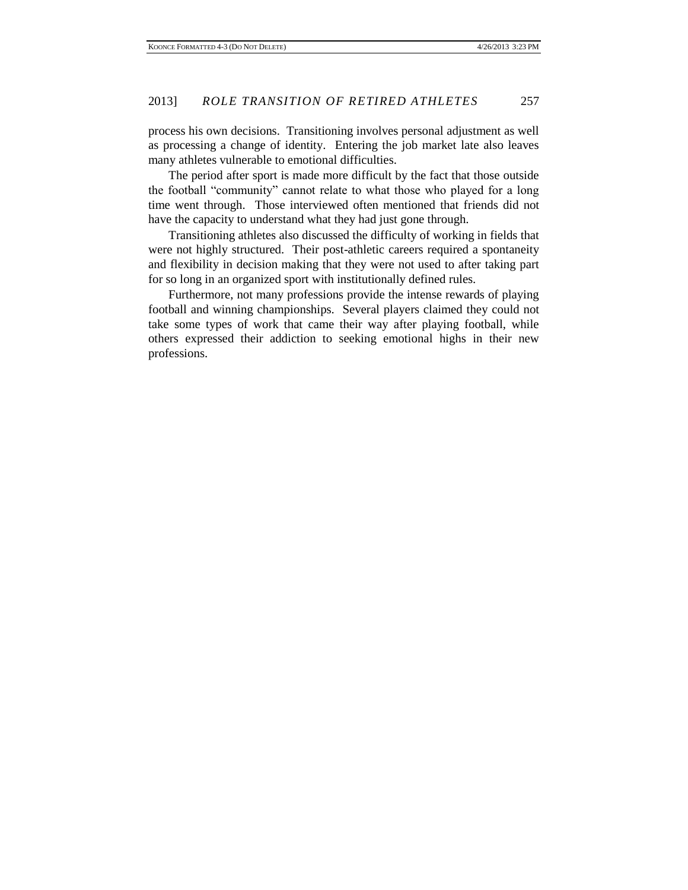process his own decisions. Transitioning involves personal adjustment as well as processing a change of identity. Entering the job market late also leaves many athletes vulnerable to emotional difficulties.

The period after sport is made more difficult by the fact that those outside the football "community" cannot relate to what those who played for a long time went through. Those interviewed often mentioned that friends did not have the capacity to understand what they had just gone through.

Transitioning athletes also discussed the difficulty of working in fields that were not highly structured. Their post-athletic careers required a spontaneity and flexibility in decision making that they were not used to after taking part for so long in an organized sport with institutionally defined rules.

Furthermore, not many professions provide the intense rewards of playing football and winning championships. Several players claimed they could not take some types of work that came their way after playing football, while others expressed their addiction to seeking emotional highs in their new professions.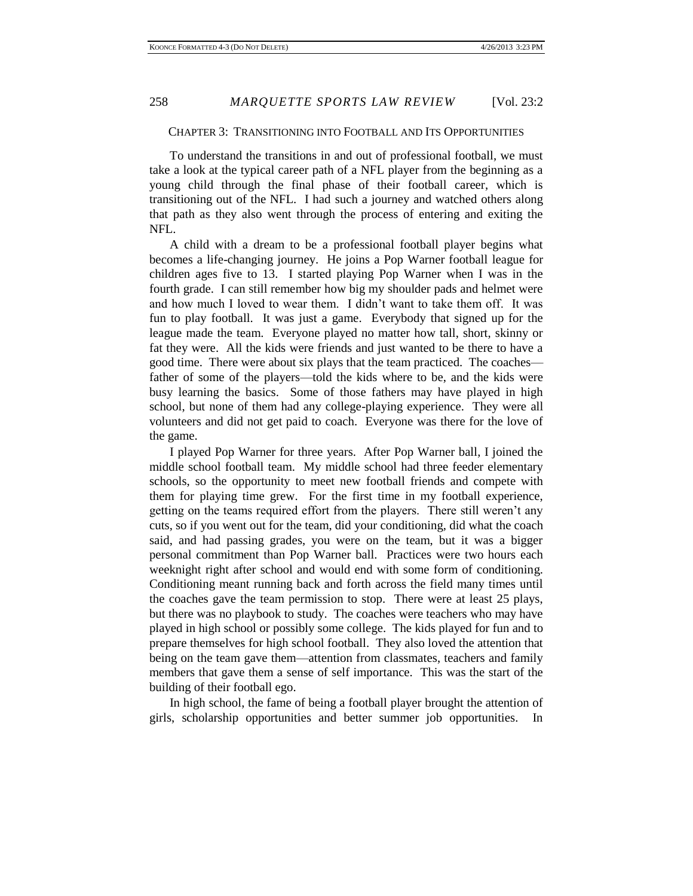## CHAPTER 3: TRANSITIONING INTO FOOTBALL AND ITS OPPORTUNITIES

To understand the transitions in and out of professional football, we must take a look at the typical career path of a NFL player from the beginning as a young child through the final phase of their football career, which is transitioning out of the NFL. I had such a journey and watched others along that path as they also went through the process of entering and exiting the NFL.

A child with a dream to be a professional football player begins what becomes a life-changing journey. He joins a Pop Warner football league for children ages five to 13. I started playing Pop Warner when I was in the fourth grade. I can still remember how big my shoulder pads and helmet were and how much I loved to wear them. I didn't want to take them off. It was fun to play football. It was just a game. Everybody that signed up for the league made the team. Everyone played no matter how tall, short, skinny or fat they were. All the kids were friends and just wanted to be there to have a good time. There were about six plays that the team practiced. The coaches—father of some of the players—told the kids where to be, and the kids were busy learning the basics. Some of those fathers may have played in high school, but none of them had any college-playing experience. They were all volunteers and did not get paid to coach. Everyone was there for the love of the game.

I played Pop Warner for three years. After Pop Warner ball, I joined the middle school football team. My middle school had three feeder elementary schools, so the opportunity to meet new football friends and compete with them for playing time grew. For the first time in my football experience, getting on the teams required effort from the players. There still weren't any cuts, so if you went out for the team, did your conditioning, did what the coach said, and had passing grades, you were on the team, but it was a bigger personal commitment than Pop Warner ball. Practices were two hours each weeknight right after school and would end with some form of conditioning. Conditioning meant running back and forth across the field many times until the coaches gave the team permission to stop. There were at least 25 plays, but there was no playbook to study. The coaches were teachers who may have played in high school or possibly some college. The kids played for fun and to prepare themselves for high school football. They also loved the attention that being on the team gave them—attention from classmates, teachers and family members that gave them a sense of self importance. This was the start of the building of their football ego.

In high school, the fame of being a football player brought the attention of girls, scholarship opportunities and better summer job opportunities. In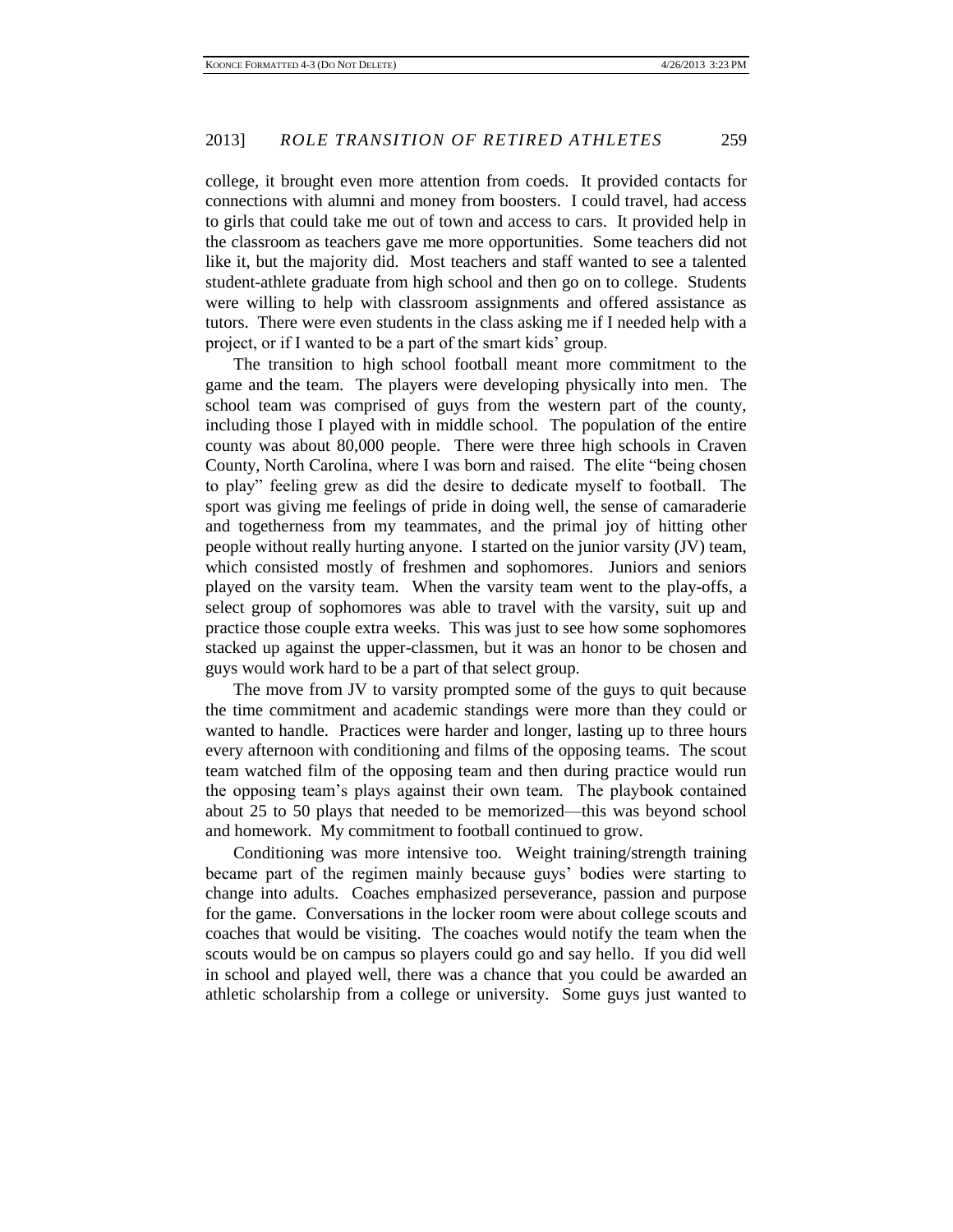college, it brought even more attention from coeds. It provided contacts for connections with alumni and money from boosters. I could travel, had access to girls that could take me out of town and access to cars. It provided help in the classroom as teachers gave me more opportunities. Some teachers did not like it, but the majority did. Most teachers and staff wanted to see a talented student-athlete graduate from high school and then go on to college. Students were willing to help with classroom assignments and offered assistance as tutors. There were even students in the class asking me if I needed help with a project, or if I wanted to be a part of the smart kids' group.

The transition to high school football meant more commitment to the game and the team. The players were developing physically into men. The school team was comprised of guys from the western part of the county, including those I played with in middle school. The population of the entire county was about 80,000 people. There were three high schools in Craven County, North Carolina, where I was born and raised. The elite "being chosen to play" feeling grew as did the desire to dedicate myself to football. The sport was giving me feelings of pride in doing well, the sense of camaraderie and togetherness from my teammates, and the primal joy of hitting other people without really hurting anyone. I started on the junior varsity (JV) team, which consisted mostly of freshmen and sophomores. Juniors and seniors played on the varsity team. When the varsity team went to the play-offs, a select group of sophomores was able to travel with the varsity, suit up and practice those couple extra weeks. This was just to see how some sophomores stacked up against the upper-classmen, but it was an honor to be chosen and guys would work hard to be a part of that select group.

The move from JV to varsity prompted some of the guys to quit because the time commitment and academic standings were more than they could or wanted to handle. Practices were harder and longer, lasting up to three hours every afternoon with conditioning and films of the opposing teams. The scout team watched film of the opposing team and then during practice would run the opposing team's plays against their own team. The playbook contained about 25 to 50 plays that needed to be memorized—this was beyond school and homework. My commitment to football continued to grow.

Conditioning was more intensive too. Weight training/strength training became part of the regimen mainly because guys' bodies were starting to change into adults. Coaches emphasized perseverance, passion and purpose for the game. Conversations in the locker room were about college scouts and coaches that would be visiting. The coaches would notify the team when the scouts would be on campus so players could go and say hello. If you did well in school and played well, there was a chance that you could be awarded an athletic scholarship from a college or university. Some guys just wanted to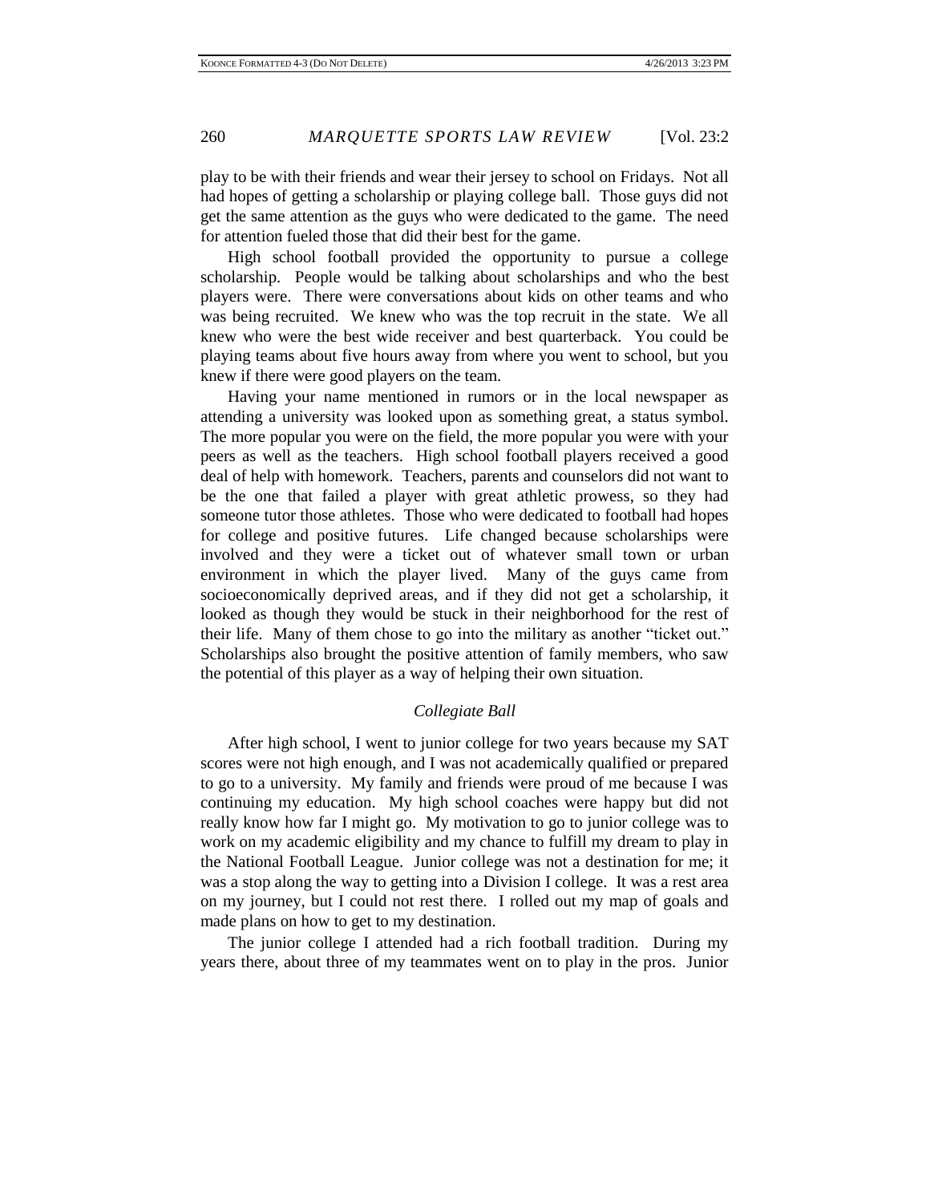play to be with their friends and wear their jersey to school on Fridays. Not all had hopes of getting a scholarship or playing college ball. Those guys did not get the same attention as the guys who were dedicated to the game. The need for attention fueled those that did their best for the game.

High school football provided the opportunity to pursue a college scholarship. People would be talking about scholarships and who the best players were. There were conversations about kids on other teams and who was being recruited. We knew who was the top recruit in the state. We all knew who were the best wide receiver and best quarterback. You could be playing teams about five hours away from where you went to school, but you knew if there were good players on the team.

Having your name mentioned in rumors or in the local newspaper as attending a university was looked upon as something great, a status symbol. The more popular you were on the field, the more popular you were with your peers as well as the teachers. High school football players received a good deal of help with homework. Teachers, parents and counselors did not want to be the one that failed a player with great athletic prowess, so they had someone tutor those athletes. Those who were dedicated to football had hopes for college and positive futures. Life changed because scholarships were involved and they were a ticket out of whatever small town or urban environment in which the player lived. Many of the guys came from socioeconomically deprived areas, and if they did not get a scholarship, it looked as though they would be stuck in their neighborhood for the rest of their life. Many of them chose to go into the military as another "ticket out." Scholarships also brought the positive attention of family members, who saw the potential of this player as a way of helping their own situation.

### *Collegiate Ball*

After high school, I went to junior college for two years because my SAT scores were not high enough, and I was not academically qualified or prepared to go to a university. My family and friends were proud of me because I was continuing my education. My high school coaches were happy but did not really know how far I might go. My motivation to go to junior college was to work on my academic eligibility and my chance to fulfill my dream to play in the National Football League. Junior college was not a destination for me; it was a stop along the way to getting into a Division I college. It was a rest area on my journey, but I could not rest there. I rolled out my map of goals and made plans on how to get to my destination.

The junior college I attended had a rich football tradition. During my years there, about three of my teammates went on to play in the pros. Junior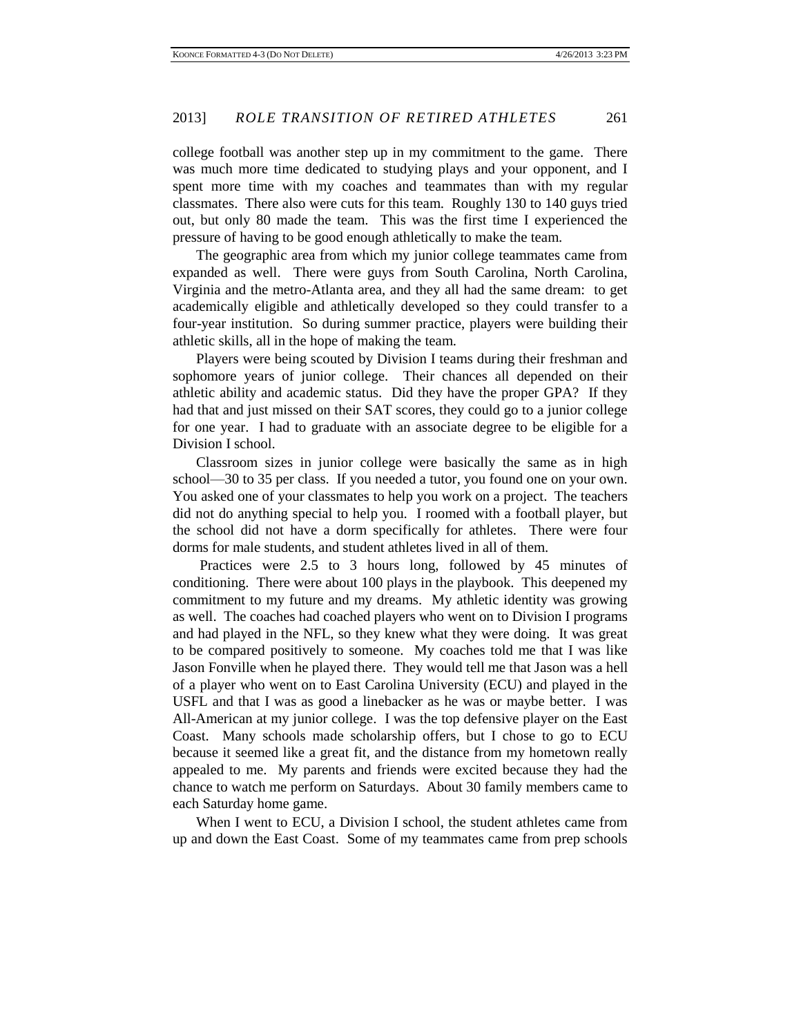college football was another step up in my commitment to the game. There was much more time dedicated to studying plays and your opponent, and I spent more time with my coaches and teammates than with my regular classmates. There also were cuts for this team. Roughly 130 to 140 guys tried out, but only 80 made the team. This was the first time I experienced the pressure of having to be good enough athletically to make the team.

The geographic area from which my junior college teammates came from expanded as well. There were guys from South Carolina, North Carolina, Virginia and the metro-Atlanta area, and they all had the same dream: to get academically eligible and athletically developed so they could transfer to a four-year institution. So during summer practice, players were building their athletic skills, all in the hope of making the team.

Players were being scouted by Division I teams during their freshman and sophomore years of junior college. Their chances all depended on their athletic ability and academic status. Did they have the proper GPA? If they had that and just missed on their SAT scores, they could go to a junior college for one year. I had to graduate with an associate degree to be eligible for a Division I school.

Classroom sizes in junior college were basically the same as in high school—30 to 35 per class. If you needed a tutor, you found one on your own. You asked one of your classmates to help you work on a project. The teachers did not do anything special to help you. I roomed with a football player, but the school did not have a dorm specifically for athletes. There were four dorms for male students, and student athletes lived in all of them.

Practices were 2.5 to 3 hours long, followed by 45 minutes of conditioning. There were about 100 plays in the playbook. This deepened my commitment to my future and my dreams. My athletic identity was growing as well. The coaches had coached players who went on to Division I programs and had played in the NFL, so they knew what they were doing. It was great to be compared positively to someone. My coaches told me that I was like Jason Fonville when he played there. They would tell me that Jason was a hell of a player who went on to East Carolina University (ECU) and played in the USFL and that I was as good a linebacker as he was or maybe better. I was All-American at my junior college. I was the top defensive player on the East Coast. Many schools made scholarship offers, but I chose to go to ECU because it seemed like a great fit, and the distance from my hometown really appealed to me. My parents and friends were excited because they had the chance to watch me perform on Saturdays. About 30 family members came to each Saturday home game.

When I went to ECU, a Division I school, the student athletes came from up and down the East Coast. Some of my teammates came from prep schools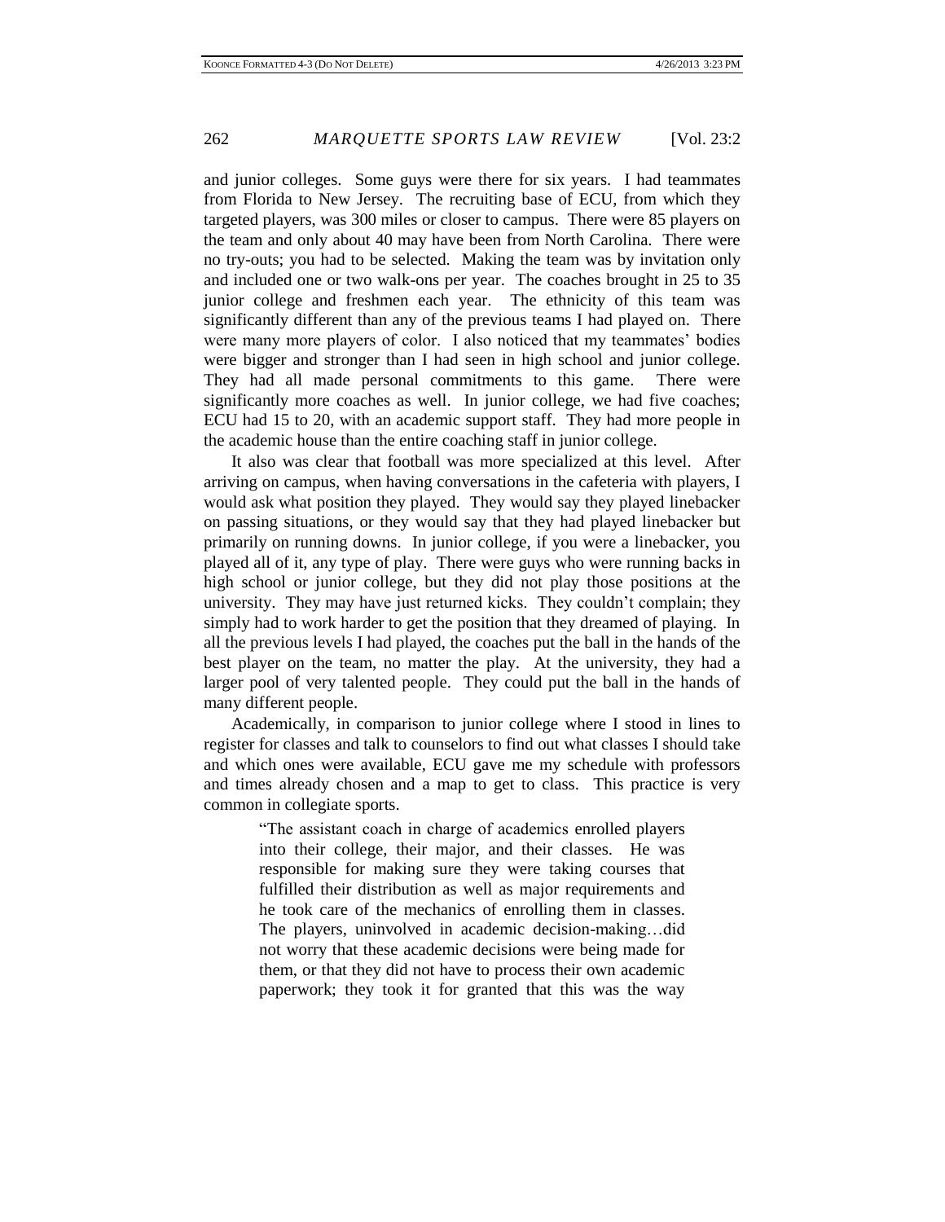and junior colleges. Some guys were there for six years. I had teammates from Florida to New Jersey. The recruiting base of ECU, from which they targeted players, was 300 miles or closer to campus. There were 85 players on the team and only about 40 may have been from North Carolina. There were no try-outs; you had to be selected. Making the team was by invitation only and included one or two walk-ons per year. The coaches brought in 25 to 35 junior college and freshmen each year. The ethnicity of this team was significantly different than any of the previous teams I had played on. There were many more players of color. I also noticed that my teammates' bodies were bigger and stronger than I had seen in high school and junior college. They had all made personal commitments to this game. There were significantly more coaches as well. In junior college, we had five coaches; ECU had 15 to 20, with an academic support staff. They had more people in the academic house than the entire coaching staff in junior college.

It also was clear that football was more specialized at this level. After arriving on campus, when having conversations in the cafeteria with players, I would ask what position they played. They would say they played linebacker on passing situations, or they would say that they had played linebacker but primarily on running downs. In junior college, if you were a linebacker, you played all of it, any type of play. There were guys who were running backs in high school or junior college, but they did not play those positions at the university. They may have just returned kicks. They couldn't complain; they simply had to work harder to get the position that they dreamed of playing. In all the previous levels I had played, the coaches put the ball in the hands of the best player on the team, no matter the play. At the university, they had a larger pool of very talented people. They could put the ball in the hands of many different people.

Academically, in comparison to junior college where I stood in lines to register for classes and talk to counselors to find out what classes I should take and which ones were available, ECU gave me my schedule with professors and times already chosen and a map to get to class. This practice is very common in collegiate sports.

> "The assistant coach in charge of academics enrolled players into their college, their major, and their classes. He was responsible for making sure they were taking courses that fulfilled their distribution as well as major requirements and he took care of the mechanics of enrolling them in classes. The players, uninvolved in academic decision-making…did not worry that these academic decisions were being made for them, or that they did not have to process their own academic paperwork; they took it for granted that this was the way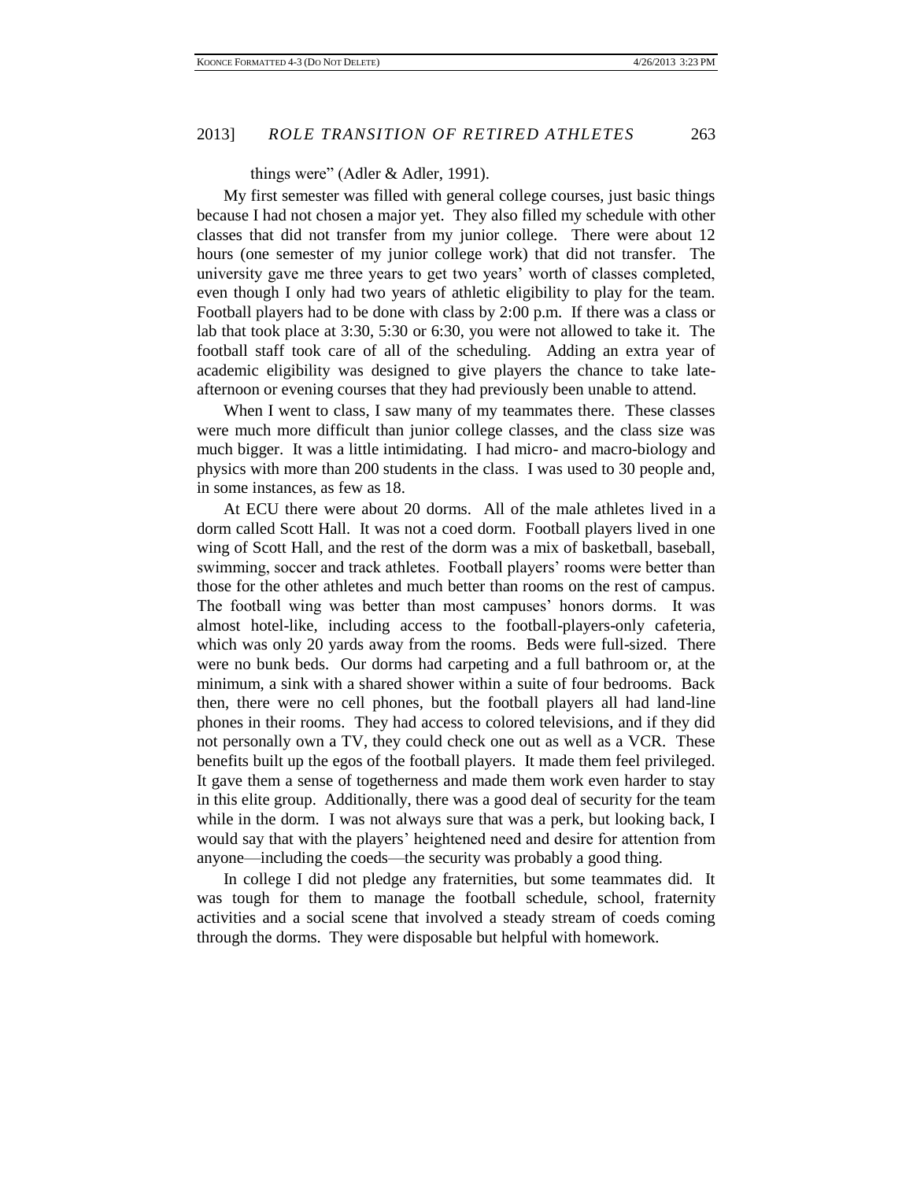things were" (Adler & Adler, 1991).

My first semester was filled with general college courses, just basic things because I had not chosen a major yet. They also filled my schedule with other classes that did not transfer from my junior college. There were about 12 hours (one semester of my junior college work) that did not transfer. The university gave me three years to get two years' worth of classes completed, even though I only had two years of athletic eligibility to play for the team. Football players had to be done with class by 2:00 p.m. If there was a class or lab that took place at 3:30, 5:30 or 6:30, you were not allowed to take it. The football staff took care of all of the scheduling. Adding an extra year of academic eligibility was designed to give players the chance to take late-afternoon or evening courses that they had previously been unable to attend.

When I went to class, I saw many of my teammates there. These classes were much more difficult than junior college classes, and the class size was much bigger. It was a little intimidating. I had micro- and macro-biology and physics with more than 200 students in the class. I was used to 30 people and, in some instances, as few as 18.

At ECU there were about 20 dorms. All of the male athletes lived in a dorm called Scott Hall. It was not a coed dorm. Football players lived in one wing of Scott Hall, and the rest of the dorm was a mix of basketball, baseball, swimming, soccer and track athletes. Football players' rooms were better than those for the other athletes and much better than rooms on the rest of campus. The football wing was better than most campuses' honors dorms. It was almost hotel-like, including access to the football-players-only cafeteria, which was only 20 yards away from the rooms. Beds were full-sized. There were no bunk beds. Our dorms had carpeting and a full bathroom or, at the minimum, a sink with a shared shower within a suite of four bedrooms. Back then, there were no cell phones, but the football players all had land-line phones in their rooms. They had access to colored televisions, and if they did not personally own a TV, they could check one out as well as a VCR. These benefits built up the egos of the football players. It made them feel privileged. It gave them a sense of togetherness and made them work even harder to stay in this elite group. Additionally, there was a good deal of security for the team while in the dorm. I was not always sure that was a perk, but looking back, I would say that with the players' heightened need and desire for attention from anyone—including the coeds—the security was probably a good thing.

In college I did not pledge any fraternities, but some teammates did. It was tough for them to manage the football schedule, school, fraternity activities and a social scene that involved a steady stream of coeds coming through the dorms. They were disposable but helpful with homework.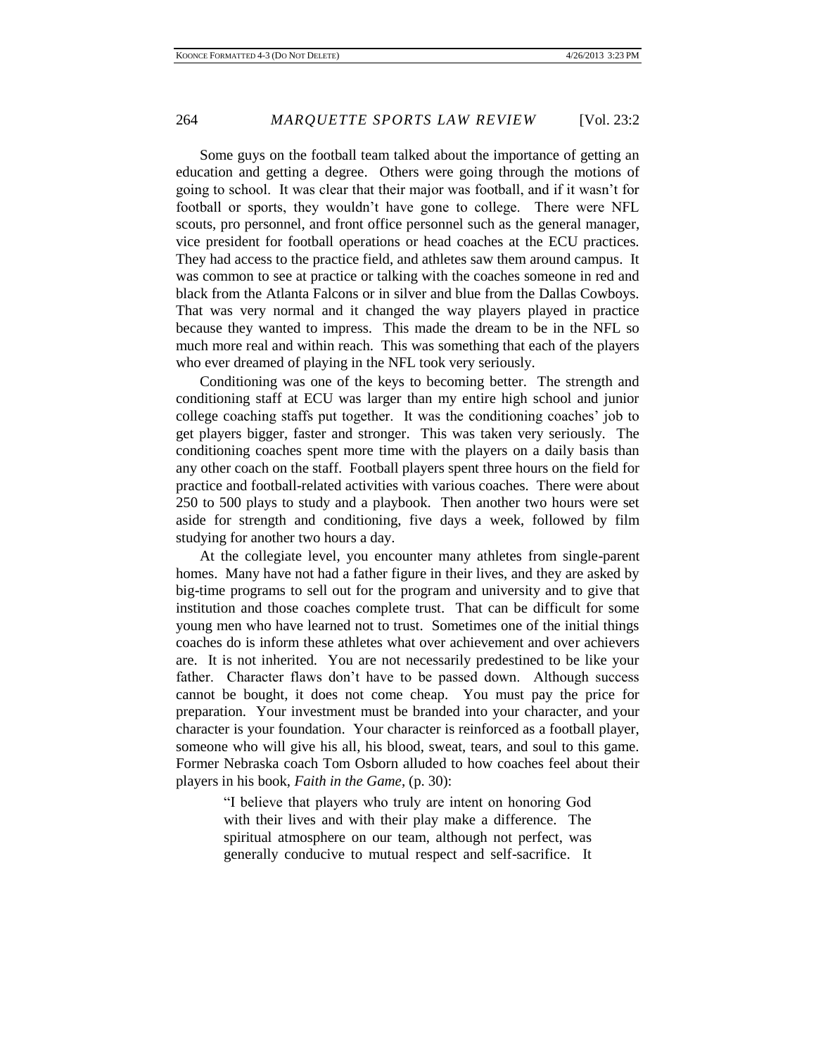Some guys on the football team talked about the importance of getting an education and getting a degree. Others were going through the motions of going to school. It was clear that their major was football, and if it wasn't for football or sports, they wouldn't have gone to college. There were NFL scouts, pro personnel, and front office personnel such as the general manager, vice president for football operations or head coaches at the ECU practices. They had access to the practice field, and athletes saw them around campus. It was common to see at practice or talking with the coaches someone in red and black from the Atlanta Falcons or in silver and blue from the Dallas Cowboys. That was very normal and it changed the way players played in practice because they wanted to impress. This made the dream to be in the NFL so much more real and within reach. This was something that each of the players who ever dreamed of playing in the NFL took very seriously.

Conditioning was one of the keys to becoming better. The strength and conditioning staff at ECU was larger than my entire high school and junior college coaching staffs put together. It was the conditioning coaches' job to get players bigger, faster and stronger. This was taken very seriously. The conditioning coaches spent more time with the players on a daily basis than any other coach on the staff. Football players spent three hours on the field for practice and football-related activities with various coaches. There were about 250 to 500 plays to study and a playbook. Then another two hours were set aside for strength and conditioning, five days a week, followed by film studying for another two hours a day.

At the collegiate level, you encounter many athletes from single-parent homes. Many have not had a father figure in their lives, and they are asked by big-time programs to sell out for the program and university and to give that institution and those coaches complete trust. That can be difficult for some young men who have learned not to trust. Sometimes one of the initial things coaches do is inform these athletes what over achievement and over achievers are. It is not inherited. You are not necessarily predestined to be like your father. Character flaws don't have to be passed down. Although success cannot be bought, it does not come cheap. You must pay the price for preparation. Your investment must be branded into your character, and your character is your foundation. Your character is reinforced as a football player, someone who will give his all, his blood, sweat, tears, and soul to this game. Former Nebraska coach Tom Osborn alluded to how coaches feel about their players in his book, *Faith in the Game*, (p. 30):

> "I believe that players who truly are intent on honoring God with their lives and with their play make a difference. The spiritual atmosphere on our team, although not perfect, was generally conducive to mutual respect and self-sacrifice. It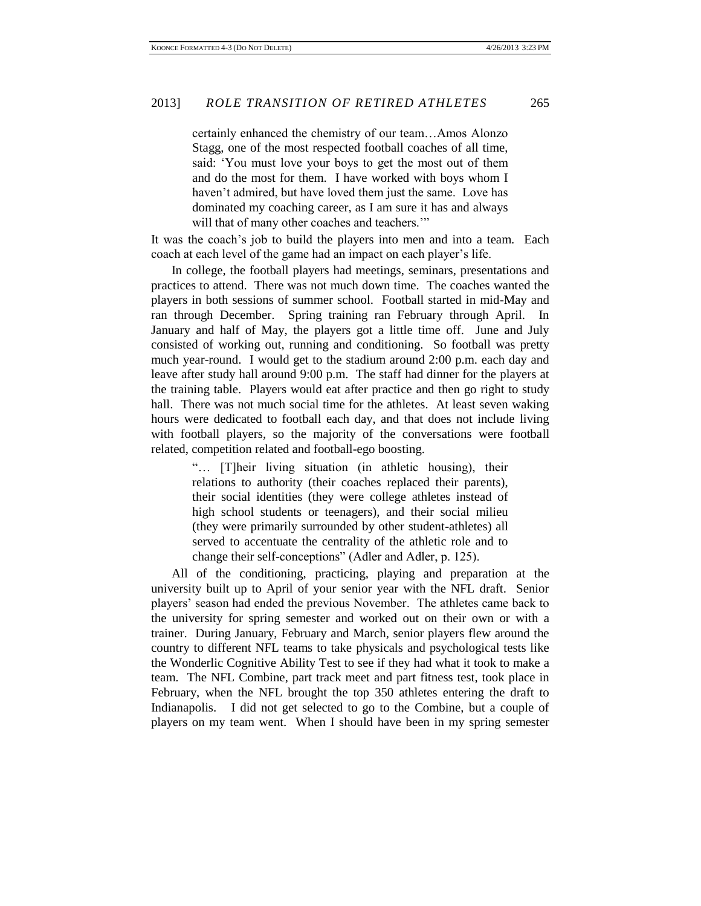> certainly enhanced the chemistry of our team…Amos Alonzo Stagg, one of the most respected football coaches of all time, said: 'You must love your boys to get the most out of them and do the most for them. I have worked with boys whom I haven't admired, but have loved them just the same. Love has dominated my coaching career, as I am sure it has and always will that of many other coaches and teachers.'"

It was the coach's job to build the players into men and into a team. Each coach at each level of the game had an impact on each player's life.

In college, the football players had meetings, seminars, presentations and practices to attend. There was not much down time. The coaches wanted the players in both sessions of summer school. Football started in mid-May and ran through December. Spring training ran February through April. In January and half of May, the players got a little time off. June and July consisted of working out, running and conditioning. So football was pretty much year-round. I would get to the stadium around 2:00 p.m. each day and leave after study hall around 9:00 p.m. The staff had dinner for the players at the training table. Players would eat after practice and then go right to study hall. There was not much social time for the athletes. At least seven waking hours were dedicated to football each day, and that does not include living with football players, so the majority of the conversations were football related, competition related and football-ego boosting.

> "… [T]heir living situation (in athletic housing), their relations to authority (their coaches replaced their parents), their social identities (they were college athletes instead of high school students or teenagers), and their social milieu (they were primarily surrounded by other student-athletes) all served to accentuate the centrality of the athletic role and to change their self-conceptions" (Adler and Adler, p. 125).

All of the conditioning, practicing, playing and preparation at the university built up to April of your senior year with the NFL draft. Senior players' season had ended the previous November. The athletes came back to the university for spring semester and worked out on their own or with a trainer. During January, February and March, senior players flew around the country to different NFL teams to take physicals and psychological tests like the Wonderlic Cognitive Ability Test to see if they had what it took to make a team. The NFL Combine, part track meet and part fitness test, took place in February, when the NFL brought the top 350 athletes entering the draft to Indianapolis. I did not get selected to go to the Combine, but a couple of players on my team went. When I should have been in my spring semester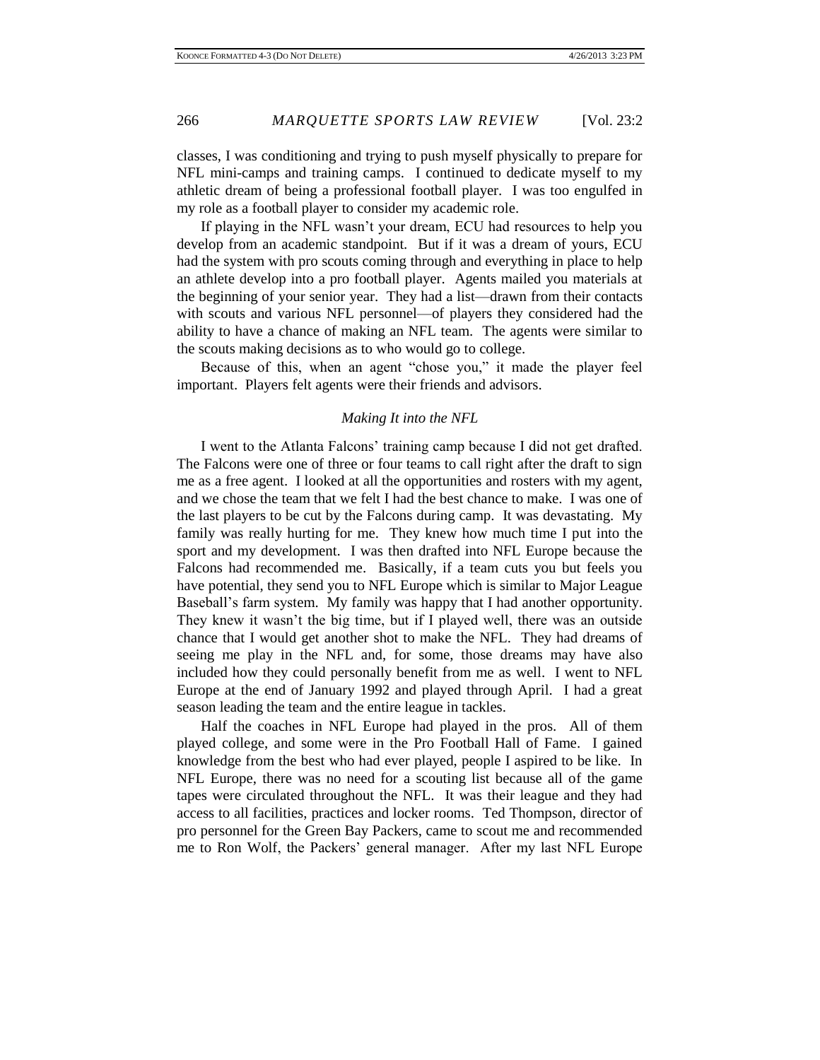classes, I was conditioning and trying to push myself physically to prepare for NFL mini-camps and training camps. I continued to dedicate myself to my athletic dream of being a professional football player. I was too engulfed in my role as a football player to consider my academic role.

If playing in the NFL wasn't your dream, ECU had resources to help you develop from an academic standpoint. But if it was a dream of yours, ECU had the system with pro scouts coming through and everything in place to help an athlete develop into a pro football player. Agents mailed you materials at the beginning of your senior year. They had a list—drawn from their contacts with scouts and various NFL personnel—of players they considered had the ability to have a chance of making an NFL team. The agents were similar to the scouts making decisions as to who would go to college.

Because of this, when an agent "chose you," it made the player feel important. Players felt agents were their friends and advisors.

*Making It into the NFL*

I went to the Atlanta Falcons' training camp because I did not get drafted. The Falcons were one of three or four teams to call right after the draft to sign me as a free agent. I looked at all the opportunities and rosters with my agent, and we chose the team that we felt I had the best chance to make. I was one of the last players to be cut by the Falcons during camp. It was devastating. My family was really hurting for me. They knew how much time I put into the sport and my development. I was then drafted into NFL Europe because the Falcons had recommended me. Basically, if a team cuts you but feels you have potential, they send you to NFL Europe which is similar to Major League Baseball's farm system. My family was happy that I had another opportunity. They knew it wasn't the big time, but if I played well, there was an outside chance that I would get another shot to make the NFL. They had dreams of seeing me play in the NFL and, for some, those dreams may have also included how they could personally benefit from me as well. I went to NFL Europe at the end of January 1992 and played through April. I had a great season leading the team and the entire league in tackles.

Half the coaches in NFL Europe had played in the pros. All of them played college, and some were in the Pro Football Hall of Fame. I gained knowledge from the best who had ever played, people I aspired to be like. In NFL Europe, there was no need for a scouting list because all of the game tapes were circulated throughout the NFL. It was their league and they had access to all facilities, practices and locker rooms. Ted Thompson, director of pro personnel for the Green Bay Packers, came to scout me and recommended me to Ron Wolf, the Packers' general manager. After my last NFL Europe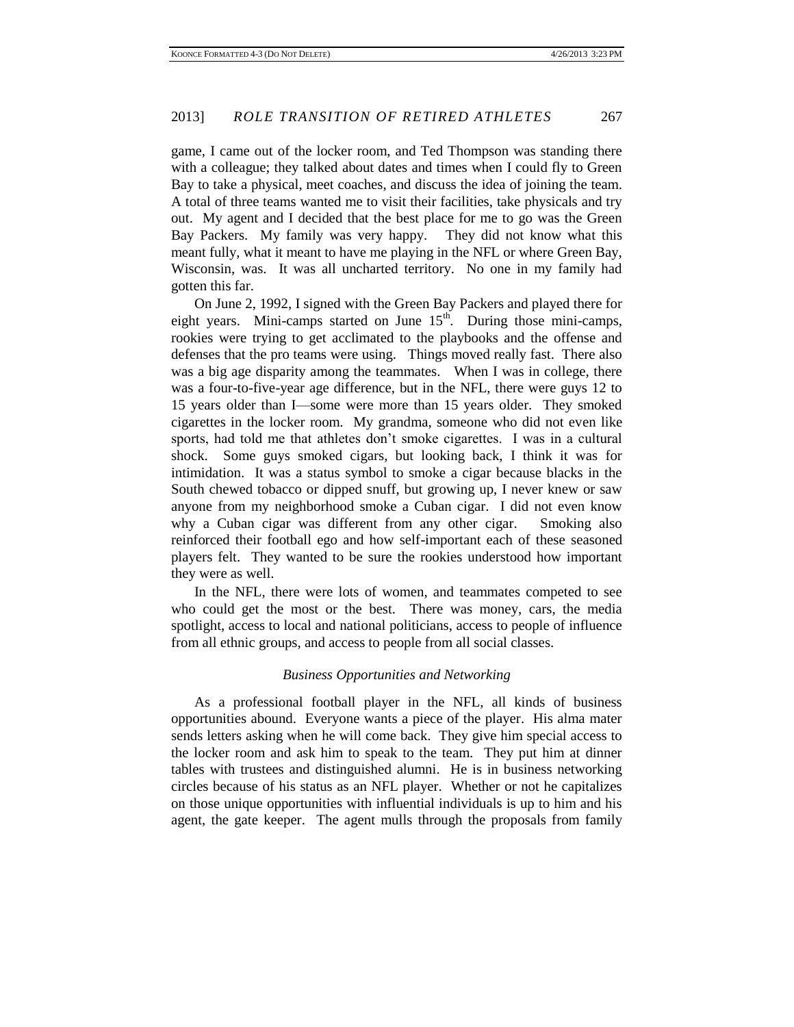game, I came out of the locker room, and Ted Thompson was standing there with a colleague; they talked about dates and times when I could fly to Green Bay to take a physical, meet coaches, and discuss the idea of joining the team. A total of three teams wanted me to visit their facilities, take physicals and try out. My agent and I decided that the best place for me to go was the Green Bay Packers. My family was very happy. They did not know what this meant fully, what it meant to have me playing in the NFL or where Green Bay, Wisconsin, was. It was all uncharted territory. No one in my family had gotten this far.

On June 2, 1992, I signed with the Green Bay Packers and played there for eight years. Mini-camps started on June 15th. During those mini-camps, rookies were trying to get acclimated to the playbooks and the offense and defenses that the pro teams were using. Things moved really fast. There also was a big age disparity among the teammates. When I was in college, there was a four-to-five-year age difference, but in the NFL, there were guys 12 to 15 years older than I—some were more than 15 years older. They smoked cigarettes in the locker room. My grandma, someone who did not even like sports, had told me that athletes don't smoke cigarettes. I was in a cultural shock. Some guys smoked cigars, but looking back, I think it was for intimidation. It was a status symbol to smoke a cigar because blacks in the South chewed tobacco or dipped snuff, but growing up, I never knew or saw anyone from my neighborhood smoke a Cuban cigar. I did not even know why a Cuban cigar was different from any other cigar. Smoking also reinforced their football ego and how self-important each of these seasoned players felt. They wanted to be sure the rookies understood how important they were as well.

In the NFL, there were lots of women, and teammates competed to see who could get the most or the best. There was money, cars, the media spotlight, access to local and national politicians, access to people of influence from all ethnic groups, and access to people from all social classes.

### *Business Opportunities and Networking*

As a professional football player in the NFL, all kinds of business opportunities abound. Everyone wants a piece of the player. His alma mater sends letters asking when he will come back. They give him special access to the locker room and ask him to speak to the team. They put him at dinner tables with trustees and distinguished alumni. He is in business networking circles because of his status as an NFL player. Whether or not he capitalizes on those unique opportunities with influential individuals is up to him and his agent, the gate keeper. The agent mulls through the proposals from family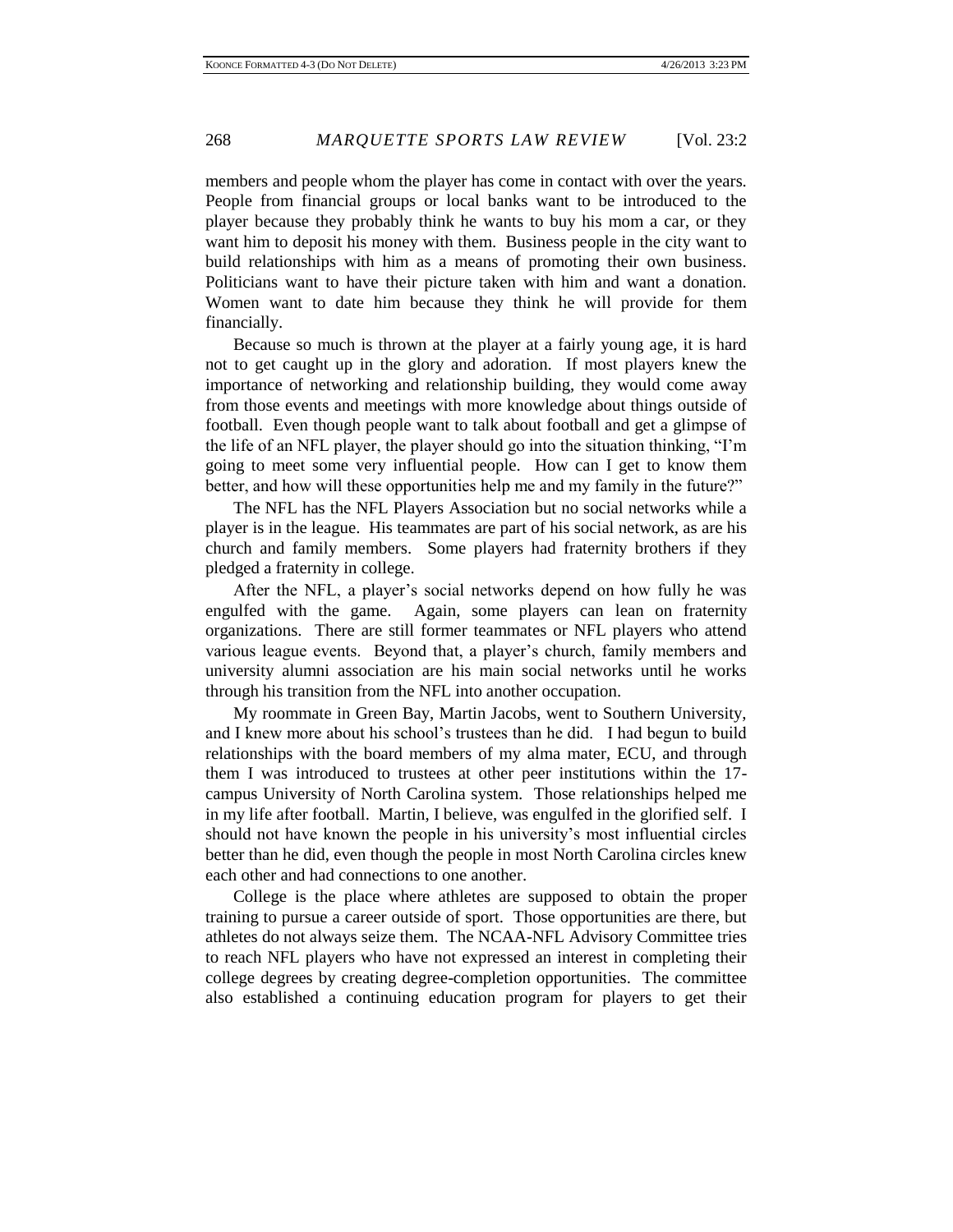members and people whom the player has come in contact with over the years. People from financial groups or local banks want to be introduced to the player because they probably think he wants to buy his mom a car, or they want him to deposit his money with them. Business people in the city want to build relationships with him as a means of promoting their own business. Politicians want to have their picture taken with him and want a donation. Women want to date him because they think he will provide for them financially.

Because so much is thrown at the player at a fairly young age, it is hard not to get caught up in the glory and adoration. If most players knew the importance of networking and relationship building, they would come away from those events and meetings with more knowledge about things outside of football. Even though people want to talk about football and get a glimpse of the life of an NFL player, the player should go into the situation thinking, "I'm going to meet some very influential people. How can I get to know them better, and how will these opportunities help me and my family in the future?"

The NFL has the NFL Players Association but no social networks while a player is in the league. His teammates are part of his social network, as are his church and family members. Some players had fraternity brothers if they pledged a fraternity in college.

After the NFL, a player's social networks depend on how fully he was engulfed with the game. Again, some players can lean on fraternity organizations. There are still former teammates or NFL players who attend various league events. Beyond that, a player's church, family members and university alumni association are his main social networks until he works through his transition from the NFL into another occupation.

My roommate in Green Bay, Martin Jacobs, went to Southern University, and I knew more about his school's trustees than he did. I had begun to build relationships with the board members of my alma mater, ECU, and through them I was introduced to trustees at other peer institutions within the 17-campus University of North Carolina system. Those relationships helped me in my life after football. Martin, I believe, was engulfed in the glorified self. I should not have known the people in his university's most influential circles better than he did, even though the people in most North Carolina circles knew each other and had connections to one another.

College is the place where athletes are supposed to obtain the proper training to pursue a career outside of sport. Those opportunities are there, but athletes do not always seize them. The NCAA-NFL Advisory Committee tries to reach NFL players who have not expressed an interest in completing their college degrees by creating degree-completion opportunities. The committee also established a continuing education program for players to get their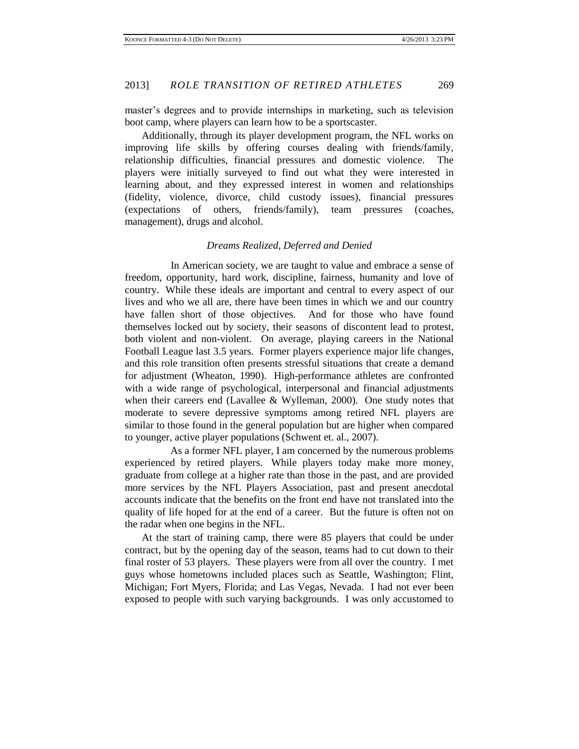master's degrees and to provide internships in marketing, such as television boot camp, where players can learn how to be a sportscaster.

Additionally, through its player development program, the NFL works on improving life skills by offering courses dealing with friends/family, relationship difficulties, financial pressures and domestic violence. The players were initially surveyed to find out what they were interested in learning about, and they expressed interest in women and relationships (fidelity, violence, divorce, child custody issues), financial pressures (expectations of others, friends/family), team pressures (coaches, management), drugs and alcohol.

### *Dreams Realized, Deferred and Denied*

In American society, we are taught to value and embrace a sense of freedom, opportunity, hard work, discipline, fairness, humanity and love of country. While these ideals are important and central to every aspect of our lives and who we all are, there have been times in which we and our country have fallen short of those objectives. And for those who have found themselves locked out by society, their seasons of discontent lead to protest, both violent and non-violent. On average, playing careers in the National Football League last 3.5 years. Former players experience major life changes, and this role transition often presents stressful situations that create a demand for adjustment (Wheaton, 1990). High-performance athletes are confronted with a wide range of psychological, interpersonal and financial adjustments when their careers end (Lavallee & Wylleman, 2000). One study notes that moderate to severe depressive symptoms among retired NFL players are similar to those found in the general population but are higher when compared to younger, active player populations (Schwent et. al., 2007).

As a former NFL player, I am concerned by the numerous problems experienced by retired players. While players today make more money, graduate from college at a higher rate than those in the past, and are provided more services by the NFL Players Association, past and present anecdotal accounts indicate that the benefits on the front end have not translated into the quality of life hoped for at the end of a career. But the future is often not on the radar when one begins in the NFL.

At the start of training camp, there were 85 players that could be under contract, but by the opening day of the season, teams had to cut down to their final roster of 53 players. These players were from all over the country. I met guys whose hometowns included places such as Seattle, Washington; Flint, Michigan; Fort Myers, Florida; and Las Vegas, Nevada. I had not ever been exposed to people with such varying backgrounds. I was only accustomed to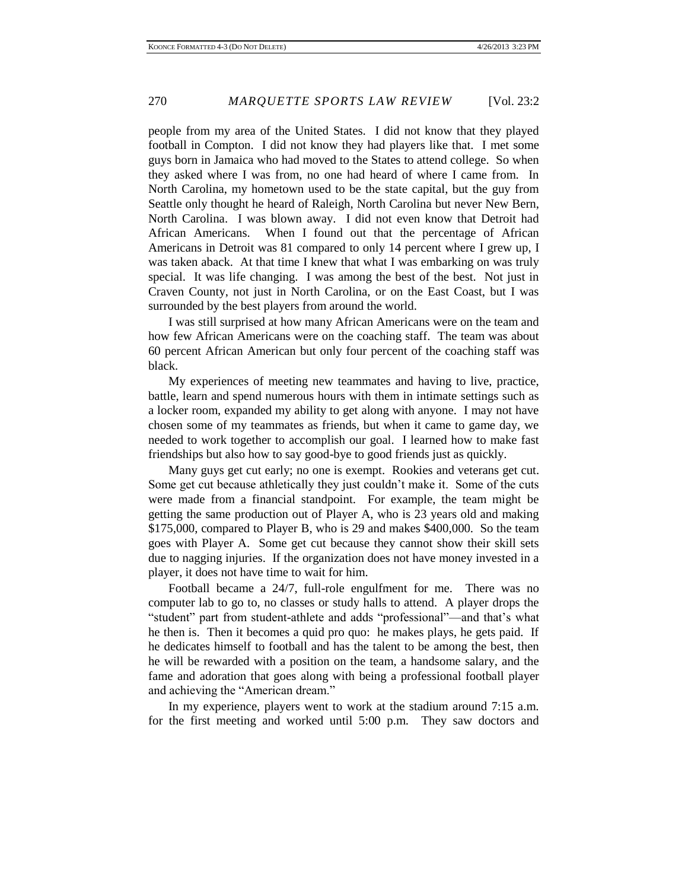people from my area of the United States. I did not know that they played football in Compton. I did not know they had players like that. I met some guys born in Jamaica who had moved to the States to attend college. So when they asked where I was from, no one had heard of where I came from. In North Carolina, my hometown used to be the state capital, but the guy from Seattle only thought he heard of Raleigh, North Carolina but never New Bern, North Carolina. I was blown away. I did not even know that Detroit had African Americans. When I found out that the percentage of African Americans in Detroit was 81 compared to only 14 percent where I grew up, I was taken aback. At that time I knew that what I was embarking on was truly special. It was life changing. I was among the best of the best. Not just in Craven County, not just in North Carolina, or on the East Coast, but I was surrounded by the best players from around the world.

I was still surprised at how many African Americans were on the team and how few African Americans were on the coaching staff. The team was about 60 percent African American but only four percent of the coaching staff was black.

My experiences of meeting new teammates and having to live, practice, battle, learn and spend numerous hours with them in intimate settings such as a locker room, expanded my ability to get along with anyone. I may not have chosen some of my teammates as friends, but when it came to game day, we needed to work together to accomplish our goal. I learned how to make fast friendships but also how to say good-bye to good friends just as quickly.

Many guys get cut early; no one is exempt. Rookies and veterans get cut. Some get cut because athletically they just couldn't make it. Some of the cuts were made from a financial standpoint. For example, the team might be getting the same production out of Player A, who is 23 years old and making $175,000, compared to Player B, who is 29 and makes $400,000. So the team goes with Player A. Some get cut because they cannot show their skill sets due to nagging injuries. If the organization does not have money invested in a player, it does not have time to wait for him.

Football became a 24/7, full-role engulfment for me. There was no computer lab to go to, no classes or study halls to attend. A player drops the "student" part from student-athlete and adds "professional"—and that's what he then is. Then it becomes a quid pro quo: he makes plays, he gets paid. If he dedicates himself to football and has the talent to be among the best, then he will be rewarded with a position on the team, a handsome salary, and the fame and adoration that goes along with being a professional football player and achieving the "American dream."

In my experience, players went to work at the stadium around 7:15 a.m. for the first meeting and worked until 5:00 p.m. They saw doctors and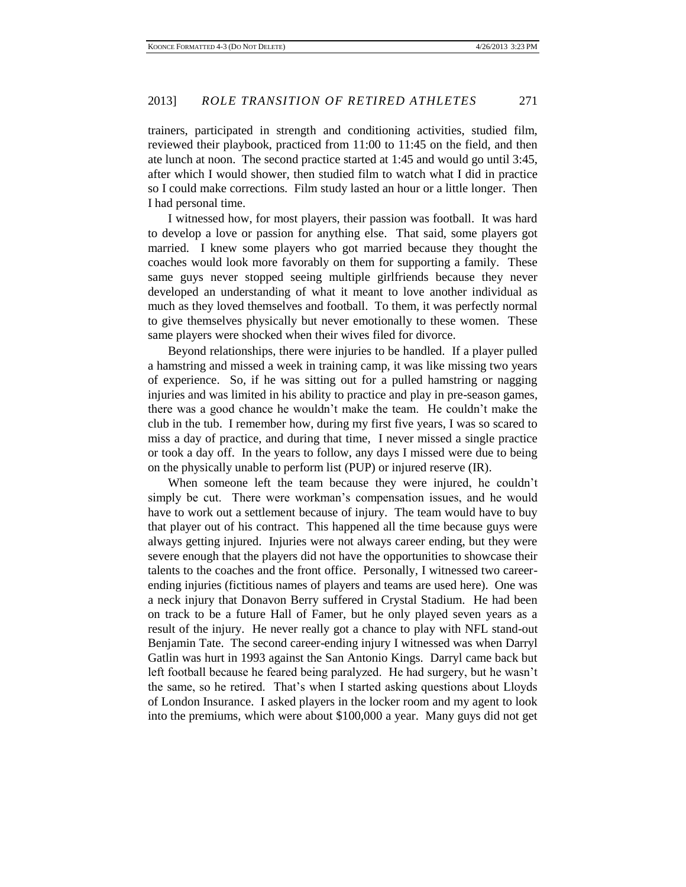trainers, participated in strength and conditioning activities, studied film, reviewed their playbook, practiced from 11:00 to 11:45 on the field, and then ate lunch at noon. The second practice started at 1:45 and would go until 3:45, after which I would shower, then studied film to watch what I did in practice so I could make corrections. Film study lasted an hour or a little longer. Then I had personal time.

I witnessed how, for most players, their passion was football. It was hard to develop a love or passion for anything else. That said, some players got married. I knew some players who got married because they thought the coaches would look more favorably on them for supporting a family. These same guys never stopped seeing multiple girlfriends because they never developed an understanding of what it meant to love another individual as much as they loved themselves and football. To them, it was perfectly normal to give themselves physically but never emotionally to these women. These same players were shocked when their wives filed for divorce.

Beyond relationships, there were injuries to be handled. If a player pulled a hamstring and missed a week in training camp, it was like missing two years of experience. So, if he was sitting out for a pulled hamstring or nagging injuries and was limited in his ability to practice and play in pre-season games, there was a good chance he wouldn't make the team. He couldn't make the club in the tub. I remember how, during my first five years, I was so scared to miss a day of practice, and during that time, I never missed a single practice or took a day off. In the years to follow, any days I missed were due to being on the physically unable to perform list (PUP) or injured reserve (IR).

When someone left the team because they were injured, he couldn't simply be cut. There were workman's compensation issues, and he would have to work out a settlement because of injury. The team would have to buy that player out of his contract. This happened all the time because guys were always getting injured. Injuries were not always career ending, but they were severe enough that the players did not have the opportunities to showcase their talents to the coaches and the front office. Personally, I witnessed two career-ending injuries (fictitious names of players and teams are used here). One was a neck injury that Donavon Berry suffered in Crystal Stadium. He had been on track to be a future Hall of Famer, but he only played seven years as a result of the injury. He never really got a chance to play with NFL stand-out Benjamin Tate. The second career-ending injury I witnessed was when Darryl Gatlin was hurt in 1993 against the San Antonio Kings. Darryl came back but left football because he feared being paralyzed. He had surgery, but he wasn't the same, so he retired. That's when I started asking questions about Lloyds of London Insurance. I asked players in the locker room and my agent to look into the premiums, which were about $100,000 a year. Many guys did not get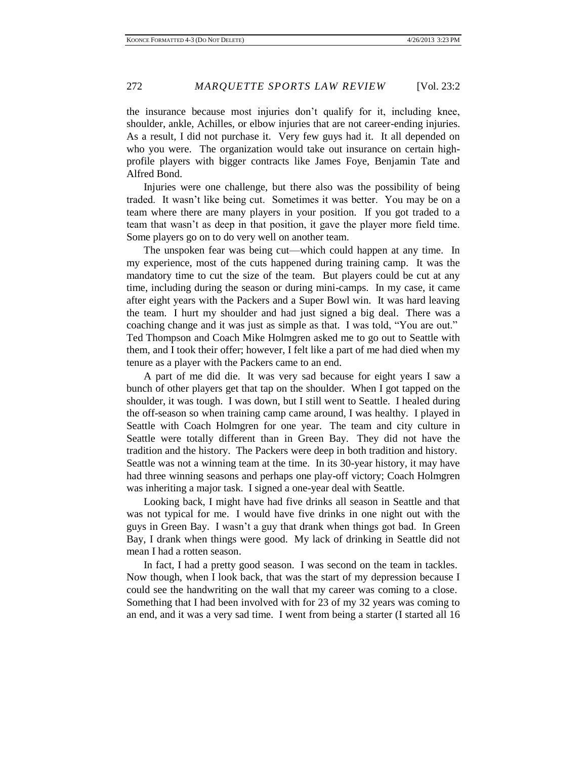the insurance because most injuries don't qualify for it, including knee, shoulder, ankle, Achilles, or elbow injuries that are not career-ending injuries. As a result, I did not purchase it. Very few guys had it. It all depended on who you were. The organization would take out insurance on certain high-profile players with bigger contracts like James Foye, Benjamin Tate and Alfred Bond.

Injuries were one challenge, but there also was the possibility of being traded. It wasn't like being cut. Sometimes it was better. You may be on a team where there are many players in your position. If you got traded to a team that wasn't as deep in that position, it gave the player more field time. Some players go on to do very well on another team.

The unspoken fear was being cut—which could happen at any time. In my experience, most of the cuts happened during training camp. It was the mandatory time to cut the size of the team. But players could be cut at any time, including during the season or during mini-camps. In my case, it came after eight years with the Packers and a Super Bowl win. It was hard leaving the team. I hurt my shoulder and had just signed a big deal. There was a coaching change and it was just as simple as that. I was told, "You are out." Ted Thompson and Coach Mike Holmgren asked me to go out to Seattle with them, and I took their offer; however, I felt like a part of me had died when my tenure as a player with the Packers came to an end.

A part of me did die. It was very sad because for eight years I saw a bunch of other players get that tap on the shoulder. When I got tapped on the shoulder, it was tough. I was down, but I still went to Seattle. I healed during the off-season so when training camp came around, I was healthy. I played in Seattle with Coach Holmgren for one year. The team and city culture in Seattle were totally different than in Green Bay. They did not have the tradition and the history. The Packers were deep in both tradition and history. Seattle was not a winning team at the time. In its 30-year history, it may have had three winning seasons and perhaps one play-off victory; Coach Holmgren was inheriting a major task. I signed a one-year deal with Seattle.

Looking back, I might have had five drinks all season in Seattle and that was not typical for me. I would have five drinks in one night out with the guys in Green Bay. I wasn't a guy that drank when things got bad. In Green Bay, I drank when things were good. My lack of drinking in Seattle did not mean I had a rotten season.

In fact, I had a pretty good season. I was second on the team in tackles. Now though, when I look back, that was the start of my depression because I could see the handwriting on the wall that my career was coming to a close. Something that I had been involved with for 23 of my 32 years was coming to an end, and it was a very sad time. I went from being a starter (I started all 16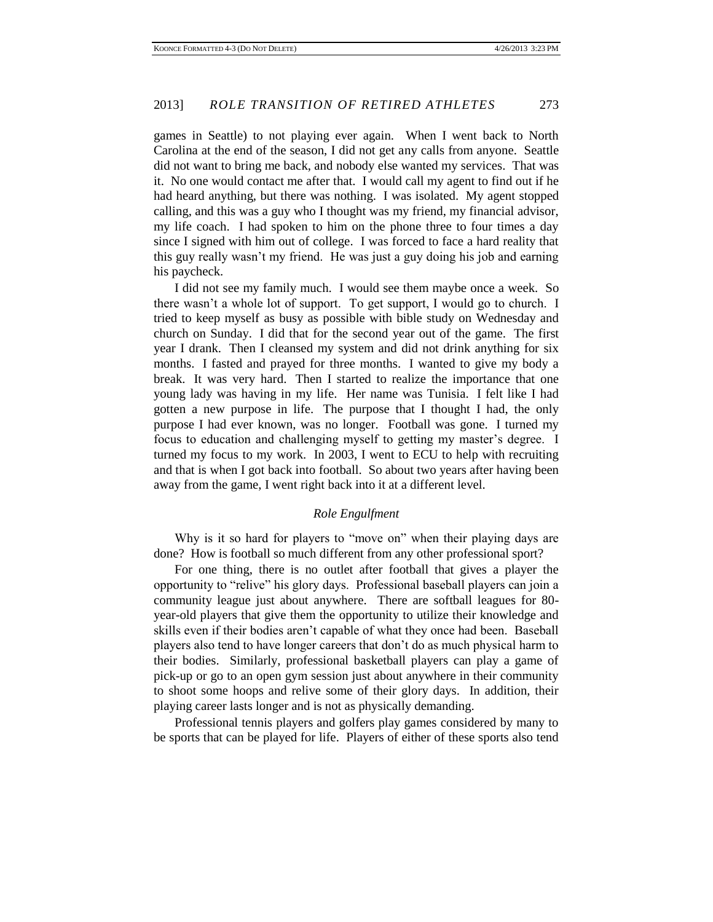games in Seattle) to not playing ever again. When I went back to North Carolina at the end of the season, I did not get any calls from anyone. Seattle did not want to bring me back, and nobody else wanted my services. That was it. No one would contact me after that. I would call my agent to find out if he had heard anything, but there was nothing. I was isolated. My agent stopped calling, and this was a guy who I thought was my friend, my financial advisor, my life coach. I had spoken to him on the phone three to four times a day since I signed with him out of college. I was forced to face a hard reality that this guy really wasn't my friend. He was just a guy doing his job and earning his paycheck.

I did not see my family much. I would see them maybe once a week. So there wasn't a whole lot of support. To get support, I would go to church. I tried to keep myself as busy as possible with bible study on Wednesday and church on Sunday. I did that for the second year out of the game. The first year I drank. Then I cleansed my system and did not drink anything for six months. I fasted and prayed for three months. I wanted to give my body a break. It was very hard. Then I started to realize the importance that one young lady was having in my life. Her name was Tunisia. I felt like I had gotten a new purpose in life. The purpose that I thought I had, the only purpose I had ever known, was no longer. Football was gone. I turned my focus to education and challenging myself to getting my master's degree. I turned my focus to my work. In 2003, I went to ECU to help with recruiting and that is when I got back into football. So about two years after having been away from the game, I went right back into it at a different level.

### *Role Engulfment*

Why is it so hard for players to "move on" when their playing days are done? How is football so much different from any other professional sport?

For one thing, there is no outlet after football that gives a player the opportunity to "relive" his glory days. Professional baseball players can join a community league just about anywhere. There are softball leagues for 80-year-old players that give them the opportunity to utilize their knowledge and skills even if their bodies aren't capable of what they once had been. Baseball players also tend to have longer careers that don't do as much physical harm to their bodies. Similarly, professional basketball players can play a game of pick-up or go to an open gym session just about anywhere in their community to shoot some hoops and relive some of their glory days. In addition, their playing career lasts longer and is not as physically demanding.

Professional tennis players and golfers play games considered by many to be sports that can be played for life. Players of either of these sports also tend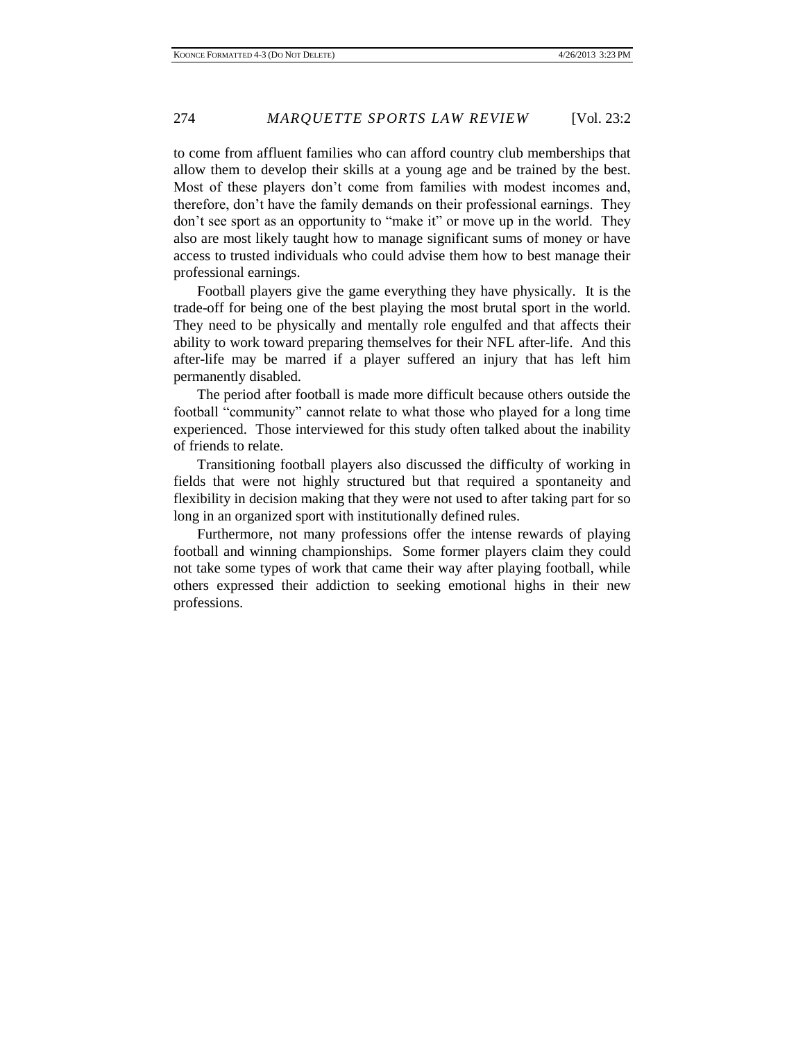to come from affluent families who can afford country club memberships that allow them to develop their skills at a young age and be trained by the best. Most of these players don't come from families with modest incomes and, therefore, don't have the family demands on their professional earnings. They don't see sport as an opportunity to "make it" or move up in the world. They also are most likely taught how to manage significant sums of money or have access to trusted individuals who could advise them how to best manage their professional earnings.

Football players give the game everything they have physically. It is the trade-off for being one of the best playing the most brutal sport in the world. They need to be physically and mentally role engulfed and that affects their ability to work toward preparing themselves for their NFL after-life. And this after-life may be marred if a player suffered an injury that has left him permanently disabled.

The period after football is made more difficult because others outside the football "community" cannot relate to what those who played for a long time experienced. Those interviewed for this study often talked about the inability of friends to relate.

Transitioning football players also discussed the difficulty of working in fields that were not highly structured but that required a spontaneity and flexibility in decision making that they were not used to after taking part for so long in an organized sport with institutionally defined rules.

Furthermore, not many professions offer the intense rewards of playing football and winning championships. Some former players claim they could not take some types of work that came their way after playing football, while others expressed their addiction to seeking emotional highs in their new professions.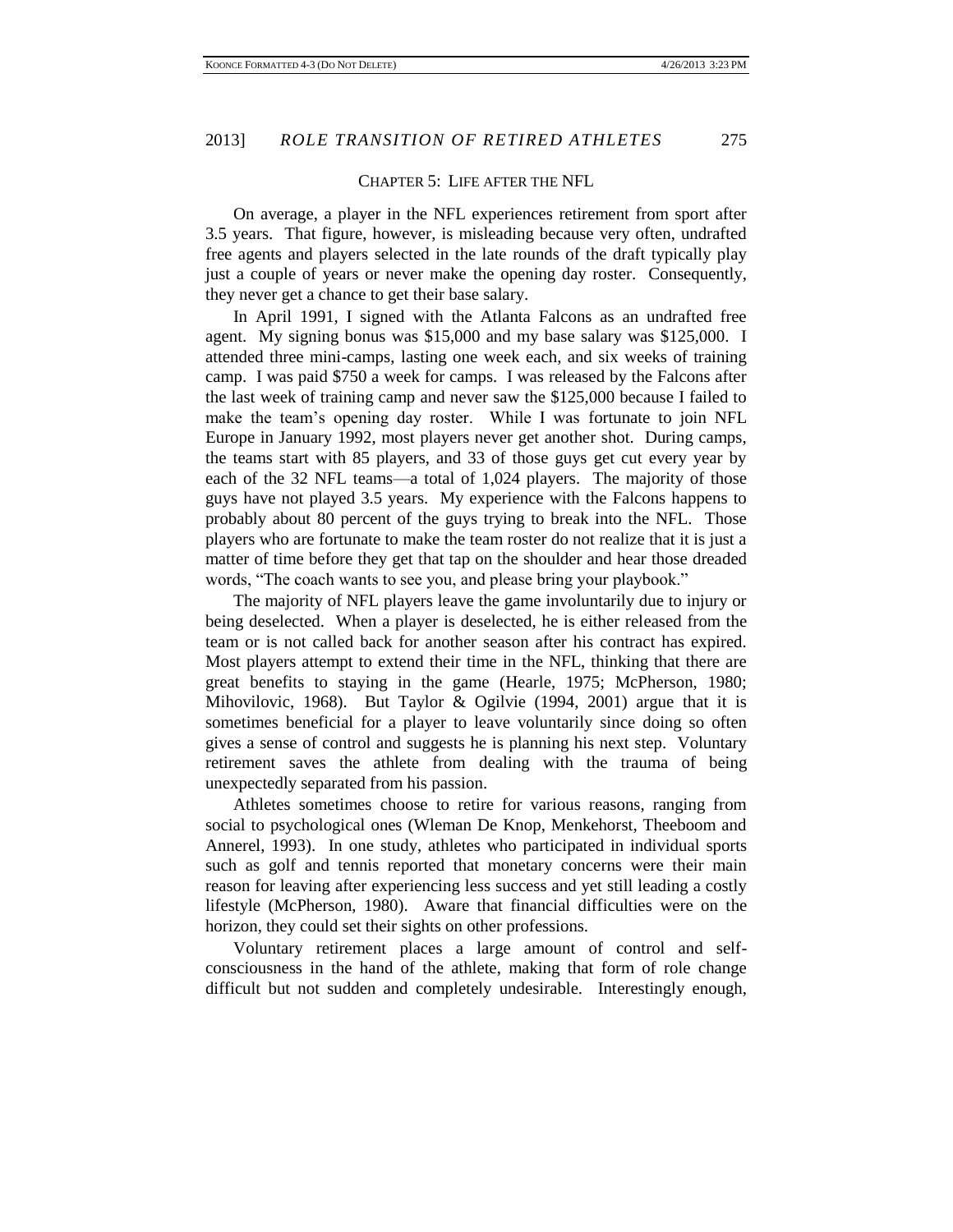## CHAPTER 5: LIFE AFTER THE NFL

On average, a player in the NFL experiences retirement from sport after 3.5 years. That figure, however, is misleading because very often, undrafted free agents and players selected in the late rounds of the draft typically play just a couple of years or never make the opening day roster. Consequently, they never get a chance to get their base salary.

In April 1991, I signed with the Atlanta Falcons as an undrafted free agent. My signing bonus was $15,000 and my base salary was $125,000. I attended three mini-camps, lasting one week each, and six weeks of training camp. I was paid $750 a week for camps. I was released by the Falcons after the last week of training camp and never saw the $125,000 because I failed to make the team's opening day roster. While I was fortunate to join NFL Europe in January 1992, most players never get another shot. During camps, the teams start with 85 players, and 33 of those guys get cut every year by each of the 32 NFL teams—a total of 1,024 players. The majority of those guys have not played 3.5 years. My experience with the Falcons happens to probably about 80 percent of the guys trying to break into the NFL. Those players who are fortunate to make the team roster do not realize that it is just a matter of time before they get that tap on the shoulder and hear those dreaded words, "The coach wants to see you, and please bring your playbook."

The majority of NFL players leave the game involuntarily due to injury or being deselected. When a player is deselected, he is either released from the team or is not called back for another season after his contract has expired. Most players attempt to extend their time in the NFL, thinking that there are great benefits to staying in the game (Hearle, 1975; McPherson, 1980; Mihovilovic, 1968). But Taylor & Ogilvie (1994, 2001) argue that it is sometimes beneficial for a player to leave voluntarily since doing so often gives a sense of control and suggests he is planning his next step. Voluntary retirement saves the athlete from dealing with the trauma of being unexpectedly separated from his passion.

Athletes sometimes choose to retire for various reasons, ranging from social to psychological ones (Wleman De Knop, Menkehorst, Theeboom and Annerel, 1993). In one study, athletes who participated in individual sports such as golf and tennis reported that monetary concerns were their main reason for leaving after experiencing less success and yet still leading a costly lifestyle (McPherson, 1980). Aware that financial difficulties were on the horizon, they could set their sights on other professions.

Voluntary retirement places a large amount of control and self-consciousness in the hand of the athlete, making that form of role change difficult but not sudden and completely undesirable. Interestingly enough,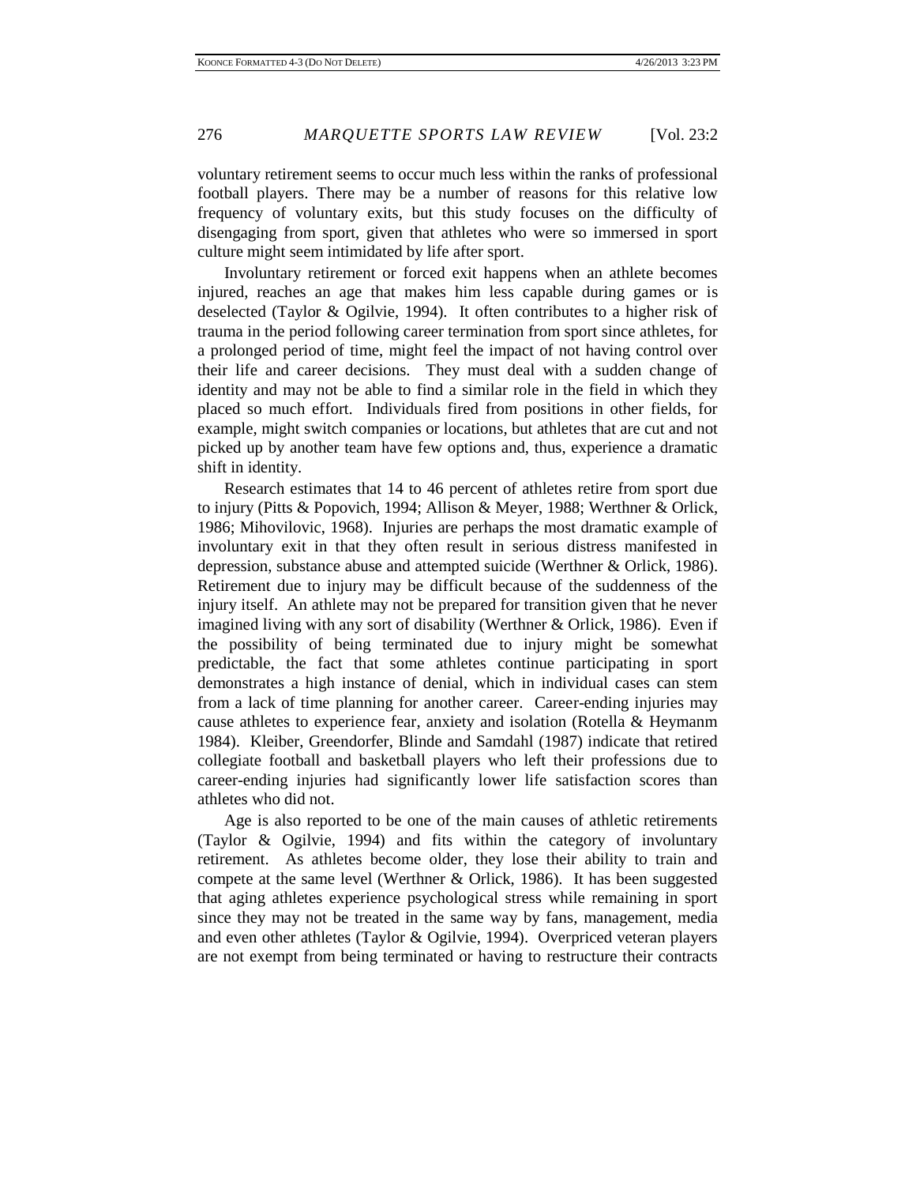voluntary retirement seems to occur much less within the ranks of professional football players. There may be a number of reasons for this relative low frequency of voluntary exits, but this study focuses on the difficulty of disengaging from sport, given that athletes who were so immersed in sport culture might seem intimidated by life after sport.

Involuntary retirement or forced exit happens when an athlete becomes injured, reaches an age that makes him less capable during games or is deselected (Taylor & Ogilvie, 1994). It often contributes to a higher risk of trauma in the period following career termination from sport since athletes, for a prolonged period of time, might feel the impact of not having control over their life and career decisions. They must deal with a sudden change of identity and may not be able to find a similar role in the field in which they placed so much effort. Individuals fired from positions in other fields, for example, might switch companies or locations, but athletes that are cut and not picked up by another team have few options and, thus, experience a dramatic shift in identity.

Research estimates that 14 to 46 percent of athletes retire from sport due to injury (Pitts & Popovich, 1994; Allison & Meyer, 1988; Werthner & Orlick, 1986; Mihovilovic, 1968). Injuries are perhaps the most dramatic example of involuntary exit in that they often result in serious distress manifested in depression, substance abuse and attempted suicide (Werthner & Orlick, 1986). Retirement due to injury may be difficult because of the suddenness of the injury itself. An athlete may not be prepared for transition given that he never imagined living with any sort of disability (Werthner & Orlick, 1986). Even if the possibility of being terminated due to injury might be somewhat predictable, the fact that some athletes continue participating in sport demonstrates a high instance of denial, which in individual cases can stem from a lack of time planning for another career. Career-ending injuries may cause athletes to experience fear, anxiety and isolation (Rotella & Heymanm 1984). Kleiber, Greendorfer, Blinde and Samdahl (1987) indicate that retired collegiate football and basketball players who left their professions due to career-ending injuries had significantly lower life satisfaction scores than athletes who did not.

Age is also reported to be one of the main causes of athletic retirements (Taylor & Ogilvie, 1994) and fits within the category of involuntary retirement. As athletes become older, they lose their ability to train and compete at the same level (Werthner & Orlick, 1986). It has been suggested that aging athletes experience psychological stress while remaining in sport since they may not be treated in the same way by fans, management, media and even other athletes (Taylor & Ogilvie, 1994). Overpriced veteran players are not exempt from being terminated or having to restructure their contracts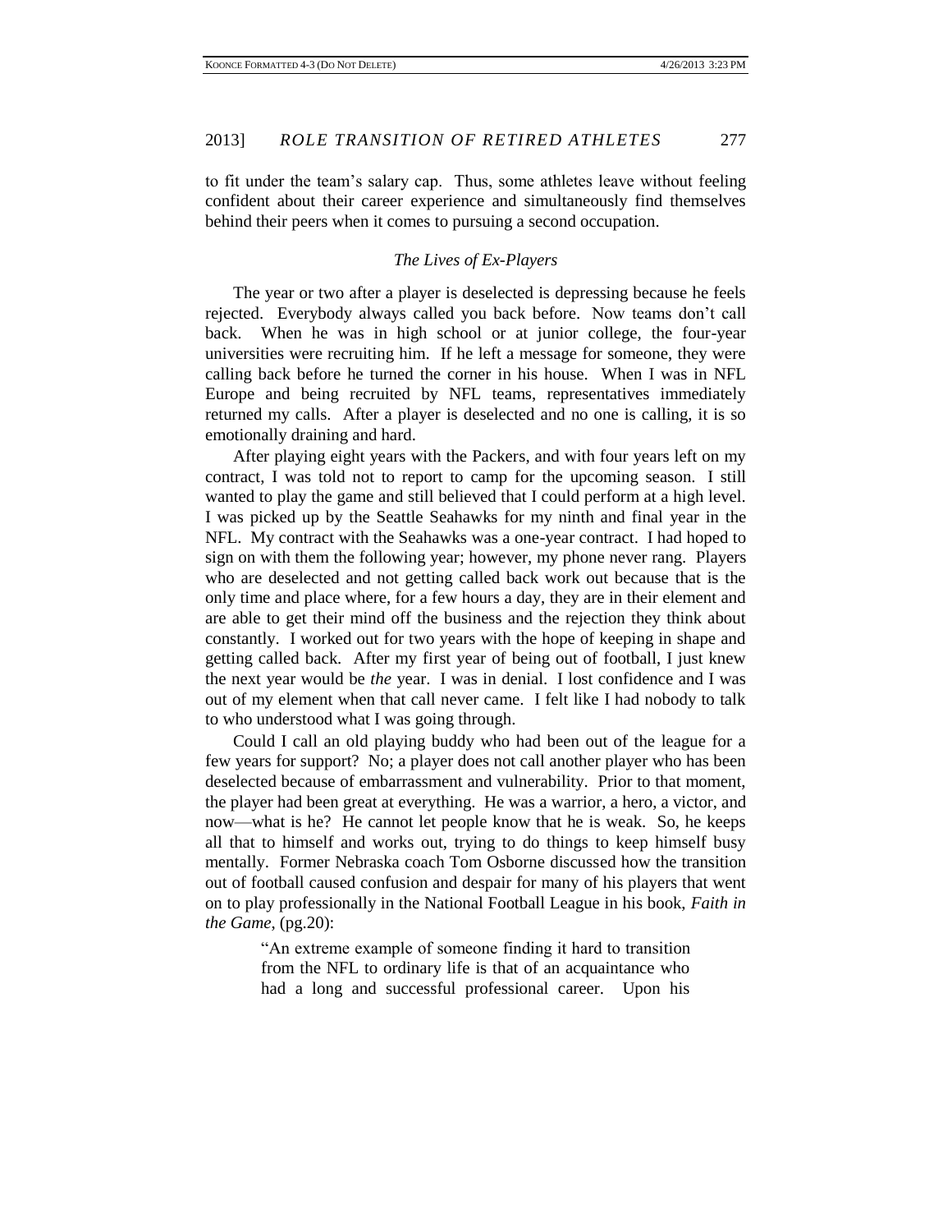to fit under the team's salary cap. Thus, some athletes leave without feeling confident about their career experience and simultaneously find themselves behind their peers when it comes to pursuing a second occupation.

### *The Lives of Ex-Players*

The year or two after a player is deselected is depressing because he feels rejected. Everybody always called you back before. Now teams don't call back. When he was in high school or at junior college, the four-year universities were recruiting him. If he left a message for someone, they were calling back before he turned the corner in his house. When I was in NFL Europe and being recruited by NFL teams, representatives immediately returned my calls. After a player is deselected and no one is calling, it is so emotionally draining and hard.

After playing eight years with the Packers, and with four years left on my contract, I was told not to report to camp for the upcoming season. I still wanted to play the game and still believed that I could perform at a high level. I was picked up by the Seattle Seahawks for my ninth and final year in the NFL. My contract with the Seahawks was a one-year contract. I had hoped to sign on with them the following year; however, my phone never rang. Players who are deselected and not getting called back work out because that is the only time and place where, for a few hours a day, they are in their element and are able to get their mind off the business and the rejection they think about constantly. I worked out for two years with the hope of keeping in shape and getting called back. After my first year of being out of football, I just knew the next year would be *the* year. I was in denial. I lost confidence and I was out of my element when that call never came. I felt like I had nobody to talk to who understood what I was going through.

Could I call an old playing buddy who had been out of the league for a few years for support? No; a player does not call another player who has been deselected because of embarrassment and vulnerability. Prior to that moment, the player had been great at everything. He was a warrior, a hero, a victor, and now—what is he? He cannot let people know that he is weak. So, he keeps all that to himself and works out, trying to do things to keep himself busy mentally. Former Nebraska coach Tom Osborne discussed how the transition out of football caused confusion and despair for many of his players that went on to play professionally in the National Football League in his book, *Faith in the Game*, (pg.20):

> "An extreme example of someone finding it hard to transition from the NFL to ordinary life is that of an acquaintance who had a long and successful professional career. Upon his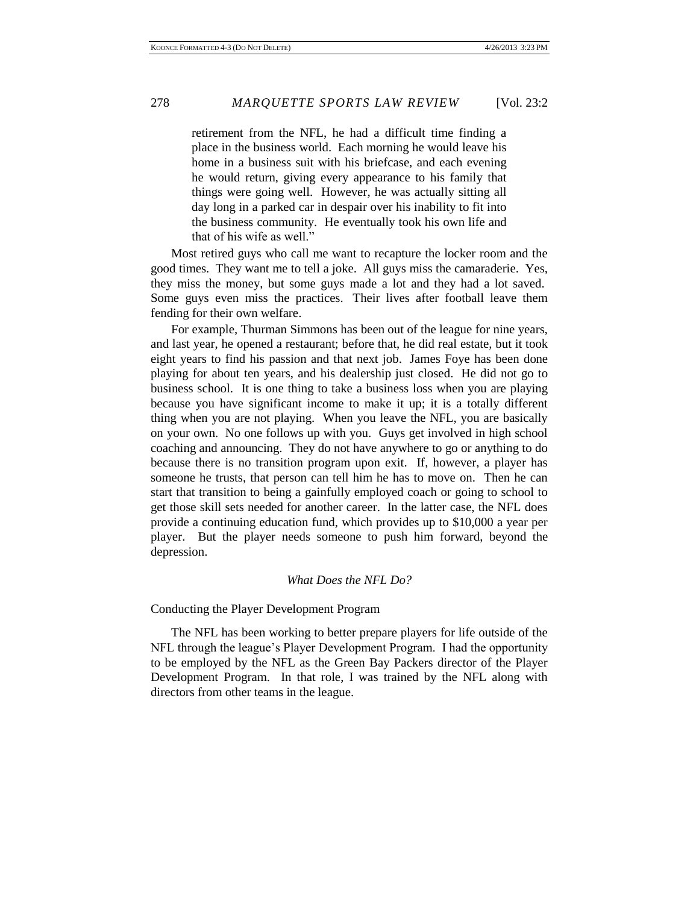> retirement from the NFL, he had a difficult time finding a place in the business world. Each morning he would leave his home in a business suit with his briefcase, and each evening he would return, giving every appearance to his family that things were going well. However, he was actually sitting all day long in a parked car in despair over his inability to fit into the business community. He eventually took his own life and that of his wife as well."

Most retired guys who call me want to recapture the locker room and the good times. They want me to tell a joke. All guys miss the camaraderie. Yes, they miss the money, but some guys made a lot and they had a lot saved. Some guys even miss the practices. Their lives after football leave them fending for their own welfare.

For example, Thurman Simmons has been out of the league for nine years, and last year, he opened a restaurant; before that, he did real estate, but it took eight years to find his passion and that next job. James Foye has been done playing for about ten years, and his dealership just closed. He did not go to business school. It is one thing to take a business loss when you are playing because you have significant income to make it up; it is a totally different thing when you are not playing. When you leave the NFL, you are basically on your own. No one follows up with you. Guys get involved in high school coaching and announcing. They do not have anywhere to go or anything to do because there is no transition program upon exit. If, however, a player has someone he trusts, that person can tell him he has to move on. Then he can start that transition to being a gainfully employed coach or going to school to get those skill sets needed for another career. In the latter case, the NFL does provide a continuing education fund, which provides up to $10,000 a year per player. But the player needs someone to push him forward, beyond the depression.

### *What Does the NFL Do?*

#### Conducting the Player Development Program

The NFL has been working to better prepare players for life outside of the NFL through the league's Player Development Program. I had the opportunity to be employed by the NFL as the Green Bay Packers director of the Player Development Program. In that role, I was trained by the NFL along with directors from other teams in the league.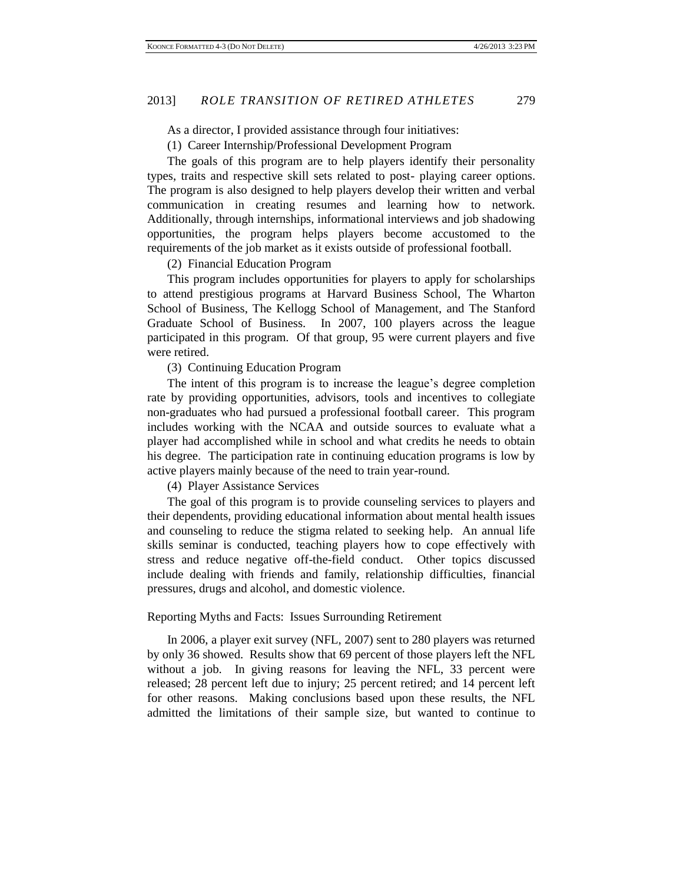As a director, I provided assistance through four initiatives:

(1) Career Internship/Professional Development Program

The goals of this program are to help players identify their personality types, traits and respective skill sets related to post- playing career options. The program is also designed to help players develop their written and verbal communication in creating resumes and learning how to network. Additionally, through internships, informational interviews and job shadowing opportunities, the program helps players become accustomed to the requirements of the job market as it exists outside of professional football.

(2) Financial Education Program

This program includes opportunities for players to apply for scholarships to attend prestigious programs at Harvard Business School, The Wharton School of Business, The Kellogg School of Management, and The Stanford Graduate School of Business. In 2007, 100 players across the league participated in this program. Of that group, 95 were current players and five were retired.

(3) Continuing Education Program

The intent of this program is to increase the league's degree completion rate by providing opportunities, advisors, tools and incentives to collegiate non-graduates who had pursued a professional football career. This program includes working with the NCAA and outside sources to evaluate what a player had accomplished while in school and what credits he needs to obtain his degree. The participation rate in continuing education programs is low by active players mainly because of the need to train year-round.

(4) Player Assistance Services

The goal of this program is to provide counseling services to players and their dependents, providing educational information about mental health issues and counseling to reduce the stigma related to seeking help. An annual life skills seminar is conducted, teaching players how to cope effectively with stress and reduce negative off-the-field conduct. Other topics discussed include dealing with friends and family, relationship difficulties, financial pressures, drugs and alcohol, and domestic violence.

Reporting Myths and Facts: Issues Surrounding Retirement

In 2006, a player exit survey (NFL, 2007) sent to 280 players was returned by only 36 showed. Results show that 69 percent of those players left the NFL without a job. In giving reasons for leaving the NFL, 33 percent were released; 28 percent left due to injury; 25 percent retired; and 14 percent left for other reasons. Making conclusions based upon these results, the NFL admitted the limitations of their sample size, but wanted to continue to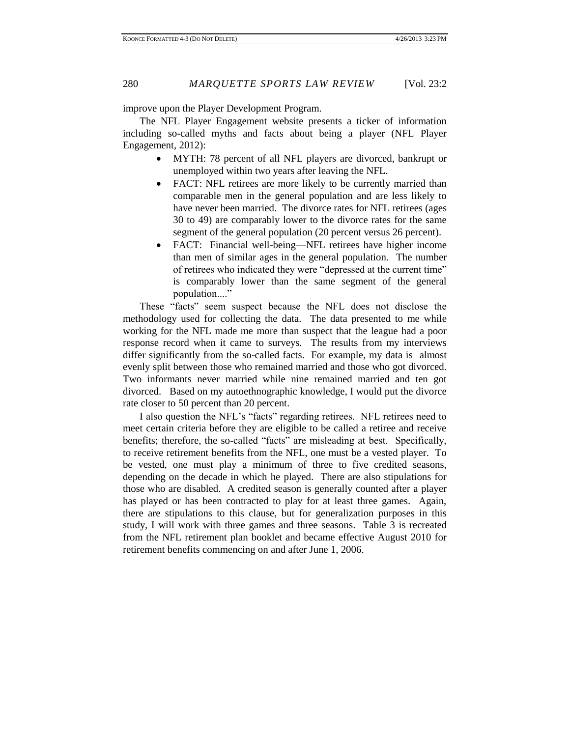improve upon the Player Development Program.

The NFL Player Engagement website presents a ticker of information including so-called myths and facts about being a player (NFL Player Engagement, 2012):

- MYTH: 78 percent of all NFL players are divorced, bankrupt or unemployed within two years after leaving the NFL.
- FACT: NFL retirees are more likely to be currently married than comparable men in the general population and are less likely to have never been married. The divorce rates for NFL retirees (ages 30 to 49) are comparably lower to the divorce rates for the same segment of the general population (20 percent versus 26 percent).
- FACT: Financial well-being—NFL retirees have higher income than men of similar ages in the general population. The number of retirees who indicated they were "depressed at the current time" is comparably lower than the same segment of the general population...."

These "facts" seem suspect because the NFL does not disclose the methodology used for collecting the data. The data presented to me while working for the NFL made me more than suspect that the league had a poor response record when it came to surveys. The results from my interviews differ significantly from the so-called facts. For example, my data is almost evenly split between those who remained married and those who got divorced. Two informants never married while nine remained married and ten got divorced. Based on my autoethnographic knowledge, I would put the divorce rate closer to 50 percent than 20 percent.

I also question the NFL's "facts" regarding retirees. NFL retirees need to meet certain criteria before they are eligible to be called a retiree and receive benefits; therefore, the so-called "facts" are misleading at best. Specifically, to receive retirement benefits from the NFL, one must be a vested player. To be vested, one must play a minimum of three to five credited seasons, depending on the decade in which he played. There are also stipulations for those who are disabled. A credited season is generally counted after a player has played or has been contracted to play for at least three games. Again, there are stipulations to this clause, but for generalization purposes in this study, I will work with three games and three seasons. Table 3 is recreated from the NFL retirement plan booklet and became effective August 2010 for retirement benefits commencing on and after June 1, 2006.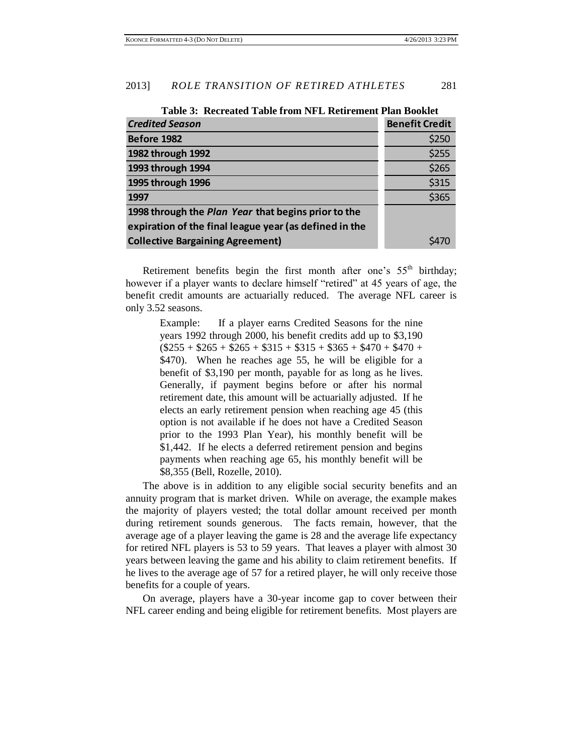**Table 3: Recreated Table from NFL Retirement Plan Booklet**

| *Credited Season* | Benefit Credit |
| --- | --- |
| **Before 1982** | $250 |
| **1982 through 1992** | $255 |
| **1993 through 1994** | $265 |
| **1995 through 1996** | $315 |
| **1997** | $365 |
| **1998 through the *Plan Year* that begins prior to the expiration of the final league year (as defined in the Collective Bargaining Agreement)** | $470 |

Retirement benefits begin the first month after one's 55th birthday; however if a player wants to declare himself "retired" at 45 years of age, the benefit credit amounts are actuarially reduced. The average NFL career is only 3.52 seasons.

> Example: If a player earns Credited Seasons for the nine years 1992 through 2000, his benefit credits add up to $3,190 ($255 + $265 + $265 + $315 + $315 + $365 + $470 + $470 + $470). When he reaches age 55, he will be eligible for a benefit of $3,190 per month, payable for as long as he lives. Generally, if payment begins before or after his normal retirement date, this amount will be actuarially adjusted. If he elects an early retirement pension when reaching age 45 (this option is not available if he does not have a Credited Season prior to the 1993 Plan Year), his monthly benefit will be $1,442. If he elects a deferred retirement pension and begins payments when reaching age 65, his monthly benefit will be $8,355 (Bell, Rozelle, 2010).

The above is in addition to any eligible social security benefits and an annuity program that is market driven. While on average, the example makes the majority of players vested; the total dollar amount received per month during retirement sounds generous. The facts remain, however, that the average age of a player leaving the game is 28 and the average life expectancy for retired NFL players is 53 to 59 years. That leaves a player with almost 30 years between leaving the game and his ability to claim retirement benefits. If he lives to the average age of 57 for a retired player, he will only receive those benefits for a couple of years.

On average, players have a 30-year income gap to cover between their NFL career ending and being eligible for retirement benefits. Most players are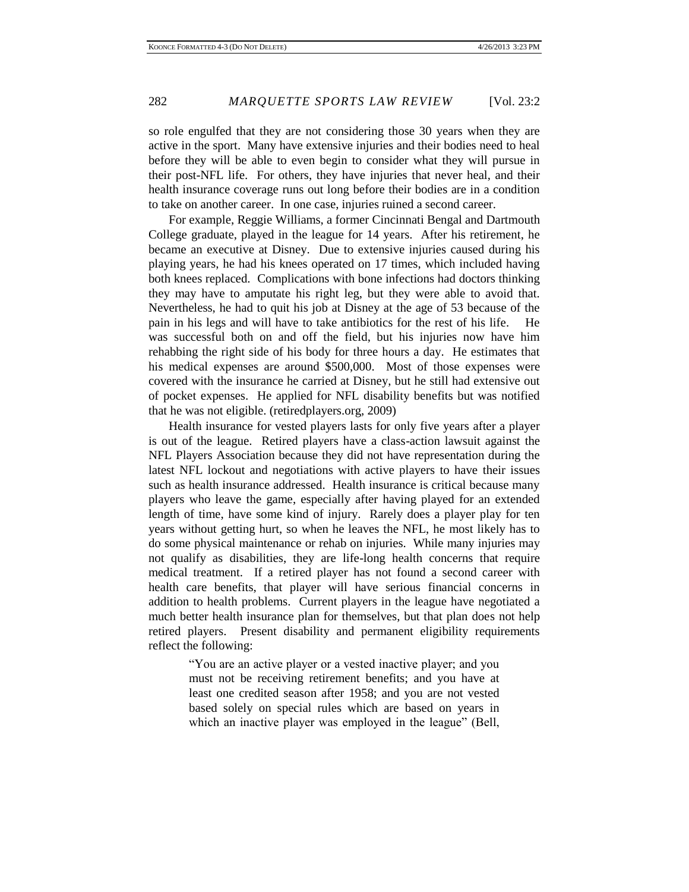so role engulfed that they are not considering those 30 years when they are active in the sport. Many have extensive injuries and their bodies need to heal before they will be able to even begin to consider what they will pursue in their post-NFL life. For others, they have injuries that never heal, and their health insurance coverage runs out long before their bodies are in a condition to take on another career. In one case, injuries ruined a second career.

For example, Reggie Williams, a former Cincinnati Bengal and Dartmouth College graduate, played in the league for 14 years. After his retirement, he became an executive at Disney. Due to extensive injuries caused during his playing years, he had his knees operated on 17 times, which included having both knees replaced. Complications with bone infections had doctors thinking they may have to amputate his right leg, but they were able to avoid that. Nevertheless, he had to quit his job at Disney at the age of 53 because of the pain in his legs and will have to take antibiotics for the rest of his life. He was successful both on and off the field, but his injuries now have him rehabbing the right side of his body for three hours a day. He estimates that his medical expenses are around $500,000. Most of those expenses were covered with the insurance he carried at Disney, but he still had extensive out of pocket expenses. He applied for NFL disability benefits but was notified that he was not eligible. (retiredplayers.org, 2009)

Health insurance for vested players lasts for only five years after a player is out of the league. Retired players have a class-action lawsuit against the NFL Players Association because they did not have representation during the latest NFL lockout and negotiations with active players to have their issues such as health insurance addressed. Health insurance is critical because many players who leave the game, especially after having played for an extended length of time, have some kind of injury. Rarely does a player play for ten years without getting hurt, so when he leaves the NFL, he most likely has to do some physical maintenance or rehab on injuries. While many injuries may not qualify as disabilities, they are life-long health concerns that require medical treatment. If a retired player has not found a second career with health care benefits, that player will have serious financial concerns in addition to health problems. Current players in the league have negotiated a much better health insurance plan for themselves, but that plan does not help retired players. Present disability and permanent eligibility requirements reflect the following:

> "You are an active player or a vested inactive player; and you must not be receiving retirement benefits; and you have at least one credited season after 1958; and you are not vested based solely on special rules which are based on years in which an inactive player was employed in the league" (Bell,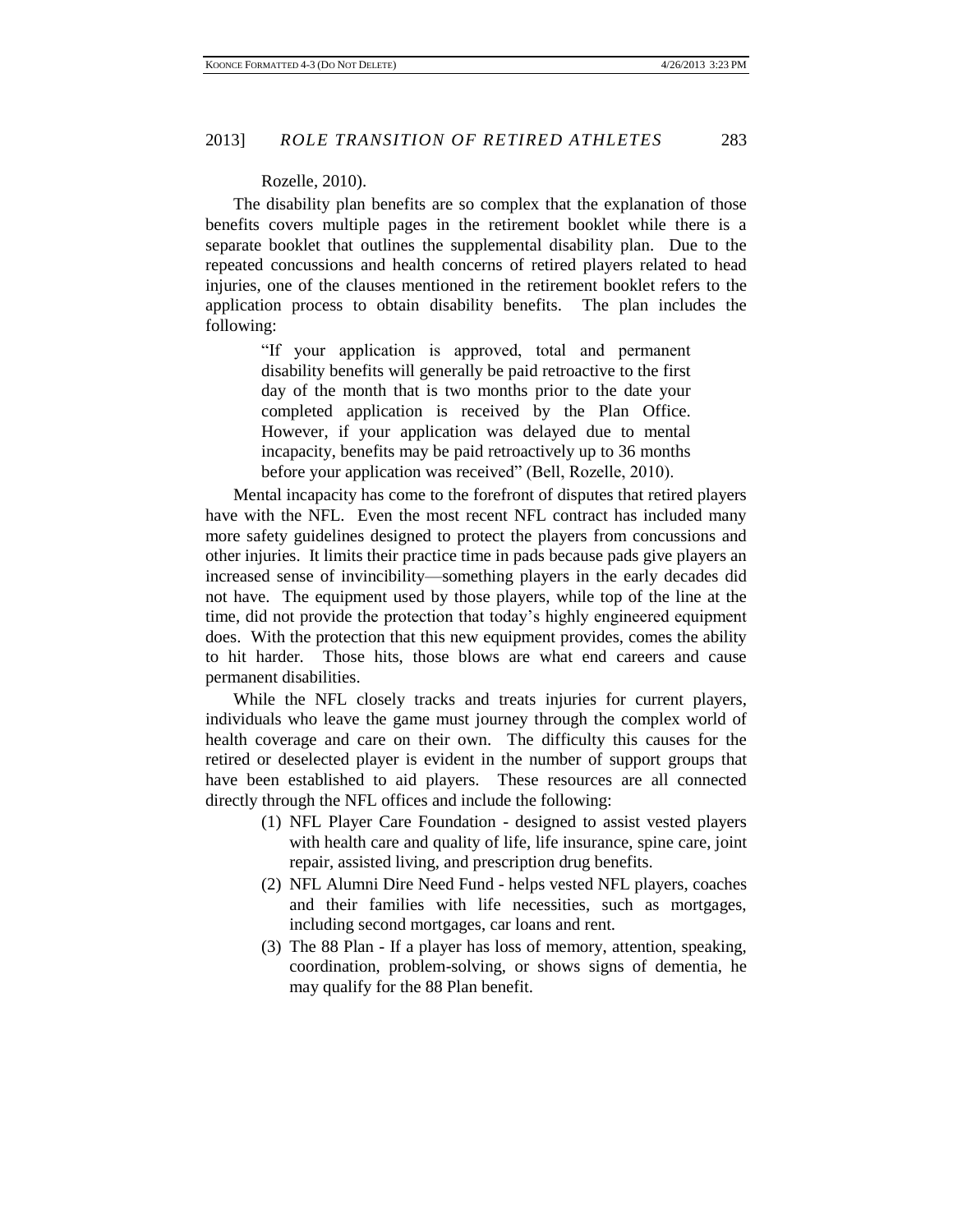Rozelle, 2010).

The disability plan benefits are so complex that the explanation of those benefits covers multiple pages in the retirement booklet while there is a separate booklet that outlines the supplemental disability plan. Due to the repeated concussions and health concerns of retired players related to head injuries, one of the clauses mentioned in the retirement booklet refers to the application process to obtain disability benefits. The plan includes the following:

> "If your application is approved, total and permanent disability benefits will generally be paid retroactive to the first day of the month that is two months prior to the date your completed application is received by the Plan Office. However, if your application was delayed due to mental incapacity, benefits may be paid retroactively up to 36 months before your application was received" (Bell, Rozelle, 2010).

Mental incapacity has come to the forefront of disputes that retired players have with the NFL. Even the most recent NFL contract has included many more safety guidelines designed to protect the players from concussions and other injuries. It limits their practice time in pads because pads give players an increased sense of invincibility—something players in the early decades did not have. The equipment used by those players, while top of the line at the time, did not provide the protection that today's highly engineered equipment does. With the protection that this new equipment provides, comes the ability to hit harder. Those hits, those blows are what end careers and cause permanent disabilities.

While the NFL closely tracks and treats injuries for current players, individuals who leave the game must journey through the complex world of health coverage and care on their own. The difficulty this causes for the retired or deselected player is evident in the number of support groups that have been established to aid players. These resources are all connected directly through the NFL offices and include the following:

1. NFL Player Care Foundation - designed to assist vested players with health care and quality of life, life insurance, spine care, joint repair, assisted living, and prescription drug benefits.
2. NFL Alumni Dire Need Fund - helps vested NFL players, coaches and their families with life necessities, such as mortgages, including second mortgages, car loans and rent.
3. The 88 Plan - If a player has loss of memory, attention, speaking, coordination, problem-solving, or shows signs of dementia, he may qualify for the 88 Plan benefit.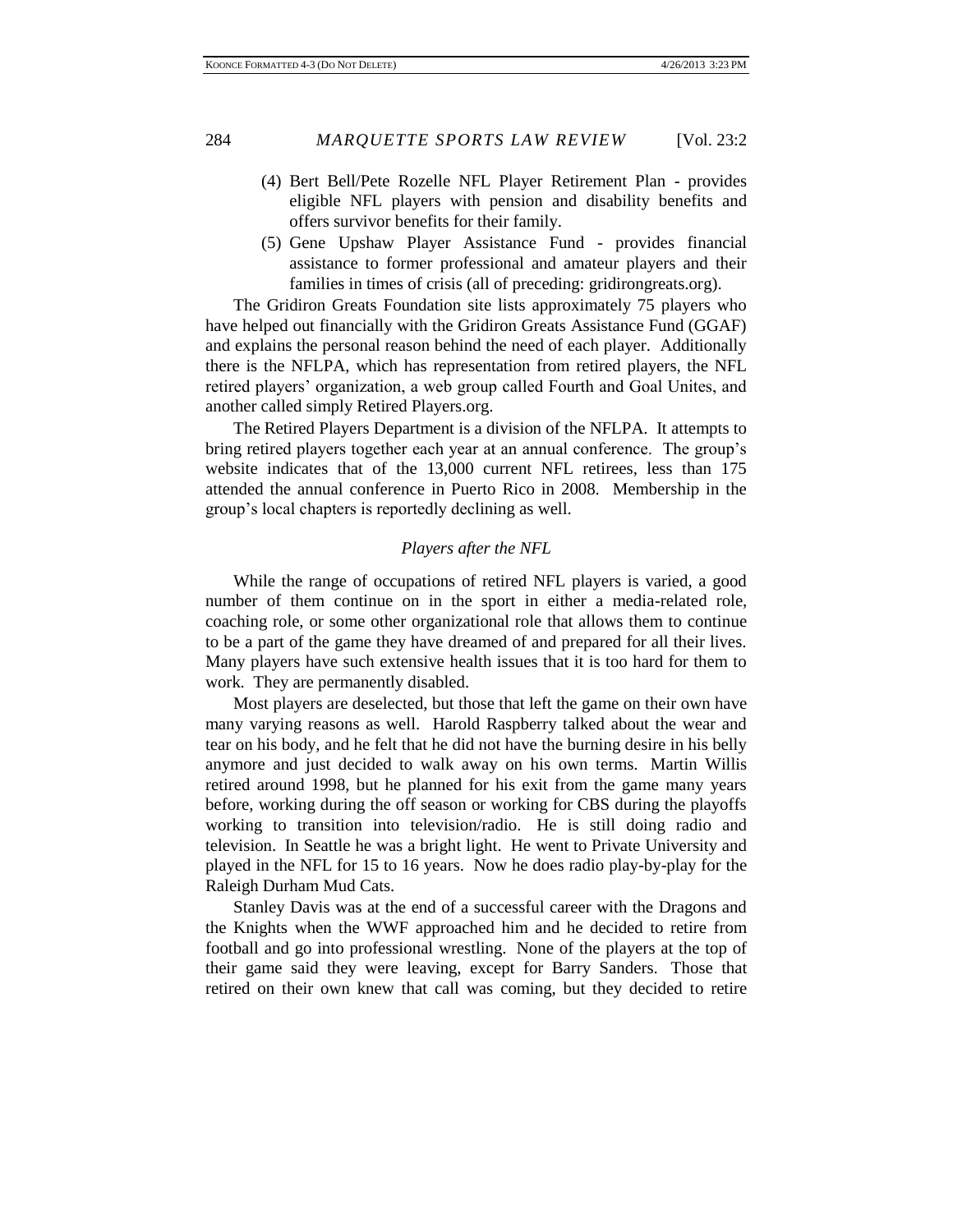(4) Bert Bell/Pete Rozelle NFL Player Retirement Plan - provides eligible NFL players with pension and disability benefits and offers survivor benefits for their family.

(5) Gene Upshaw Player Assistance Fund - provides financial assistance to former professional and amateur players and their families in times of crisis (all of preceding: gridirongreats.org).

The Gridiron Greats Foundation site lists approximately 75 players who have helped out financially with the Gridiron Greats Assistance Fund (GGAF) and explains the personal reason behind the need of each player. Additionally there is the NFLPA, which has representation from retired players, the NFL retired players' organization, a web group called Fourth and Goal Unites, and another called simply Retired Players.org.

The Retired Players Department is a division of the NFLPA. It attempts to bring retired players together each year at an annual conference. The group's website indicates that of the 13,000 current NFL retirees, less than 175 attended the annual conference in Puerto Rico in 2008. Membership in the group's local chapters is reportedly declining as well.

### *Players after the NFL*

While the range of occupations of retired NFL players is varied, a good number of them continue on in the sport in either a media-related role, coaching role, or some other organizational role that allows them to continue to be a part of the game they have dreamed of and prepared for all their lives. Many players have such extensive health issues that it is too hard for them to work. They are permanently disabled.

Most players are deselected, but those that left the game on their own have many varying reasons as well. Harold Raspberry talked about the wear and tear on his body, and he felt that he did not have the burning desire in his belly anymore and just decided to walk away on his own terms. Martin Willis retired around 1998, but he planned for his exit from the game many years before, working during the off season or working for CBS during the playoffs working to transition into television/radio. He is still doing radio and television. In Seattle he was a bright light. He went to Private University and played in the NFL for 15 to 16 years. Now he does radio play-by-play for the Raleigh Durham Mud Cats.

Stanley Davis was at the end of a successful career with the Dragons and the Knights when the WWF approached him and he decided to retire from football and go into professional wrestling. None of the players at the top of their game said they were leaving, except for Barry Sanders. Those that retired on their own knew that call was coming, but they decided to retire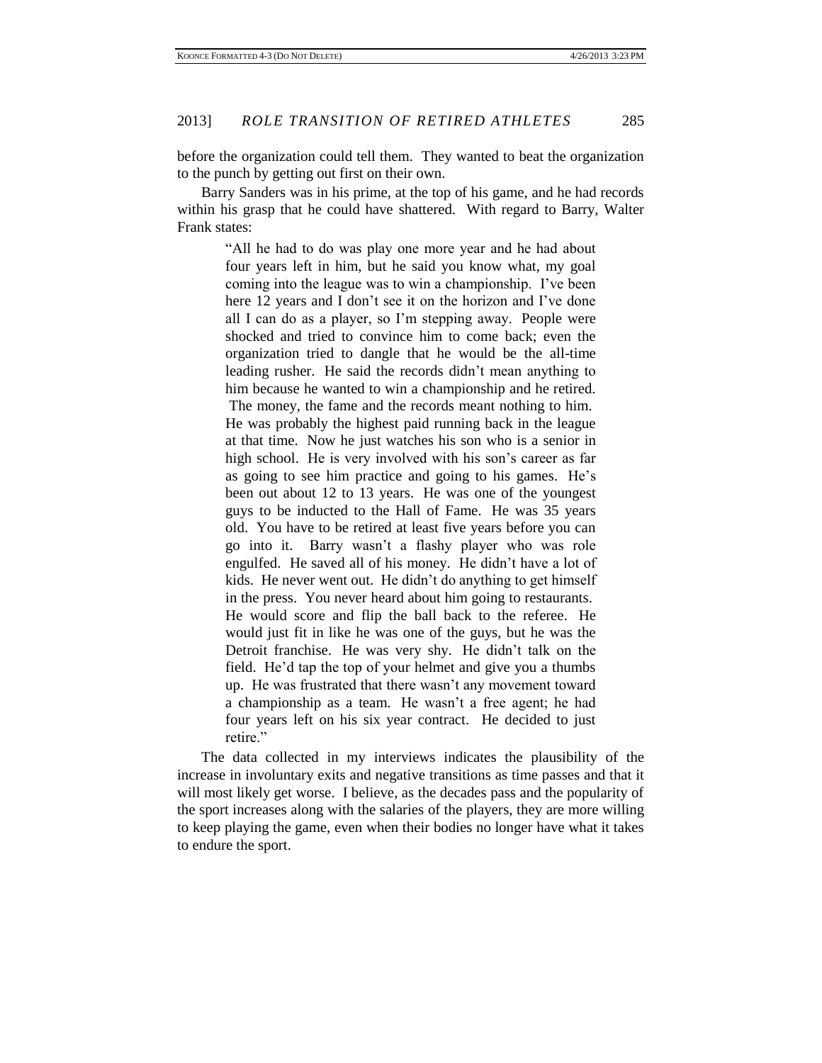before the organization could tell them. They wanted to beat the organization to the punch by getting out first on their own.

Barry Sanders was in his prime, at the top of his game, and he had records within his grasp that he could have shattered. With regard to Barry, Walter Frank states:

> "All he had to do was play one more year and he had about four years left in him, but he said you know what, my goal coming into the league was to win a championship. I've been here 12 years and I don't see it on the horizon and I've done all I can do as a player, so I'm stepping away. People were shocked and tried to convince him to come back; even the organization tried to dangle that he would be the all-time leading rusher. He said the records didn't mean anything to him because he wanted to win a championship and he retired. The money, the fame and the records meant nothing to him. He was probably the highest paid running back in the league at that time. Now he just watches his son who is a senior in high school. He is very involved with his son's career as far as going to see him practice and going to his games. He's been out about 12 to 13 years. He was one of the youngest guys to be inducted to the Hall of Fame. He was 35 years old. You have to be retired at least five years before you can go into it. Barry wasn't a flashy player who was role engulfed. He saved all of his money. He didn't have a lot of kids. He never went out. He didn't do anything to get himself in the press. You never heard about him going to restaurants. He would score and flip the ball back to the referee. He would just fit in like he was one of the guys, but he was the Detroit franchise. He was very shy. He didn't talk on the field. He'd tap the top of your helmet and give you a thumbs up. He was frustrated that there wasn't any movement toward a championship as a team. He wasn't a free agent; he had four years left on his six year contract. He decided to just retire."

The data collected in my interviews indicates the plausibility of the increase in involuntary exits and negative transitions as time passes and that it will most likely get worse. I believe, as the decades pass and the popularity of the sport increases along with the salaries of the players, they are more willing to keep playing the game, even when their bodies no longer have what it takes to endure the sport.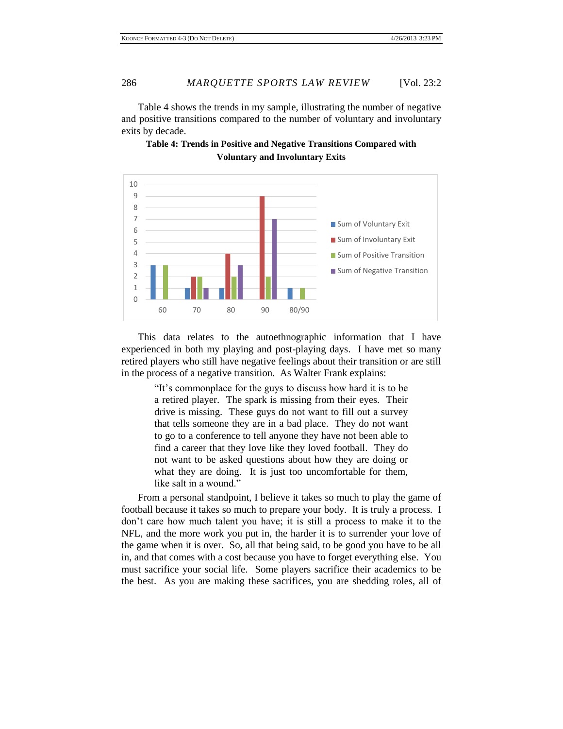Table 4 shows the trends in my sample, illustrating the number of negative and positive transitions compared to the number of voluntary and involuntary exits by decade.

**Table 4: Trends in Positive and Negative Transitions Compared with Voluntary and Involuntary Exits**

| | Sum of Voluntary Exit | Sum of Involuntary Exit | Sum of Positive Transition | Sum of Negative Transition |
|---|---|---|---|---|
| 60 | 3 | | 3 | |
| 70 | 1 | 2 | 2 | 1 |
| 80 | 1 | 4 | 2 | 3 |
| 90 | | 9 | 2 | 7 |
| 80/90 | 1 | | 1 | |

This data relates to the autoethnographic information that I have experienced in both my playing and post-playing days. I have met so many retired players who still have negative feelings about their transition or are still in the process of a negative transition. As Walter Frank explains:

> "It's commonplace for the guys to discuss how hard it is to be a retired player. The spark is missing from their eyes. Their drive is missing. These guys do not want to fill out a survey that tells someone they are in a bad place. They do not want to go to a conference to tell anyone they have not been able to find a career that they love like they loved football. They do not want to be asked questions about how they are doing or what they are doing. It is just too uncomfortable for them, like salt in a wound."

From a personal standpoint, I believe it takes so much to play the game of football because it takes so much to prepare your body. It is truly a process. I don't care how much talent you have; it is still a process to make it to the NFL, and the more work you put in, the harder it is to surrender your love of the game when it is over. So, all that being said, to be good you have to be all in, and that comes with a cost because you have to forget everything else. You must sacrifice your social life. Some players sacrifice their academics to be the best. As you are making these sacrifices, you are shedding roles, all of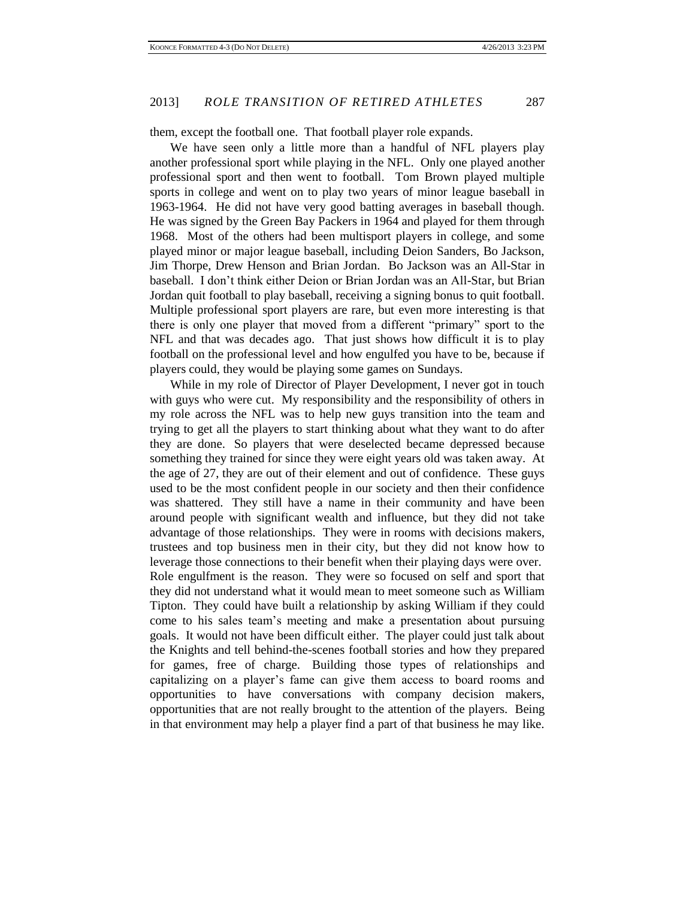them, except the football one. That football player role expands.

We have seen only a little more than a handful of NFL players play another professional sport while playing in the NFL. Only one played another professional sport and then went to football. Tom Brown played multiple sports in college and went on to play two years of minor league baseball in 1963-1964. He did not have very good batting averages in baseball though. He was signed by the Green Bay Packers in 1964 and played for them through 1968. Most of the others had been multisport players in college, and some played minor or major league baseball, including Deion Sanders, Bo Jackson, Jim Thorpe, Drew Henson and Brian Jordan. Bo Jackson was an All-Star in baseball. I don't think either Deion or Brian Jordan was an All-Star, but Brian Jordan quit football to play baseball, receiving a signing bonus to quit football. Multiple professional sport players are rare, but even more interesting is that there is only one player that moved from a different "primary" sport to the NFL and that was decades ago. That just shows how difficult it is to play football on the professional level and how engulfed you have to be, because if players could, they would be playing some games on Sundays.

While in my role of Director of Player Development, I never got in touch with guys who were cut. My responsibility and the responsibility of others in my role across the NFL was to help new guys transition into the team and trying to get all the players to start thinking about what they want to do after they are done. So players that were deselected became depressed because something they trained for since they were eight years old was taken away. At the age of 27, they are out of their element and out of confidence. These guys used to be the most confident people in our society and then their confidence was shattered. They still have a name in their community and have been around people with significant wealth and influence, but they did not take advantage of those relationships. They were in rooms with decisions makers, trustees and top business men in their city, but they did not know how to leverage those connections to their benefit when their playing days were over. Role engulfment is the reason. They were so focused on self and sport that they did not understand what it would mean to meet someone such as William Tipton. They could have built a relationship by asking William if they could come to his sales team's meeting and make a presentation about pursuing goals. It would not have been difficult either. The player could just talk about the Knights and tell behind-the-scenes football stories and how they prepared for games, free of charge. Building those types of relationships and capitalizing on a player's fame can give them access to board rooms and opportunities to have conversations with company decision makers, opportunities that are not really brought to the attention of the players. Being in that environment may help a player find a part of that business he may like.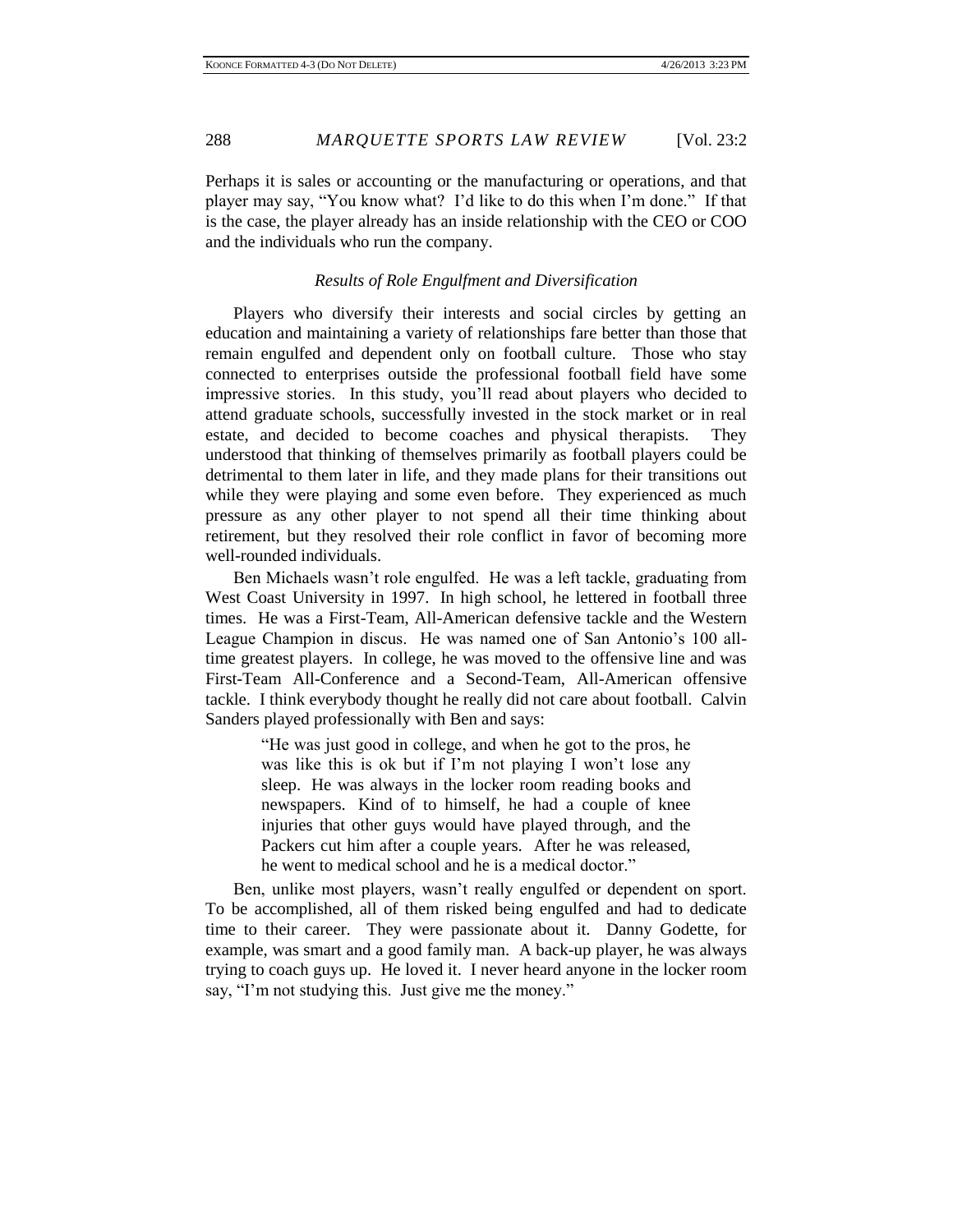Perhaps it is sales or accounting or the manufacturing or operations, and that player may say, "You know what? I'd like to do this when I'm done." If that is the case, the player already has an inside relationship with the CEO or COO and the individuals who run the company.

### *Results of Role Engulfment and Diversification*

Players who diversify their interests and social circles by getting an education and maintaining a variety of relationships fare better than those that remain engulfed and dependent only on football culture. Those who stay connected to enterprises outside the professional football field have some impressive stories. In this study, you'll read about players who decided to attend graduate schools, successfully invested in the stock market or in real estate, and decided to become coaches and physical therapists. They understood that thinking of themselves primarily as football players could be detrimental to them later in life, and they made plans for their transitions out while they were playing and some even before. They experienced as much pressure as any other player to not spend all their time thinking about retirement, but they resolved their role conflict in favor of becoming more well-rounded individuals.

Ben Michaels wasn't role engulfed. He was a left tackle, graduating from West Coast University in 1997. In high school, he lettered in football three times. He was a First-Team, All-American defensive tackle and the Western League Champion in discus. He was named one of San Antonio's 100 all-time greatest players. In college, he was moved to the offensive line and was First-Team All-Conference and a Second-Team, All-American offensive tackle. I think everybody thought he really did not care about football. Calvin Sanders played professionally with Ben and says:

> "He was just good in college, and when he got to the pros, he was like this is ok but if I'm not playing I won't lose any sleep. He was always in the locker room reading books and newspapers. Kind of to himself, he had a couple of knee injuries that other guys would have played through, and the Packers cut him after a couple years. After he was released, he went to medical school and he is a medical doctor."

Ben, unlike most players, wasn't really engulfed or dependent on sport. To be accomplished, all of them risked being engulfed and had to dedicate time to their career. They were passionate about it. Danny Godette, for example, was smart and a good family man. A back-up player, he was always trying to coach guys up. He loved it. I never heard anyone in the locker room say, "I'm not studying this. Just give me the money."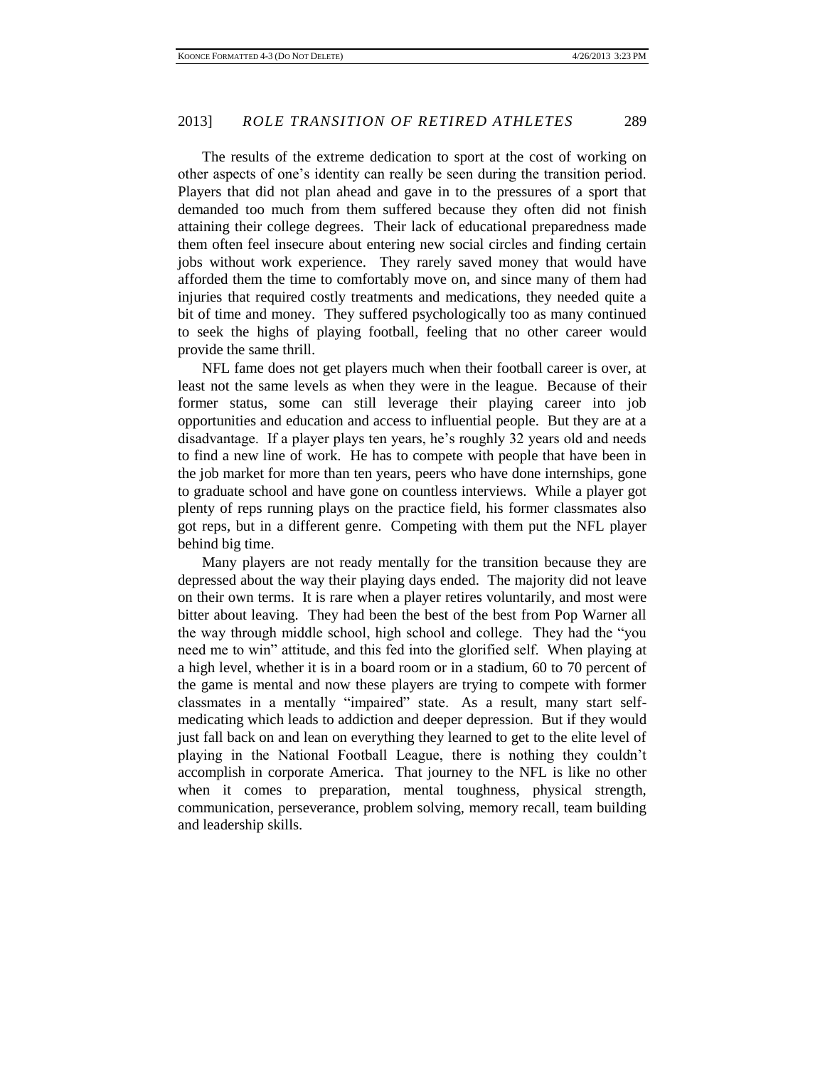The results of the extreme dedication to sport at the cost of working on other aspects of one's identity can really be seen during the transition period. Players that did not plan ahead and gave in to the pressures of a sport that demanded too much from them suffered because they often did not finish attaining their college degrees. Their lack of educational preparedness made them often feel insecure about entering new social circles and finding certain jobs without work experience. They rarely saved money that would have afforded them the time to comfortably move on, and since many of them had injuries that required costly treatments and medications, they needed quite a bit of time and money. They suffered psychologically too as many continued to seek the highs of playing football, feeling that no other career would provide the same thrill.

NFL fame does not get players much when their football career is over, at least not the same levels as when they were in the league. Because of their former status, some can still leverage their playing career into job opportunities and education and access to influential people. But they are at a disadvantage. If a player plays ten years, he's roughly 32 years old and needs to find a new line of work. He has to compete with people that have been in the job market for more than ten years, peers who have done internships, gone to graduate school and have gone on countless interviews. While a player got plenty of reps running plays on the practice field, his former classmates also got reps, but in a different genre. Competing with them put the NFL player behind big time.

Many players are not ready mentally for the transition because they are depressed about the way their playing days ended. The majority did not leave on their own terms. It is rare when a player retires voluntarily, and most were bitter about leaving. They had been the best of the best from Pop Warner all the way through middle school, high school and college. They had the "you need me to win" attitude, and this fed into the glorified self. When playing at a high level, whether it is in a board room or in a stadium, 60 to 70 percent of the game is mental and now these players are trying to compete with former classmates in a mentally "impaired" state. As a result, many start self-medicating which leads to addiction and deeper depression. But if they would just fall back on and lean on everything they learned to get to the elite level of playing in the National Football League, there is nothing they couldn't accomplish in corporate America. That journey to the NFL is like no other when it comes to preparation, mental toughness, physical strength, communication, perseverance, problem solving, memory recall, team building and leadership skills.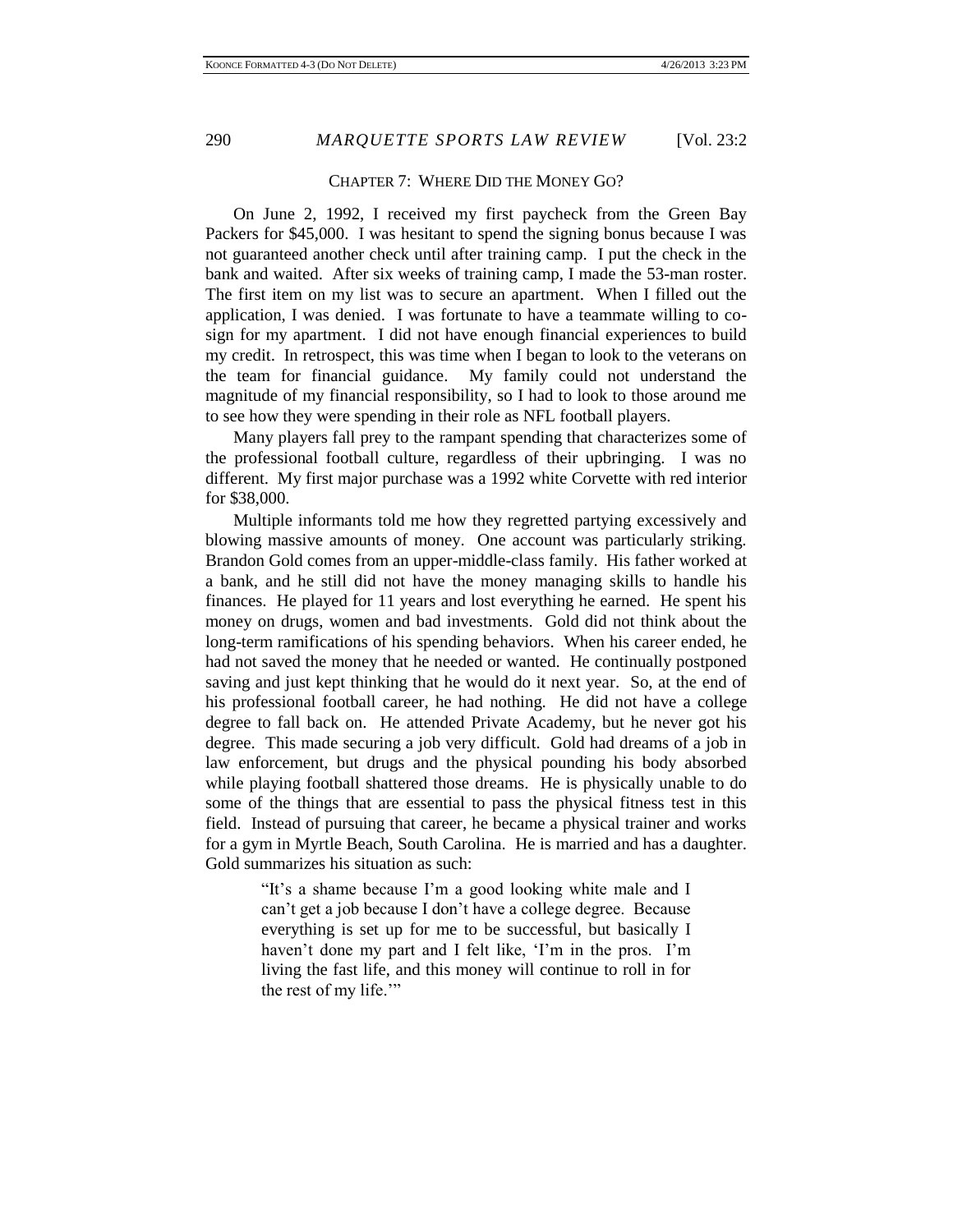## CHAPTER 7: WHERE DID THE MONEY GO?

On June 2, 1992, I received my first paycheck from the Green Bay Packers for $45,000. I was hesitant to spend the signing bonus because I was not guaranteed another check until after training camp. I put the check in the bank and waited. After six weeks of training camp, I made the 53-man roster. The first item on my list was to secure an apartment. When I filled out the application, I was denied. I was fortunate to have a teammate willing to co-sign for my apartment. I did not have enough financial experiences to build my credit. In retrospect, this was time when I began to look to the veterans on the team for financial guidance. My family could not understand the magnitude of my financial responsibility, so I had to look to those around me to see how they were spending in their role as NFL football players.

Many players fall prey to the rampant spending that characterizes some of the professional football culture, regardless of their upbringing. I was no different. My first major purchase was a 1992 white Corvette with red interior for $38,000.

Multiple informants told me how they regretted partying excessively and blowing massive amounts of money. One account was particularly striking. Brandon Gold comes from an upper-middle-class family. His father worked at a bank, and he still did not have the money managing skills to handle his finances. He played for 11 years and lost everything he earned. He spent his money on drugs, women and bad investments. Gold did not think about the long-term ramifications of his spending behaviors. When his career ended, he had not saved the money that he needed or wanted. He continually postponed saving and just kept thinking that he would do it next year. So, at the end of his professional football career, he had nothing. He did not have a college degree to fall back on. He attended Private Academy, but he never got his degree. This made securing a job very difficult. Gold had dreams of a job in law enforcement, but drugs and the physical pounding his body absorbed while playing football shattered those dreams. He is physically unable to do some of the things that are essential to pass the physical fitness test in this field. Instead of pursuing that career, he became a physical trainer and works for a gym in Myrtle Beach, South Carolina. He is married and has a daughter. Gold summarizes his situation as such:

> "It's a shame because I'm a good looking white male and I can't get a job because I don't have a college degree. Because everything is set up for me to be successful, but basically I haven't done my part and I felt like, 'I'm in the pros. I'm living the fast life, and this money will continue to roll in for the rest of my life.'"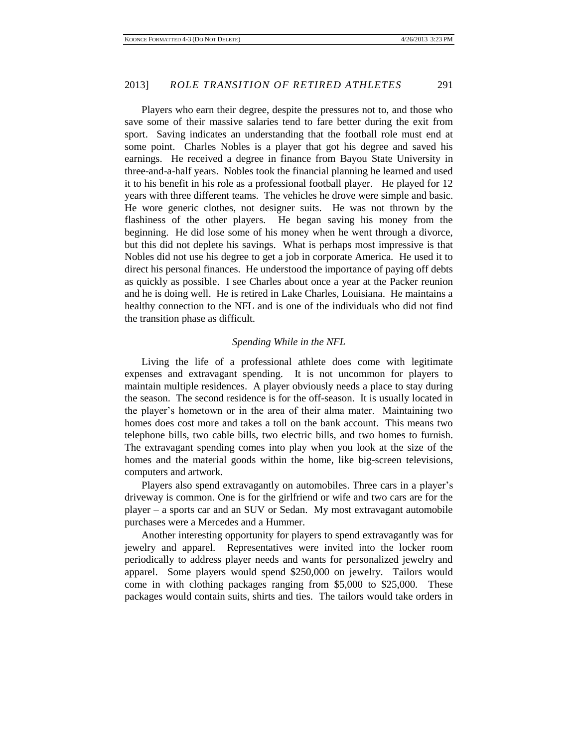Players who earn their degree, despite the pressures not to, and those who save some of their massive salaries tend to fare better during the exit from sport. Saving indicates an understanding that the football role must end at some point. Charles Nobles is a player that got his degree and saved his earnings. He received a degree in finance from Bayou State University in three-and-a-half years. Nobles took the financial planning he learned and used it to his benefit in his role as a professional football player. He played for 12 years with three different teams. The vehicles he drove were simple and basic. He wore generic clothes, not designer suits. He was not thrown by the flashiness of the other players. He began saving his money from the beginning. He did lose some of his money when he went through a divorce, but this did not deplete his savings. What is perhaps most impressive is that Nobles did not use his degree to get a job in corporate America. He used it to direct his personal finances. He understood the importance of paying off debts as quickly as possible. I see Charles about once a year at the Packer reunion and he is doing well. He is retired in Lake Charles, Louisiana. He maintains a healthy connection to the NFL and is one of the individuals who did not find the transition phase as difficult.

*Spending While in the NFL*

Living the life of a professional athlete does come with legitimate expenses and extravagant spending. It is not uncommon for players to maintain multiple residences. A player obviously needs a place to stay during the season. The second residence is for the off-season. It is usually located in the player's hometown or in the area of their alma mater. Maintaining two homes does cost more and takes a toll on the bank account. This means two telephone bills, two cable bills, two electric bills, and two homes to furnish. The extravagant spending comes into play when you look at the size of the homes and the material goods within the home, like big-screen televisions, computers and artwork.

Players also spend extravagantly on automobiles. Three cars in a player's driveway is common. One is for the girlfriend or wife and two cars are for the player – a sports car and an SUV or Sedan. My most extravagant automobile purchases were a Mercedes and a Hummer.

Another interesting opportunity for players to spend extravagantly was for jewelry and apparel. Representatives were invited into the locker room periodically to address player needs and wants for personalized jewelry and apparel. Some players would spend $250,000 on jewelry. Tailors would come in with clothing packages ranging from $5,000 to $25,000. These packages would contain suits, shirts and ties. The tailors would take orders in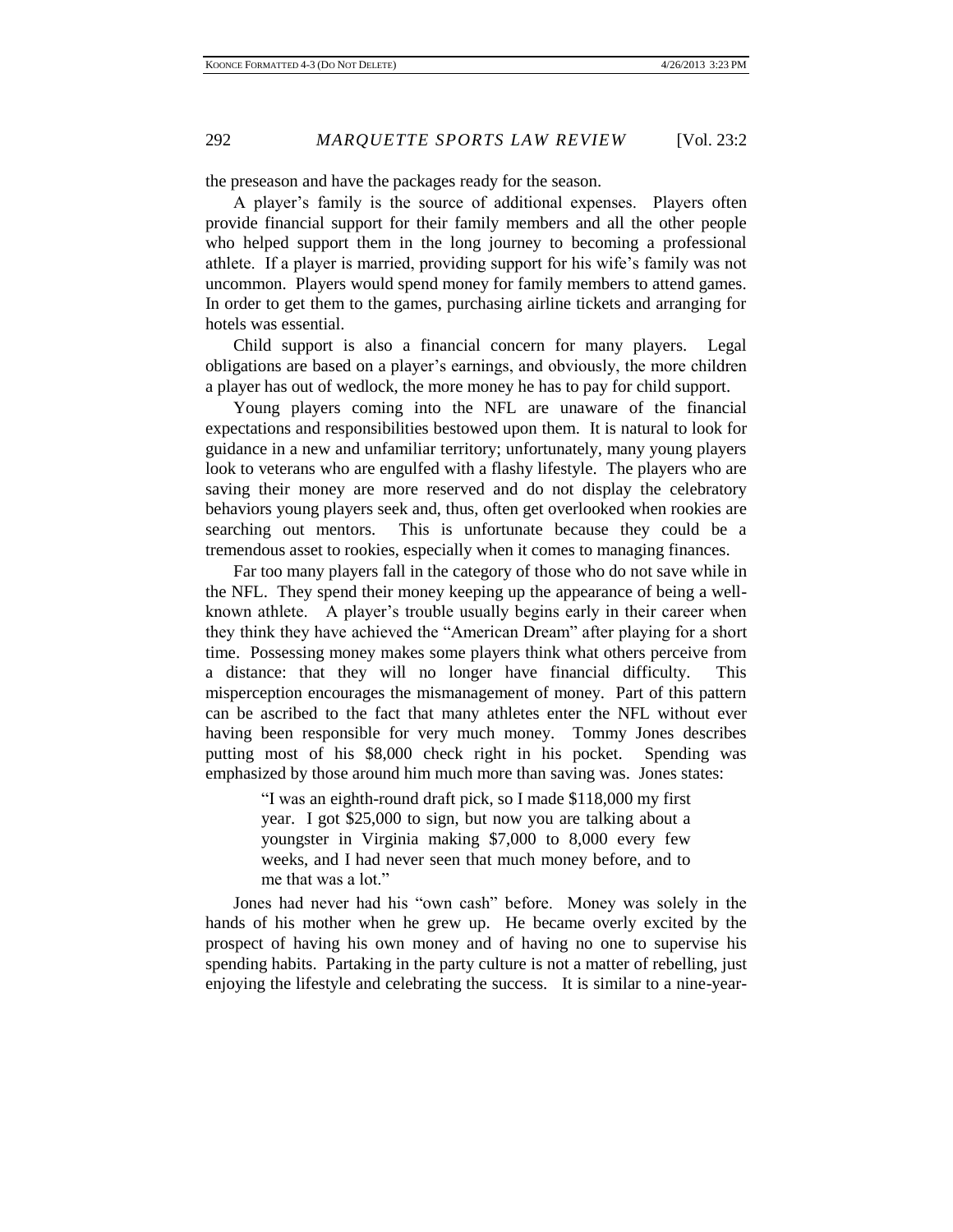the preseason and have the packages ready for the season.

A player's family is the source of additional expenses. Players often provide financial support for their family members and all the other people who helped support them in the long journey to becoming a professional athlete. If a player is married, providing support for his wife's family was not uncommon. Players would spend money for family members to attend games. In order to get them to the games, purchasing airline tickets and arranging for hotels was essential.

Child support is also a financial concern for many players. Legal obligations are based on a player's earnings, and obviously, the more children a player has out of wedlock, the more money he has to pay for child support.

Young players coming into the NFL are unaware of the financial expectations and responsibilities bestowed upon them. It is natural to look for guidance in a new and unfamiliar territory; unfortunately, many young players look to veterans who are engulfed with a flashy lifestyle. The players who are saving their money are more reserved and do not display the celebratory behaviors young players seek and, thus, often get overlooked when rookies are searching out mentors. This is unfortunate because they could be a tremendous asset to rookies, especially when it comes to managing finances.

Far too many players fall in the category of those who do not save while in the NFL. They spend their money keeping up the appearance of being a well-known athlete. A player's trouble usually begins early in their career when they think they have achieved the "American Dream" after playing for a short time. Possessing money makes some players think what others perceive from a distance: that they will no longer have financial difficulty. This misperception encourages the mismanagement of money. Part of this pattern can be ascribed to the fact that many athletes enter the NFL without ever having been responsible for very much money. Tommy Jones describes putting most of his $8,000 check right in his pocket. Spending was emphasized by those around him much more than saving was. Jones states:

> "I was an eighth-round draft pick, so I made $118,000 my first year. I got $25,000 to sign, but now you are talking about a youngster in Virginia making $7,000 to 8,000 every few weeks, and I had never seen that much money before, and to me that was a lot."

Jones had never had his "own cash" before. Money was solely in the hands of his mother when he grew up. He became overly excited by the prospect of having his own money and of having no one to supervise his spending habits. Partaking in the party culture is not a matter of rebelling, just enjoying the lifestyle and celebrating the success. It is similar to a nine-year-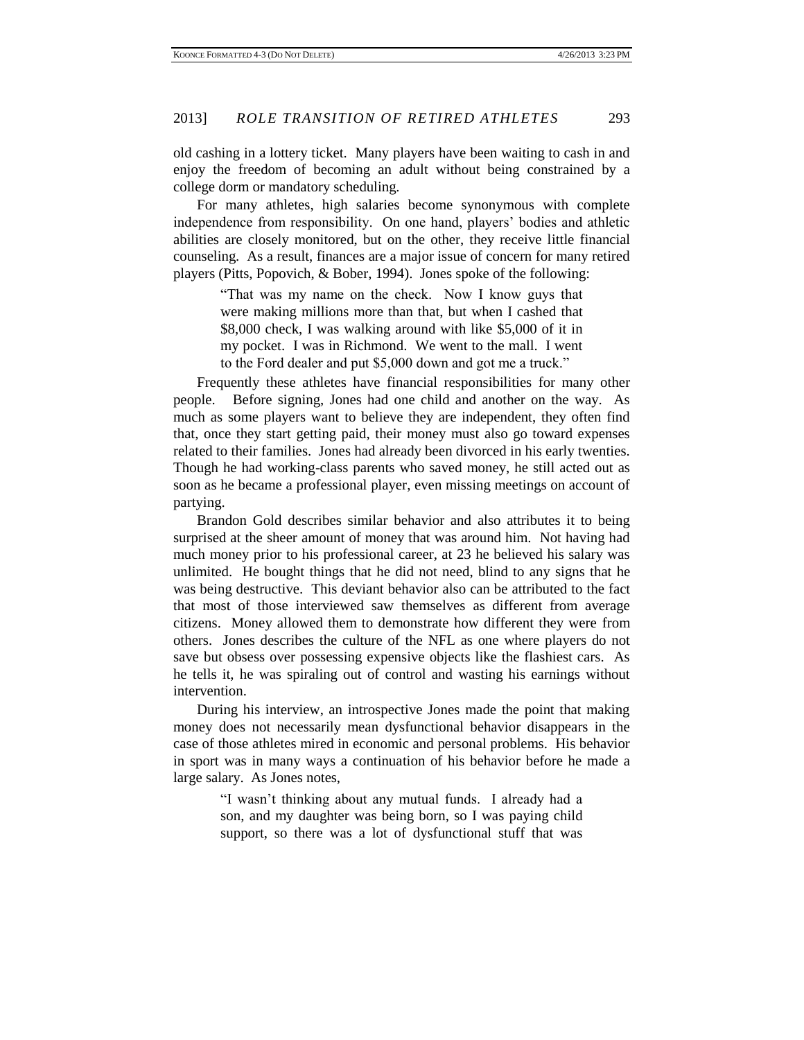old cashing in a lottery ticket. Many players have been waiting to cash in and enjoy the freedom of becoming an adult without being constrained by a college dorm or mandatory scheduling.

For many athletes, high salaries become synonymous with complete independence from responsibility. On one hand, players' bodies and athletic abilities are closely monitored, but on the other, they receive little financial counseling. As a result, finances are a major issue of concern for many retired players (Pitts, Popovich, & Bober, 1994). Jones spoke of the following:

> "That was my name on the check. Now I know guys that were making millions more than that, but when I cashed that \$8,000 check, I was walking around with like \$5,000 of it in my pocket. I was in Richmond. We went to the mall. I went to the Ford dealer and put \$5,000 down and got me a truck."

Frequently these athletes have financial responsibilities for many other people. Before signing, Jones had one child and another on the way. As much as some players want to believe they are independent, they often find that, once they start getting paid, their money must also go toward expenses related to their families. Jones had already been divorced in his early twenties. Though he had working-class parents who saved money, he still acted out as soon as he became a professional player, even missing meetings on account of partying.

Brandon Gold describes similar behavior and also attributes it to being surprised at the sheer amount of money that was around him. Not having had much money prior to his professional career, at 23 he believed his salary was unlimited. He bought things that he did not need, blind to any signs that he was being destructive. This deviant behavior also can be attributed to the fact that most of those interviewed saw themselves as different from average citizens. Money allowed them to demonstrate how different they were from others. Jones describes the culture of the NFL as one where players do not save but obsess over possessing expensive objects like the flashiest cars. As he tells it, he was spiraling out of control and wasting his earnings without intervention.

During his interview, an introspective Jones made the point that making money does not necessarily mean dysfunctional behavior disappears in the case of those athletes mired in economic and personal problems. His behavior in sport was in many ways a continuation of his behavior before he made a large salary. As Jones notes,

> "I wasn't thinking about any mutual funds. I already had a son, and my daughter was being born, so I was paying child support, so there was a lot of dysfunctional stuff that was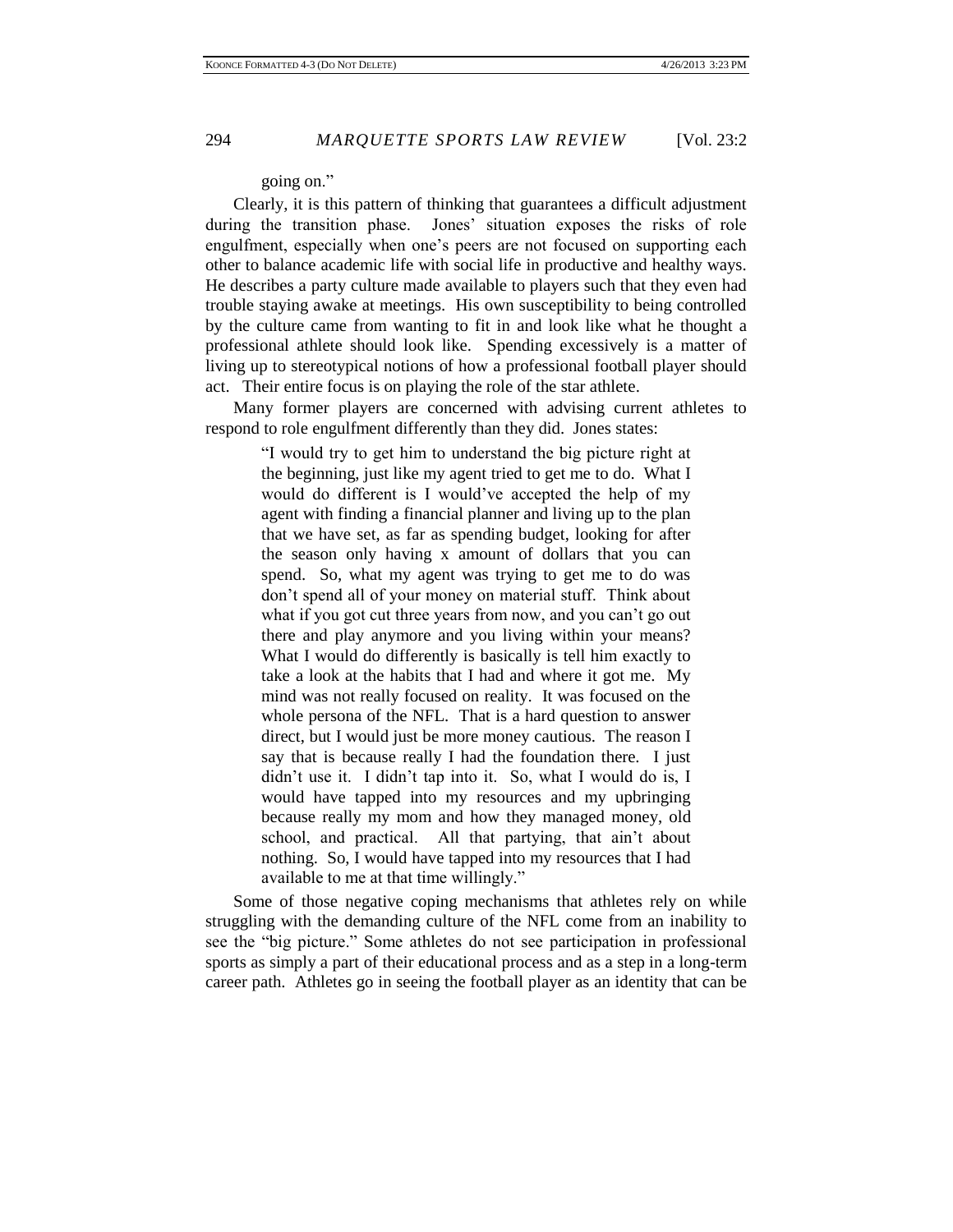going on."

Clearly, it is this pattern of thinking that guarantees a difficult adjustment during the transition phase. Jones' situation exposes the risks of role engulfment, especially when one's peers are not focused on supporting each other to balance academic life with social life in productive and healthy ways. He describes a party culture made available to players such that they even had trouble staying awake at meetings. His own susceptibility to being controlled by the culture came from wanting to fit in and look like what he thought a professional athlete should look like. Spending excessively is a matter of living up to stereotypical notions of how a professional football player should act. Their entire focus is on playing the role of the star athlete.

Many former players are concerned with advising current athletes to respond to role engulfment differently than they did. Jones states:

> "I would try to get him to understand the big picture right at the beginning, just like my agent tried to get me to do. What I would do different is I would've accepted the help of my agent with finding a financial planner and living up to the plan that we have set, as far as spending budget, looking for after the season only having x amount of dollars that you can spend. So, what my agent was trying to get me to do was don't spend all of your money on material stuff. Think about what if you got cut three years from now, and you can't go out there and play anymore and you living within your means? What I would do differently is basically is tell him exactly to take a look at the habits that I had and where it got me. My mind was not really focused on reality. It was focused on the whole persona of the NFL. That is a hard question to answer direct, but I would just be more money cautious. The reason I say that is because really I had the foundation there. I just didn't use it. I didn't tap into it. So, what I would do is, I would have tapped into my resources and my upbringing because really my mom and how they managed money, old school, and practical. All that partying, that ain't about nothing. So, I would have tapped into my resources that I had available to me at that time willingly."

Some of those negative coping mechanisms that athletes rely on while struggling with the demanding culture of the NFL come from an inability to see the "big picture." Some athletes do not see participation in professional sports as simply a part of their educational process and as a step in a long-term career path. Athletes go in seeing the football player as an identity that can be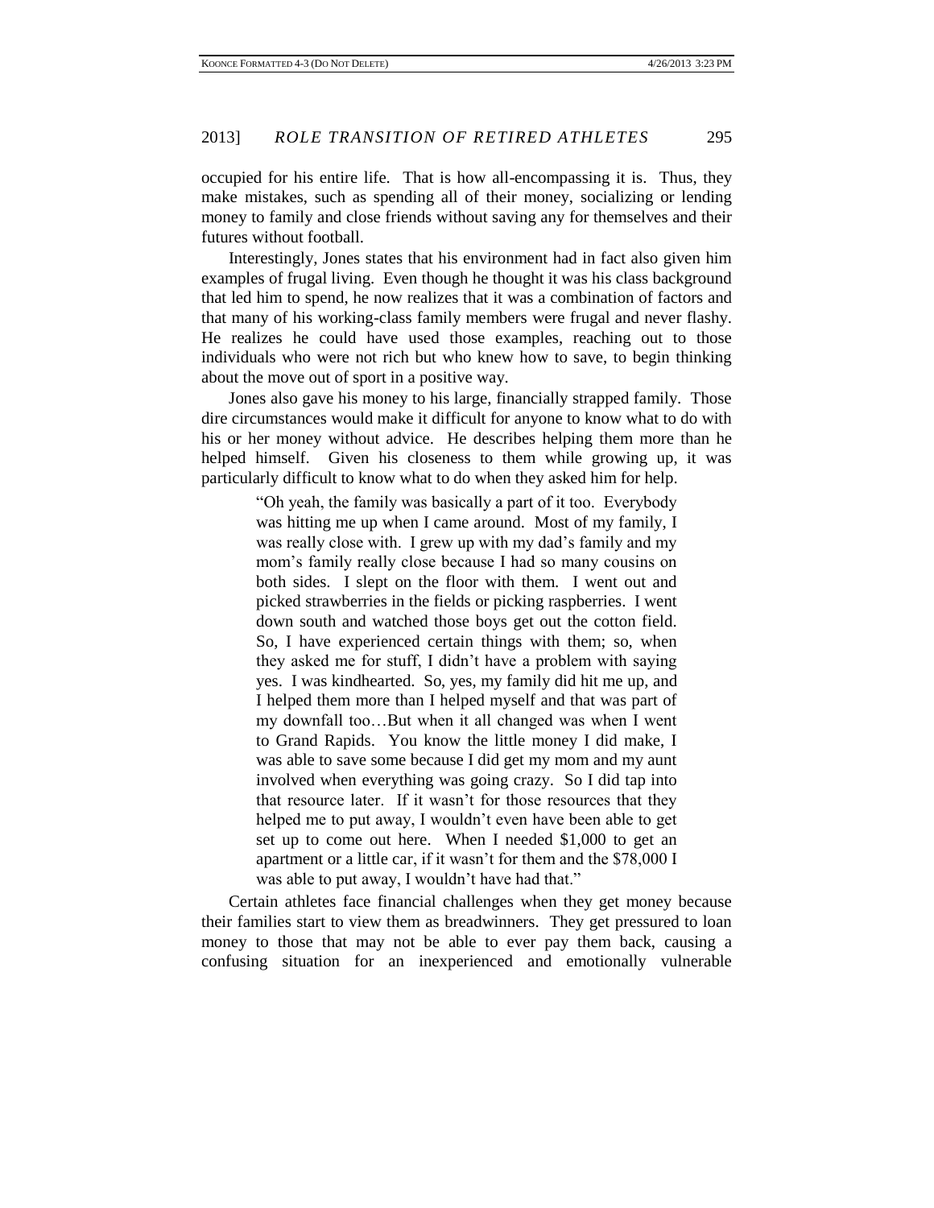occupied for his entire life. That is how all-encompassing it is. Thus, they make mistakes, such as spending all of their money, socializing or lending money to family and close friends without saving any for themselves and their futures without football.

Interestingly, Jones states that his environment had in fact also given him examples of frugal living. Even though he thought it was his class background that led him to spend, he now realizes that it was a combination of factors and that many of his working-class family members were frugal and never flashy. He realizes he could have used those examples, reaching out to those individuals who were not rich but who knew how to save, to begin thinking about the move out of sport in a positive way.

Jones also gave his money to his large, financially strapped family. Those dire circumstances would make it difficult for anyone to know what to do with his or her money without advice. He describes helping them more than he helped himself. Given his closeness to them while growing up, it was particularly difficult to know what to do when they asked him for help.

> "Oh yeah, the family was basically a part of it too. Everybody was hitting me up when I came around. Most of my family, I was really close with. I grew up with my dad's family and my mom's family really close because I had so many cousins on both sides. I slept on the floor with them. I went out and picked strawberries in the fields or picking raspberries. I went down south and watched those boys get out the cotton field. So, I have experienced certain things with them; so, when they asked me for stuff, I didn't have a problem with saying yes. I was kindhearted. So, yes, my family did hit me up, and I helped them more than I helped myself and that was part of my downfall too…But when it all changed was when I went to Grand Rapids. You know the little money I did make, I was able to save some because I did get my mom and my aunt involved when everything was going crazy. So I did tap into that resource later. If it wasn't for those resources that they helped me to put away, I wouldn't even have been able to get set up to come out here. When I needed $1,000 to get an apartment or a little car, if it wasn't for them and the $78,000 I was able to put away, I wouldn't have had that."

Certain athletes face financial challenges when they get money because their families start to view them as breadwinners. They get pressured to loan money to those that may not be able to ever pay them back, causing a confusing situation for an inexperienced and emotionally vulnerable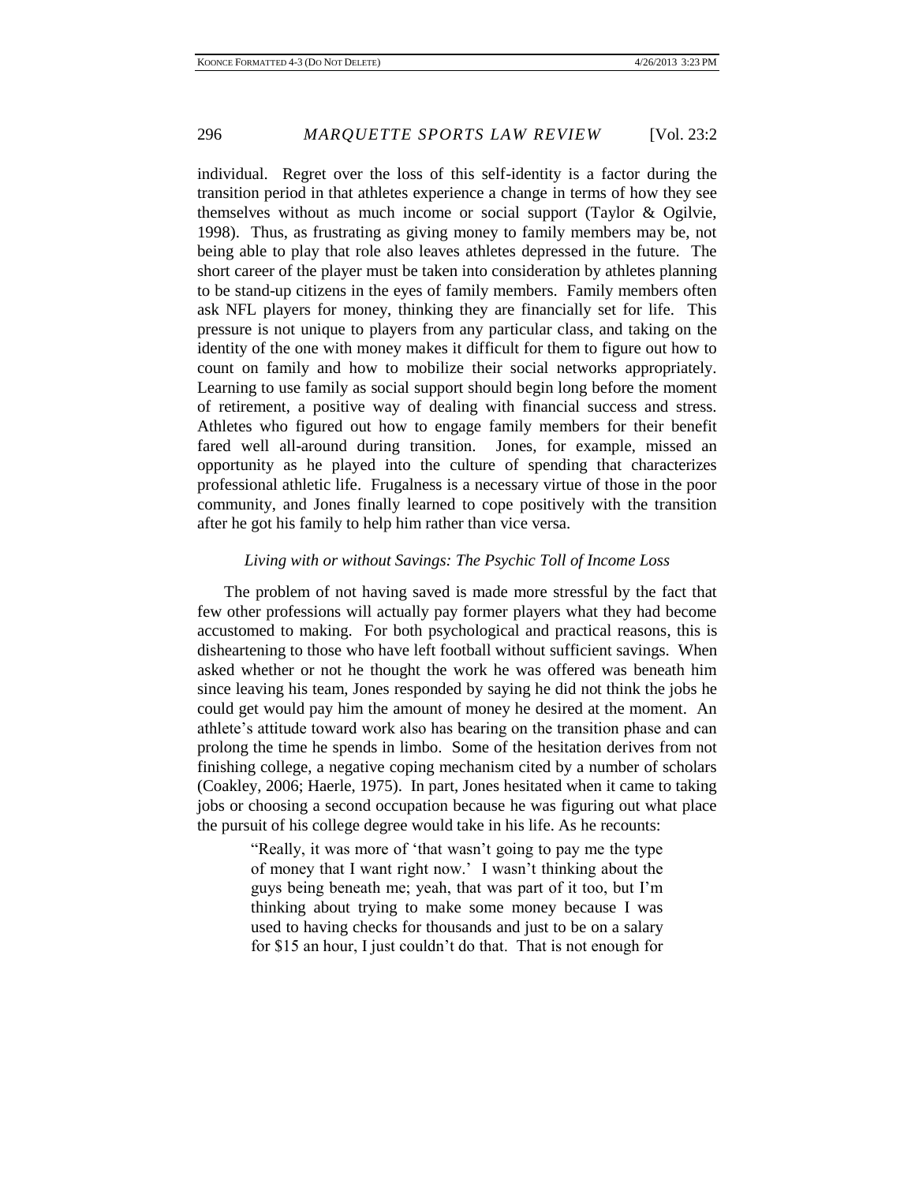individual. Regret over the loss of this self-identity is a factor during the transition period in that athletes experience a change in terms of how they see themselves without as much income or social support (Taylor & Ogilvie, 1998). Thus, as frustrating as giving money to family members may be, not being able to play that role also leaves athletes depressed in the future. The short career of the player must be taken into consideration by athletes planning to be stand-up citizens in the eyes of family members. Family members often ask NFL players for money, thinking they are financially set for life. This pressure is not unique to players from any particular class, and taking on the identity of the one with money makes it difficult for them to figure out how to count on family and how to mobilize their social networks appropriately. Learning to use family as social support should begin long before the moment of retirement, a positive way of dealing with financial success and stress. Athletes who figured out how to engage family members for their benefit fared well all-around during transition. Jones, for example, missed an opportunity as he played into the culture of spending that characterizes professional athletic life. Frugalness is a necessary virtue of those in the poor community, and Jones finally learned to cope positively with the transition after he got his family to help him rather than vice versa.

### *Living with or without Savings: The Psychic Toll of Income Loss*

The problem of not having saved is made more stressful by the fact that few other professions will actually pay former players what they had become accustomed to making. For both psychological and practical reasons, this is disheartening to those who have left football without sufficient savings. When asked whether or not he thought the work he was offered was beneath him since leaving his team, Jones responded by saying he did not think the jobs he could get would pay him the amount of money he desired at the moment. An athlete's attitude toward work also has bearing on the transition phase and can prolong the time he spends in limbo. Some of the hesitation derives from not finishing college, a negative coping mechanism cited by a number of scholars (Coakley, 2006; Haerle, 1975). In part, Jones hesitated when it came to taking jobs or choosing a second occupation because he was figuring out what place the pursuit of his college degree would take in his life. As he recounts:

> "Really, it was more of 'that wasn't going to pay me the type of money that I want right now.' I wasn't thinking about the guys being beneath me; yeah, that was part of it too, but I'm thinking about trying to make some money because I was used to having checks for thousands and just to be on a salary for $15 an hour, I just couldn't do that. That is not enough for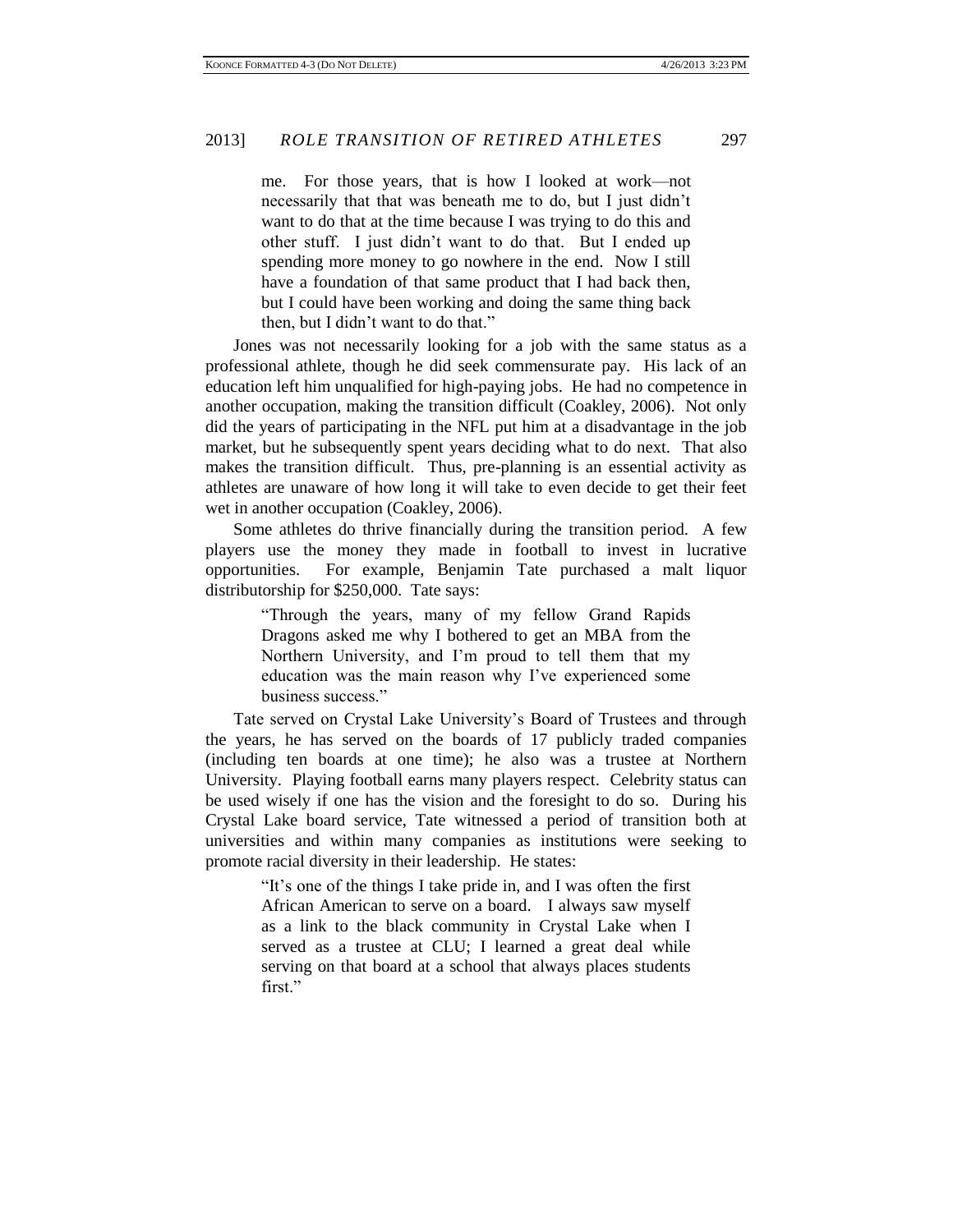> me. For those years, that is how I looked at work—not necessarily that that was beneath me to do, but I just didn't want to do that at the time because I was trying to do this and other stuff. I just didn't want to do that. But I ended up spending more money to go nowhere in the end. Now I still have a foundation of that same product that I had back then, but I could have been working and doing the same thing back then, but I didn't want to do that."

Jones was not necessarily looking for a job with the same status as a professional athlete, though he did seek commensurate pay. His lack of an education left him unqualified for high-paying jobs. He had no competence in another occupation, making the transition difficult (Coakley, 2006). Not only did the years of participating in the NFL put him at a disadvantage in the job market, but he subsequently spent years deciding what to do next. That also makes the transition difficult. Thus, pre-planning is an essential activity as athletes are unaware of how long it will take to even decide to get their feet wet in another occupation (Coakley, 2006).

Some athletes do thrive financially during the transition period. A few players use the money they made in football to invest in lucrative opportunities. For example, Benjamin Tate purchased a malt liquor distributorship for $250,000. Tate says:

> "Through the years, many of my fellow Grand Rapids Dragons asked me why I bothered to get an MBA from the Northern University, and I'm proud to tell them that my education was the main reason why I've experienced some business success."

Tate served on Crystal Lake University's Board of Trustees and through the years, he has served on the boards of 17 publicly traded companies (including ten boards at one time); he also was a trustee at Northern University. Playing football earns many players respect. Celebrity status can be used wisely if one has the vision and the foresight to do so. During his Crystal Lake board service, Tate witnessed a period of transition both at universities and within many companies as institutions were seeking to promote racial diversity in their leadership. He states:

> "It's one of the things I take pride in, and I was often the first African American to serve on a board. I always saw myself as a link to the black community in Crystal Lake when I served as a trustee at CLU; I learned a great deal while serving on that board at a school that always places students first."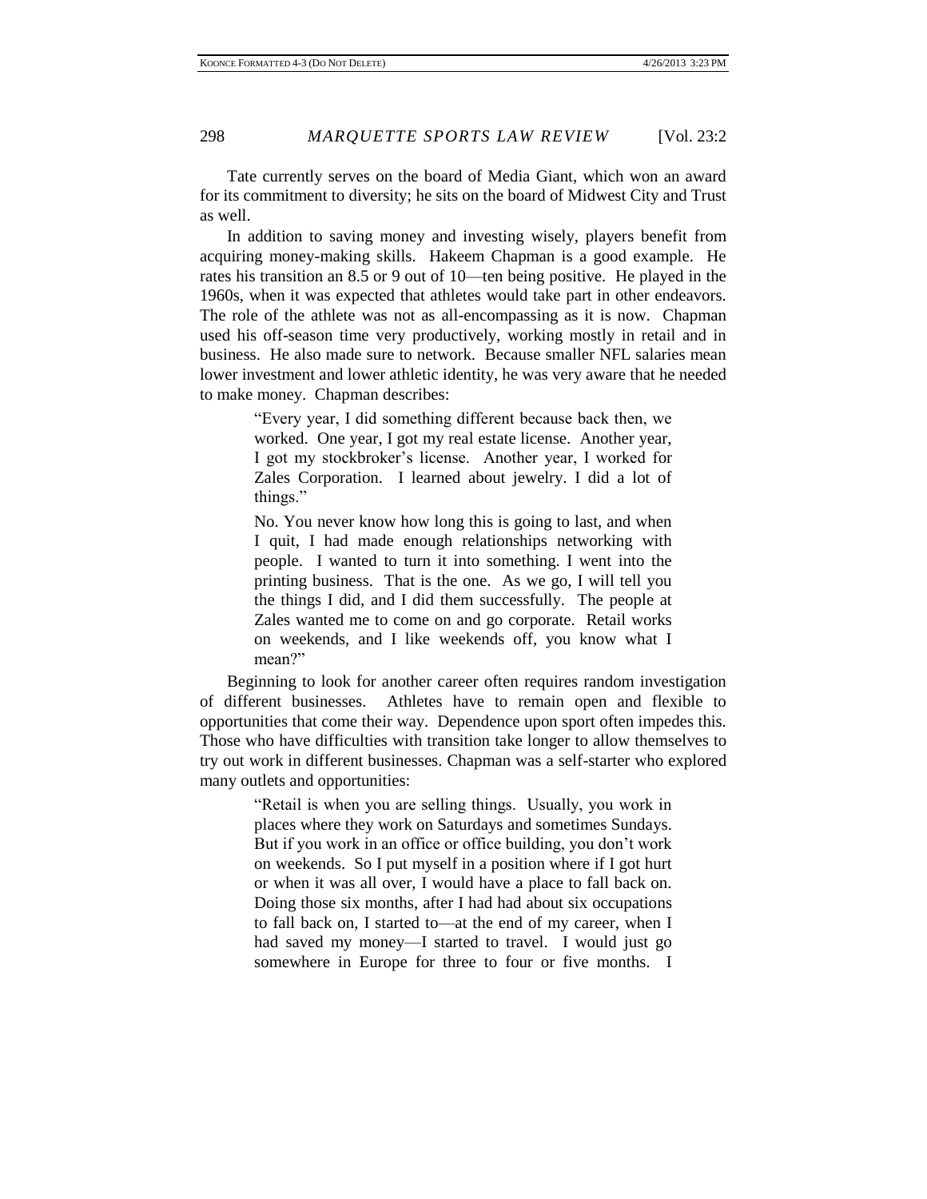Tate currently serves on the board of Media Giant, which won an award for its commitment to diversity; he sits on the board of Midwest City and Trust as well.

In addition to saving money and investing wisely, players benefit from acquiring money-making skills. Hakeem Chapman is a good example. He rates his transition an 8.5 or 9 out of 10—ten being positive. He played in the 1960s, when it was expected that athletes would take part in other endeavors. The role of the athlete was not as all-encompassing as it is now. Chapman used his off-season time very productively, working mostly in retail and in business. He also made sure to network. Because smaller NFL salaries mean lower investment and lower athletic identity, he was very aware that he needed to make money. Chapman describes:

> "Every year, I did something different because back then, we worked. One year, I got my real estate license. Another year, I got my stockbroker's license. Another year, I worked for Zales Corporation. I learned about jewelry. I did a lot of things."
>
> No. You never know how long this is going to last, and when I quit, I had made enough relationships networking with people. I wanted to turn it into something. I went into the printing business. That is the one. As we go, I will tell you the things I did, and I did them successfully. The people at Zales wanted me to come on and go corporate. Retail works on weekends, and I like weekends off, you know what I mean?"

Beginning to look for another career often requires random investigation of different businesses. Athletes have to remain open and flexible to opportunities that come their way. Dependence upon sport often impedes this. Those who have difficulties with transition take longer to allow themselves to try out work in different businesses. Chapman was a self-starter who explored many outlets and opportunities:

> "Retail is when you are selling things. Usually, you work in places where they work on Saturdays and sometimes Sundays. But if you work in an office or office building, you don't work on weekends. So I put myself in a position where if I got hurt or when it was all over, I would have a place to fall back on. Doing those six months, after I had had about six occupations to fall back on, I started to—at the end of my career, when I had saved my money—I started to travel. I would just go somewhere in Europe for three to four or five months. I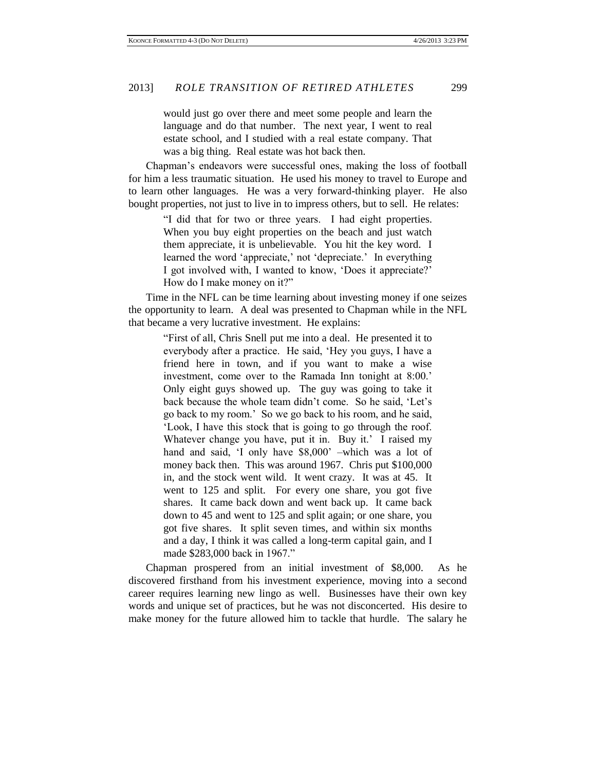> would just go over there and meet some people and learn the language and do that number. The next year, I went to real estate school, and I studied with a real estate company. That was a big thing. Real estate was hot back then.

Chapman's endeavors were successful ones, making the loss of football for him a less traumatic situation. He used his money to travel to Europe and to learn other languages. He was a very forward-thinking player. He also bought properties, not just to live in to impress others, but to sell. He relates:

> "I did that for two or three years. I had eight properties. When you buy eight properties on the beach and just watch them appreciate, it is unbelievable. You hit the key word. I learned the word 'appreciate,' not 'depreciate.' In everything I got involved with, I wanted to know, 'Does it appreciate?' How do I make money on it?"

Time in the NFL can be time learning about investing money if one seizes the opportunity to learn. A deal was presented to Chapman while in the NFL that became a very lucrative investment. He explains:

> "First of all, Chris Snell put me into a deal. He presented it to everybody after a practice. He said, 'Hey you guys, I have a friend here in town, and if you want to make a wise investment, come over to the Ramada Inn tonight at 8:00.' Only eight guys showed up. The guy was going to take it back because the whole team didn't come. So he said, 'Let's go back to my room.' So we go back to his room, and he said, 'Look, I have this stock that is going to go through the roof. Whatever change you have, put it in. Buy it.' I raised my hand and said, 'I only have $8,000' –which was a lot of money back then. This was around 1967. Chris put $100,000 in, and the stock went wild. It went crazy. It was at 45. It went to 125 and split. For every one share, you got five shares. It came back down and went back up. It came back down to 45 and went to 125 and split again; or one share, you got five shares. It split seven times, and within six months and a day, I think it was called a long-term capital gain, and I made $283,000 back in 1967."

Chapman prospered from an initial investment of $8,000. As he discovered firsthand from his investment experience, moving into a second career requires learning new lingo as well. Businesses have their own key words and unique set of practices, but he was not disconcerted. His desire to make money for the future allowed him to tackle that hurdle. The salary he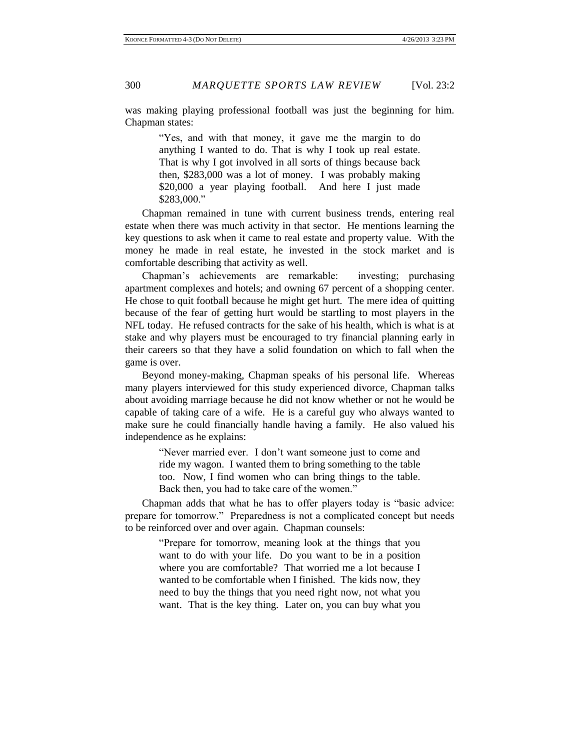was making playing professional football was just the beginning for him. Chapman states:

> "Yes, and with that money, it gave me the margin to do anything I wanted to do. That is why I took up real estate. That is why I got involved in all sorts of things because back then, $283,000 was a lot of money. I was probably making $20,000 a year playing football. And here I just made $283,000."

Chapman remained in tune with current business trends, entering real estate when there was much activity in that sector. He mentions learning the key questions to ask when it came to real estate and property value. With the money he made in real estate, he invested in the stock market and is comfortable describing that activity as well.

Chapman's achievements are remarkable: investing; purchasing apartment complexes and hotels; and owning 67 percent of a shopping center. He chose to quit football because he might get hurt. The mere idea of quitting because of the fear of getting hurt would be startling to most players in the NFL today. He refused contracts for the sake of his health, which is what is at stake and why players must be encouraged to try financial planning early in their careers so that they have a solid foundation on which to fall when the game is over.

Beyond money-making, Chapman speaks of his personal life. Whereas many players interviewed for this study experienced divorce, Chapman talks about avoiding marriage because he did not know whether or not he would be capable of taking care of a wife. He is a careful guy who always wanted to make sure he could financially handle having a family. He also valued his independence as he explains:

> "Never married ever. I don't want someone just to come and ride my wagon. I wanted them to bring something to the table too. Now, I find women who can bring things to the table. Back then, you had to take care of the women."

Chapman adds that what he has to offer players today is "basic advice: prepare for tomorrow." Preparedness is not a complicated concept but needs to be reinforced over and over again. Chapman counsels:

> "Prepare for tomorrow, meaning look at the things that you want to do with your life. Do you want to be in a position where you are comfortable? That worried me a lot because I wanted to be comfortable when I finished. The kids now, they need to buy the things that you need right now, not what you want. That is the key thing. Later on, you can buy what you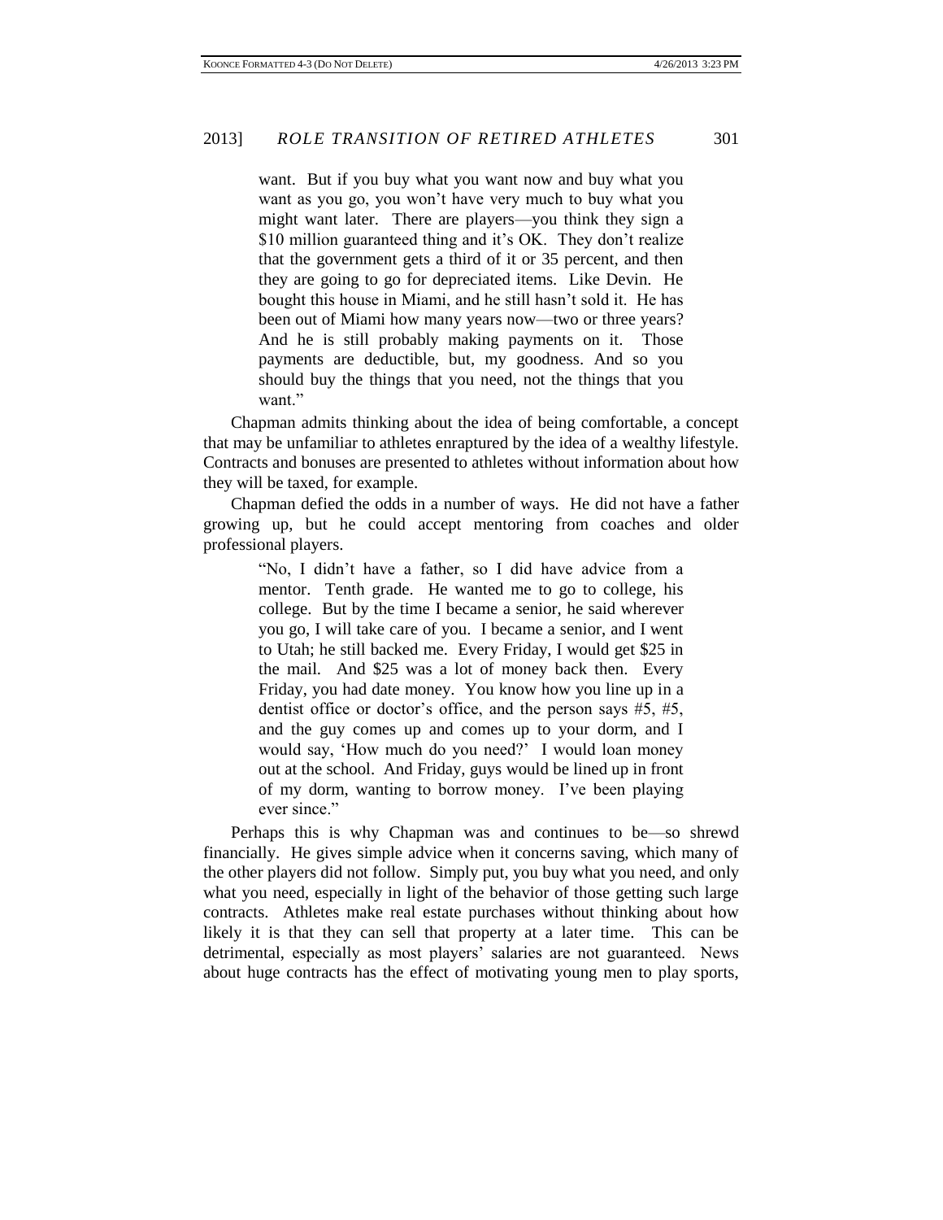> want. But if you buy what you want now and buy what you want as you go, you won't have very much to buy what you might want later. There are players—you think they sign a $10 million guaranteed thing and it's OK. They don't realize that the government gets a third of it or 35 percent, and then they are going to go for depreciated items. Like Devin. He bought this house in Miami, and he still hasn't sold it. He has been out of Miami how many years now—two or three years? And he is still probably making payments on it. Those payments are deductible, but, my goodness. And so you should buy the things that you need, not the things that you want."

Chapman admits thinking about the idea of being comfortable, a concept that may be unfamiliar to athletes enraptured by the idea of a wealthy lifestyle. Contracts and bonuses are presented to athletes without information about how they will be taxed, for example.

Chapman defied the odds in a number of ways. He did not have a father growing up, but he could accept mentoring from coaches and older professional players.

> "No, I didn't have a father, so I did have advice from a mentor. Tenth grade. He wanted me to go to college, his college. But by the time I became a senior, he said wherever you go, I will take care of you. I became a senior, and I went to Utah; he still backed me. Every Friday, I would get $25 in the mail. And $25 was a lot of money back then. Every Friday, you had date money. You know how you line up in a dentist office or doctor's office, and the person says #5, #5, and the guy comes up and comes up to your dorm, and I would say, 'How much do you need?' I would loan money out at the school. And Friday, guys would be lined up in front of my dorm, wanting to borrow money. I've been playing ever since."

Perhaps this is why Chapman was and continues to be—so shrewd financially. He gives simple advice when it concerns saving, which many of the other players did not follow. Simply put, you buy what you need, and only what you need, especially in light of the behavior of those getting such large contracts. Athletes make real estate purchases without thinking about how likely it is that they can sell that property at a later time. This can be detrimental, especially as most players' salaries are not guaranteed. News about huge contracts has the effect of motivating young men to play sports,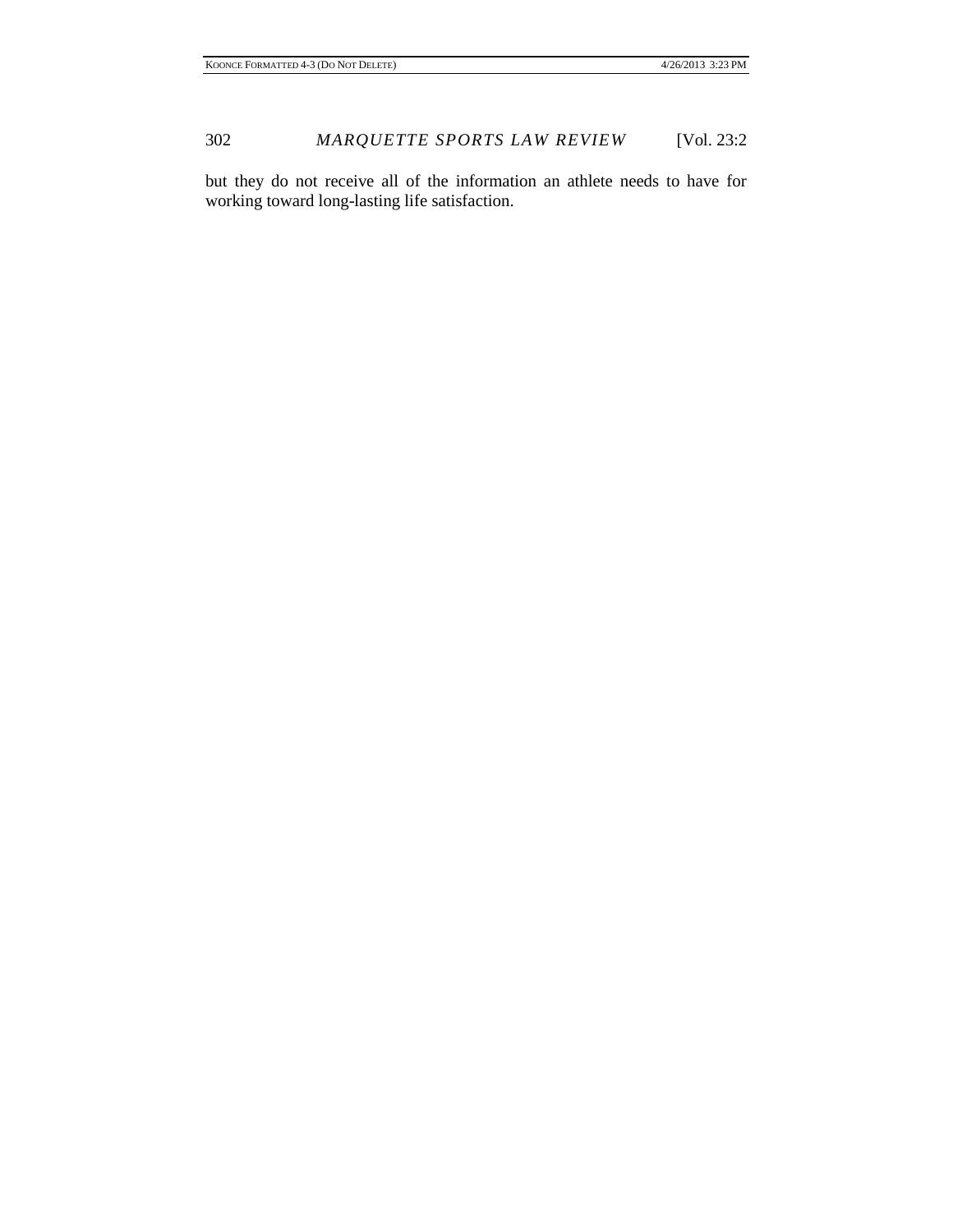but they do not receive all of the information an athlete needs to have for working toward long-lasting life satisfaction.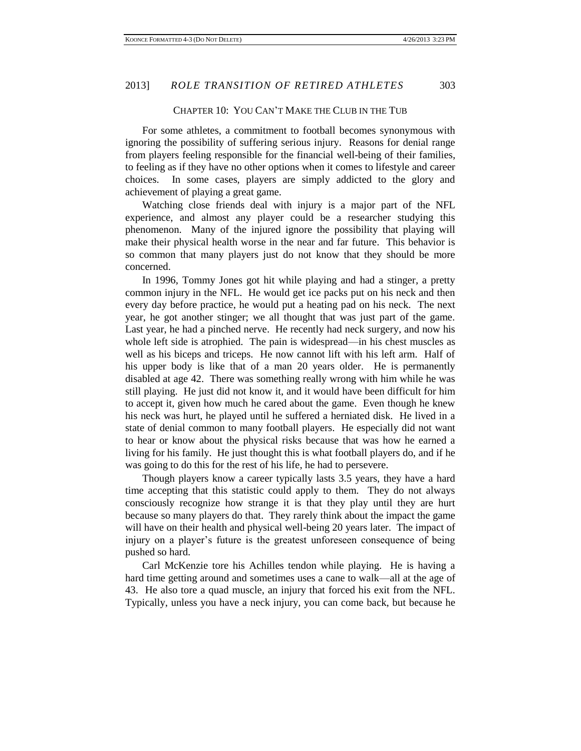## Chapter 10: You Can't Make the Club in the Tub

For some athletes, a commitment to football becomes synonymous with ignoring the possibility of suffering serious injury. Reasons for denial range from players feeling responsible for the financial well-being of their families, to feeling as if they have no other options when it comes to lifestyle and career choices. In some cases, players are simply addicted to the glory and achievement of playing a great game.

Watching close friends deal with injury is a major part of the NFL experience, and almost any player could be a researcher studying this phenomenon. Many of the injured ignore the possibility that playing will make their physical health worse in the near and far future. This behavior is so common that many players just do not know that they should be more concerned.

In 1996, Tommy Jones got hit while playing and had a stinger, a pretty common injury in the NFL. He would get ice packs put on his neck and then every day before practice, he would put a heating pad on his neck. The next year, he got another stinger; we all thought that was just part of the game. Last year, he had a pinched nerve. He recently had neck surgery, and now his whole left side is atrophied. The pain is widespread—in his chest muscles as well as his biceps and triceps. He now cannot lift with his left arm. Half of his upper body is like that of a man 20 years older. He is permanently disabled at age 42. There was something really wrong with him while he was still playing. He just did not know it, and it would have been difficult for him to accept it, given how much he cared about the game. Even though he knew his neck was hurt, he played until he suffered a herniated disk. He lived in a state of denial common to many football players. He especially did not want to hear or know about the physical risks because that was how he earned a living for his family. He just thought this is what football players do, and if he was going to do this for the rest of his life, he had to persevere.

Though players know a career typically lasts 3.5 years, they have a hard time accepting that this statistic could apply to them. They do not always consciously recognize how strange it is that they play until they are hurt because so many players do that. They rarely think about the impact the game will have on their health and physical well-being 20 years later. The impact of injury on a player's future is the greatest unforeseen consequence of being pushed so hard.

Carl McKenzie tore his Achilles tendon while playing. He is having a hard time getting around and sometimes uses a cane to walk—all at the age of 43. He also tore a quad muscle, an injury that forced his exit from the NFL. Typically, unless you have a neck injury, you can come back, but because he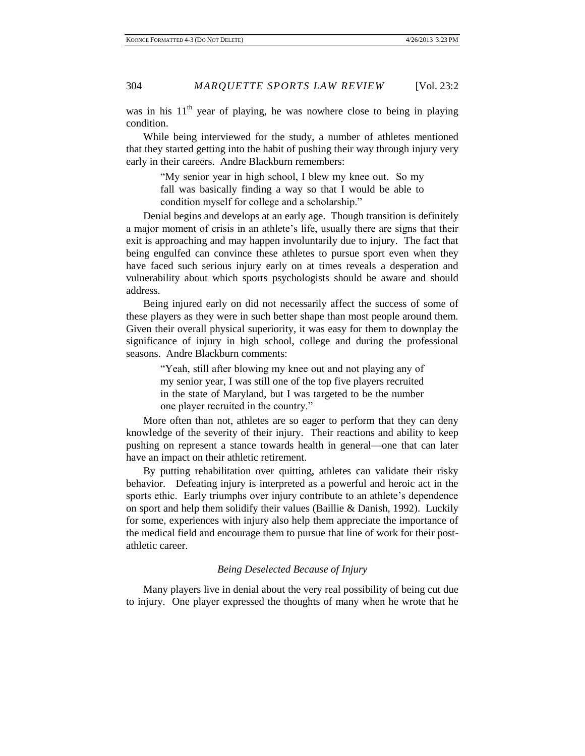was in his 11th year of playing, he was nowhere close to being in playing condition.

While being interviewed for the study, a number of athletes mentioned that they started getting into the habit of pushing their way through injury very early in their careers. Andre Blackburn remembers:

> "My senior year in high school, I blew my knee out. So my fall was basically finding a way so that I would be able to condition myself for college and a scholarship."

Denial begins and develops at an early age. Though transition is definitely a major moment of crisis in an athlete's life, usually there are signs that their exit is approaching and may happen involuntarily due to injury. The fact that being engulfed can convince these athletes to pursue sport even when they have faced such serious injury early on at times reveals a desperation and vulnerability about which sports psychologists should be aware and should address.

Being injured early on did not necessarily affect the success of some of these players as they were in such better shape than most people around them. Given their overall physical superiority, it was easy for them to downplay the significance of injury in high school, college and during the professional seasons. Andre Blackburn comments:

> "Yeah, still after blowing my knee out and not playing any of my senior year, I was still one of the top five players recruited in the state of Maryland, but I was targeted to be the number one player recruited in the country."

More often than not, athletes are so eager to perform that they can deny knowledge of the severity of their injury. Their reactions and ability to keep pushing on represent a stance towards health in general—one that can later have an impact on their athletic retirement.

By putting rehabilitation over quitting, athletes can validate their risky behavior. Defeating injury is interpreted as a powerful and heroic act in the sports ethic. Early triumphs over injury contribute to an athlete's dependence on sport and help them solidify their values (Baillie & Danish, 1992). Luckily for some, experiences with injury also help them appreciate the importance of the medical field and encourage them to pursue that line of work for their post-athletic career.

### *Being Deselected Because of Injury*

Many players live in denial about the very real possibility of being cut due to injury. One player expressed the thoughts of many when he wrote that he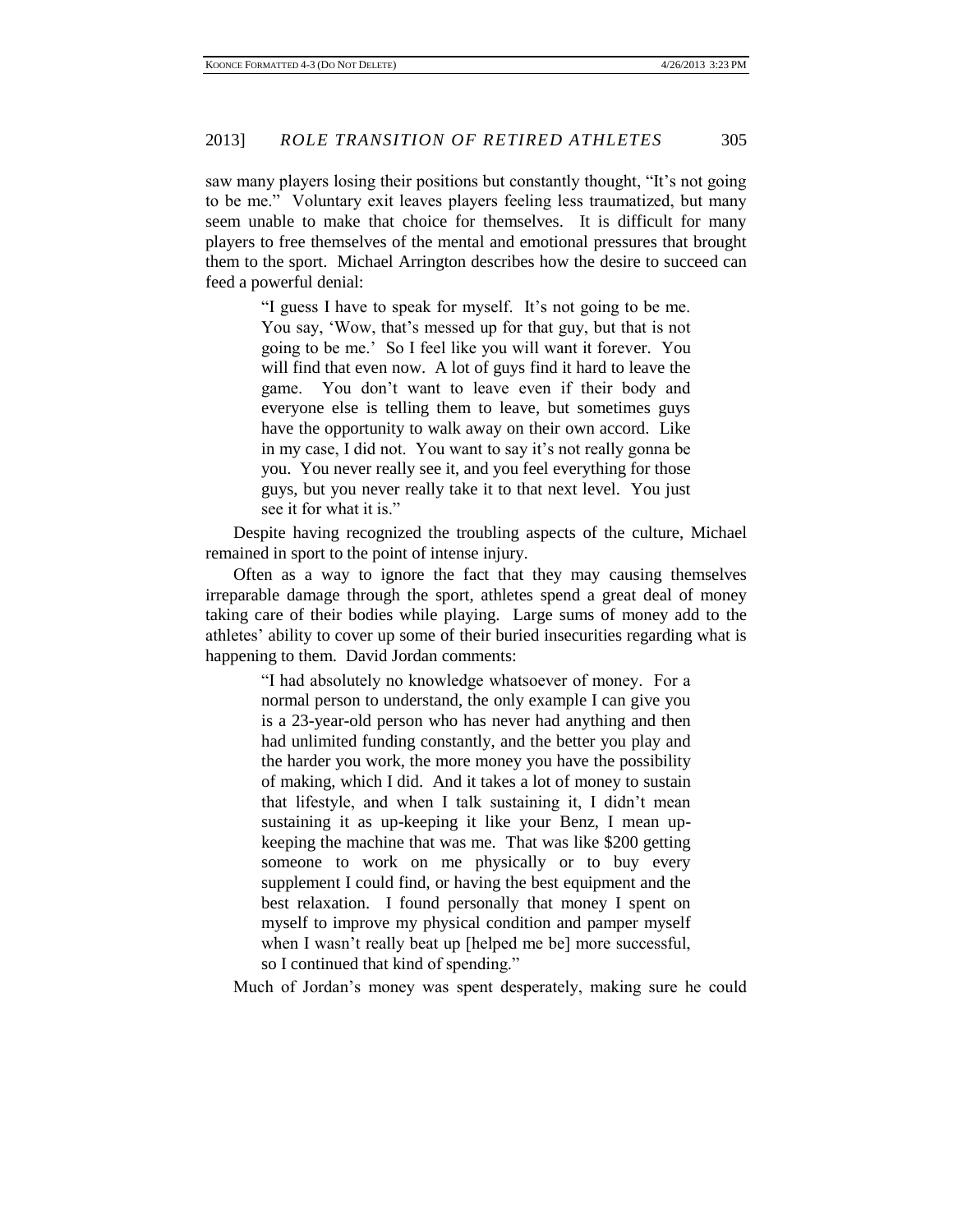saw many players losing their positions but constantly thought, "It's not going to be me." Voluntary exit leaves players feeling less traumatized, but many seem unable to make that choice for themselves. It is difficult for many players to free themselves of the mental and emotional pressures that brought them to the sport. Michael Arrington describes how the desire to succeed can feed a powerful denial:

> "I guess I have to speak for myself. It's not going to be me. You say, 'Wow, that's messed up for that guy, but that is not going to be me.' So I feel like you will want it forever. You will find that even now. A lot of guys find it hard to leave the game. You don't want to leave even if their body and everyone else is telling them to leave, but sometimes guys have the opportunity to walk away on their own accord. Like in my case, I did not. You want to say it's not really gonna be you. You never really see it, and you feel everything for those guys, but you never really take it to that next level. You just see it for what it is."

Despite having recognized the troubling aspects of the culture, Michael remained in sport to the point of intense injury.

Often as a way to ignore the fact that they may causing themselves irreparable damage through the sport, athletes spend a great deal of money taking care of their bodies while playing. Large sums of money add to the athletes' ability to cover up some of their buried insecurities regarding what is happening to them. David Jordan comments:

> "I had absolutely no knowledge whatsoever of money. For a normal person to understand, the only example I can give you is a 23-year-old person who has never had anything and then had unlimited funding constantly, and the better you play and the harder you work, the more money you have the possibility of making, which I did. And it takes a lot of money to sustain that lifestyle, and when I talk sustaining it, I didn't mean sustaining it as up-keeping it like your Benz, I mean up-keeping the machine that was me. That was like $200 getting someone to work on me physically or to buy every supplement I could find, or having the best equipment and the best relaxation. I found personally that money I spent on myself to improve my physical condition and pamper myself when I wasn't really beat up [helped me be] more successful, so I continued that kind of spending."

Much of Jordan's money was spent desperately, making sure he could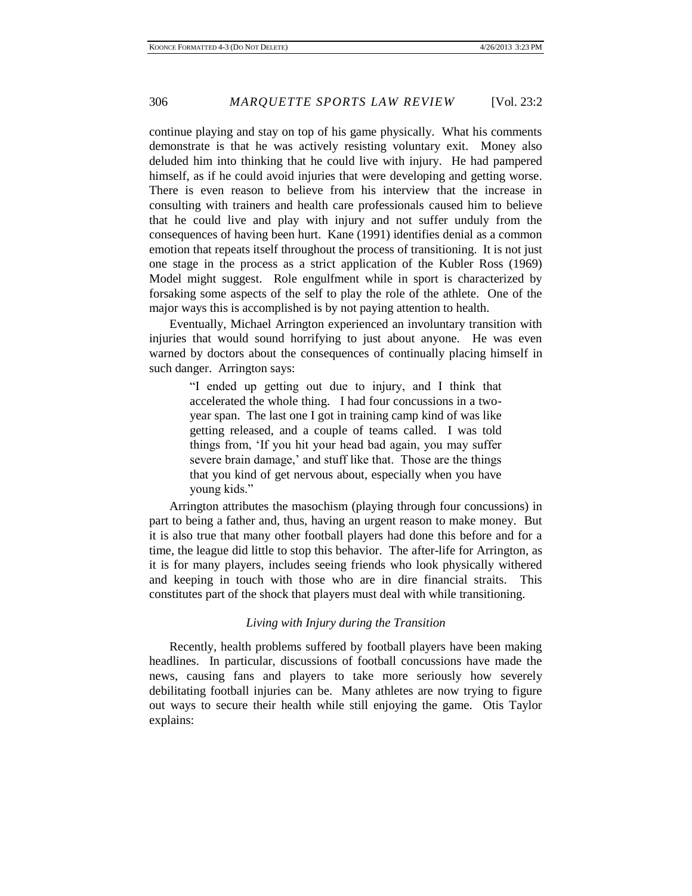continue playing and stay on top of his game physically. What his comments demonstrate is that he was actively resisting voluntary exit. Money also deluded him into thinking that he could live with injury. He had pampered himself, as if he could avoid injuries that were developing and getting worse. There is even reason to believe from his interview that the increase in consulting with trainers and health care professionals caused him to believe that he could live and play with injury and not suffer unduly from the consequences of having been hurt. Kane (1991) identifies denial as a common emotion that repeats itself throughout the process of transitioning. It is not just one stage in the process as a strict application of the Kubler Ross (1969) Model might suggest. Role engulfment while in sport is characterized by forsaking some aspects of the self to play the role of the athlete. One of the major ways this is accomplished is by not paying attention to health.

Eventually, Michael Arrington experienced an involuntary transition with injuries that would sound horrifying to just about anyone. He was even warned by doctors about the consequences of continually placing himself in such danger. Arrington says:

> "I ended up getting out due to injury, and I think that accelerated the whole thing. I had four concussions in a two-year span. The last one I got in training camp kind of was like getting released, and a couple of teams called. I was told things from, 'If you hit your head bad again, you may suffer severe brain damage,' and stuff like that. Those are the things that you kind of get nervous about, especially when you have young kids."

Arrington attributes the masochism (playing through four concussions) in part to being a father and, thus, having an urgent reason to make money. But it is also true that many other football players had done this before and for a time, the league did little to stop this behavior. The after-life for Arrington, as it is for many players, includes seeing friends who look physically withered and keeping in touch with those who are in dire financial straits. This constitutes part of the shock that players must deal with while transitioning.

### *Living with Injury during the Transition*

Recently, health problems suffered by football players have been making headlines. In particular, discussions of football concussions have made the news, causing fans and players to take more seriously how severely debilitating football injuries can be. Many athletes are now trying to figure out ways to secure their health while still enjoying the game. Otis Taylor explains: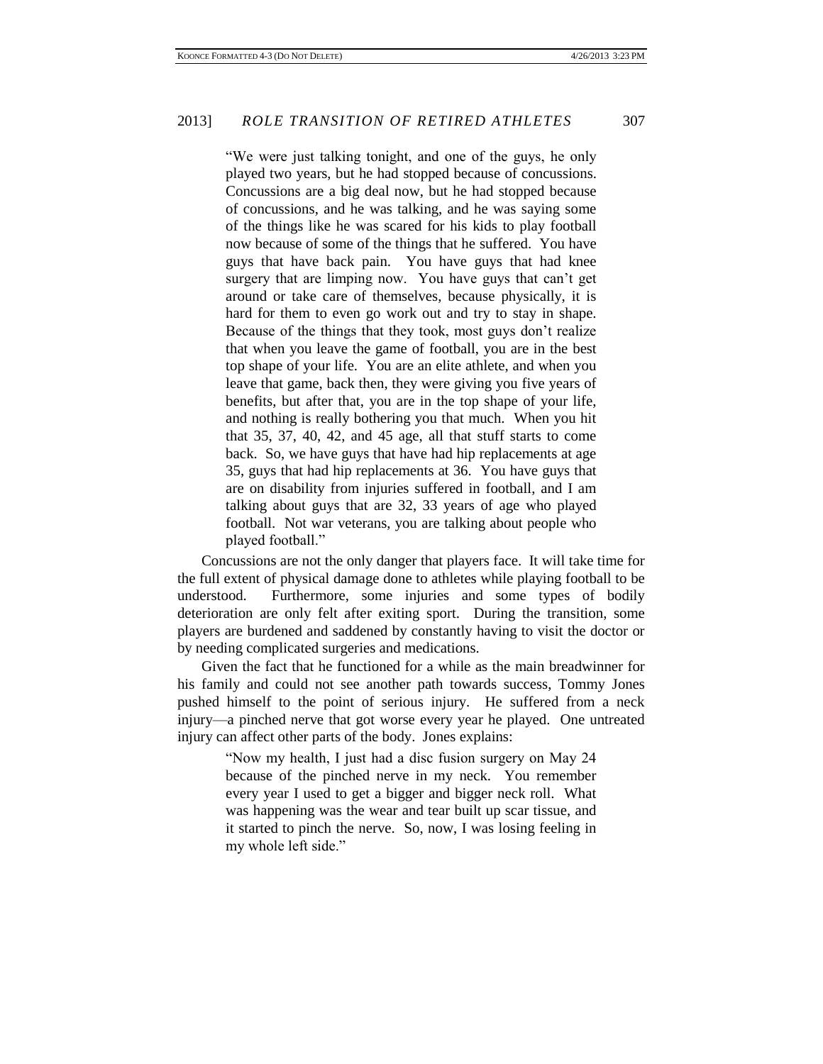> "We were just talking tonight, and one of the guys, he only played two years, but he had stopped because of concussions. Concussions are a big deal now, but he had stopped because of concussions, and he was talking, and he was saying some of the things like he was scared for his kids to play football now because of some of the things that he suffered. You have guys that have back pain. You have guys that had knee surgery that are limping now. You have guys that can't get around or take care of themselves, because physically, it is hard for them to even go work out and try to stay in shape. Because of the things that they took, most guys don't realize that when you leave the game of football, you are in the best top shape of your life. You are an elite athlete, and when you leave that game, back then, they were giving you five years of benefits, but after that, you are in the top shape of your life, and nothing is really bothering you that much. When you hit that 35, 37, 40, 42, and 45 age, all that stuff starts to come back. So, we have guys that have had hip replacements at age 35, guys that had hip replacements at 36. You have guys that are on disability from injuries suffered in football, and I am talking about guys that are 32, 33 years of age who played football. Not war veterans, you are talking about people who played football."

Concussions are not the only danger that players face. It will take time for the full extent of physical damage done to athletes while playing football to be understood. Furthermore, some injuries and some types of bodily deterioration are only felt after exiting sport. During the transition, some players are burdened and saddened by constantly having to visit the doctor or by needing complicated surgeries and medications.

Given the fact that he functioned for a while as the main breadwinner for his family and could not see another path towards success, Tommy Jones pushed himself to the point of serious injury. He suffered from a neck injury—a pinched nerve that got worse every year he played. One untreated injury can affect other parts of the body. Jones explains:

> "Now my health, I just had a disc fusion surgery on May 24 because of the pinched nerve in my neck. You remember every year I used to get a bigger and bigger neck roll. What was happening was the wear and tear built up scar tissue, and it started to pinch the nerve. So, now, I was losing feeling in my whole left side."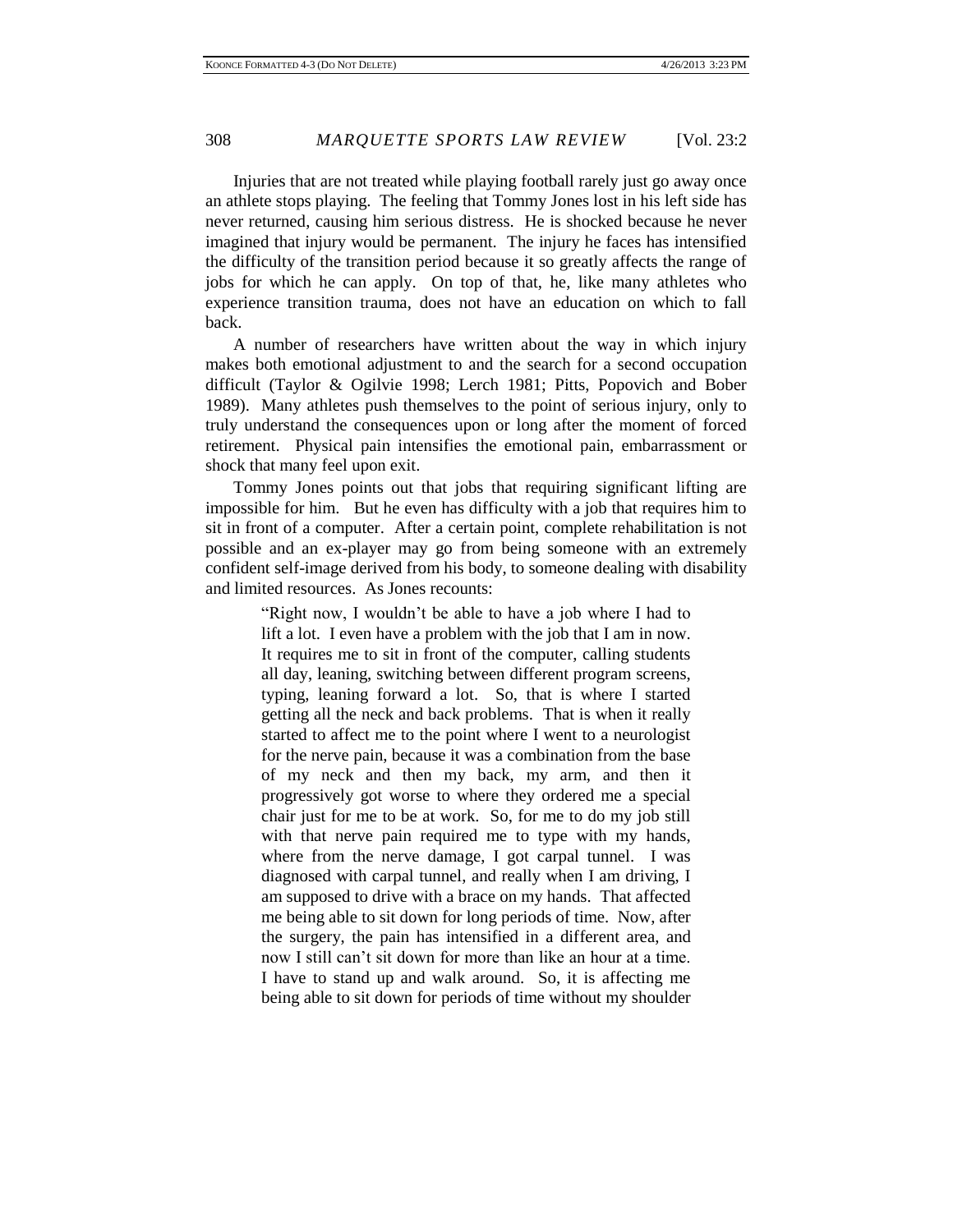Injuries that are not treated while playing football rarely just go away once an athlete stops playing. The feeling that Tommy Jones lost in his left side has never returned, causing him serious distress. He is shocked because he never imagined that injury would be permanent. The injury he faces has intensified the difficulty of the transition period because it so greatly affects the range of jobs for which he can apply. On top of that, he, like many athletes who experience transition trauma, does not have an education on which to fall back.

A number of researchers have written about the way in which injury makes both emotional adjustment to and the search for a second occupation difficult (Taylor & Ogilvie 1998; Lerch 1981; Pitts, Popovich and Bober 1989). Many athletes push themselves to the point of serious injury, only to truly understand the consequences upon or long after the moment of forced retirement. Physical pain intensifies the emotional pain, embarrassment or shock that many feel upon exit.

Tommy Jones points out that jobs that requiring significant lifting are impossible for him. But he even has difficulty with a job that requires him to sit in front of a computer. After a certain point, complete rehabilitation is not possible and an ex-player may go from being someone with an extremely confident self-image derived from his body, to someone dealing with disability and limited resources. As Jones recounts:

> "Right now, I wouldn't be able to have a job where I had to lift a lot. I even have a problem with the job that I am in now. It requires me to sit in front of the computer, calling students all day, leaning, switching between different program screens, typing, leaning forward a lot. So, that is where I started getting all the neck and back problems. That is when it really started to affect me to the point where I went to a neurologist for the nerve pain, because it was a combination from the base of my neck and then my back, my arm, and then it progressively got worse to where they ordered me a special chair just for me to be at work. So, for me to do my job still with that nerve pain required me to type with my hands, where from the nerve damage, I got carpal tunnel. I was diagnosed with carpal tunnel, and really when I am driving, I am supposed to drive with a brace on my hands. That affected me being able to sit down for long periods of time. Now, after the surgery, the pain has intensified in a different area, and now I still can't sit down for more than like an hour at a time. I have to stand up and walk around. So, it is affecting me being able to sit down for periods of time without my shoulder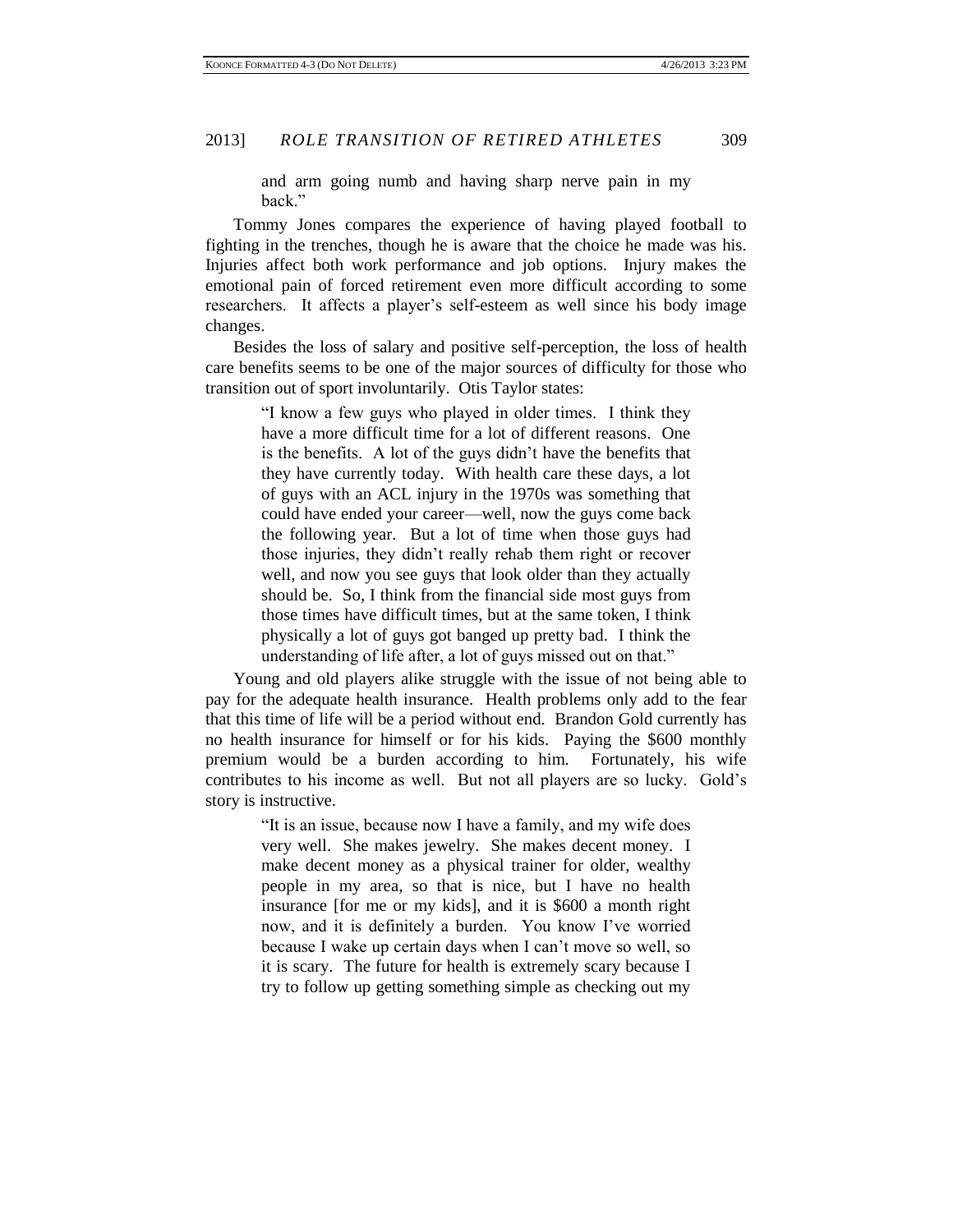> and arm going numb and having sharp nerve pain in my back."

Tommy Jones compares the experience of having played football to fighting in the trenches, though he is aware that the choice he made was his. Injuries affect both work performance and job options. Injury makes the emotional pain of forced retirement even more difficult according to some researchers. It affects a player's self-esteem as well since his body image changes.

Besides the loss of salary and positive self-perception, the loss of health care benefits seems to be one of the major sources of difficulty for those who transition out of sport involuntarily. Otis Taylor states:

> "I know a few guys who played in older times. I think they have a more difficult time for a lot of different reasons. One is the benefits. A lot of the guys didn't have the benefits that they have currently today. With health care these days, a lot of guys with an ACL injury in the 1970s was something that could have ended your career—well, now the guys come back the following year. But a lot of time when those guys had those injuries, they didn't really rehab them right or recover well, and now you see guys that look older than they actually should be. So, I think from the financial side most guys from those times have difficult times, but at the same token, I think physically a lot of guys got banged up pretty bad. I think the understanding of life after, a lot of guys missed out on that."

Young and old players alike struggle with the issue of not being able to pay for the adequate health insurance. Health problems only add to the fear that this time of life will be a period without end. Brandon Gold currently has no health insurance for himself or for his kids. Paying the $600 monthly premium would be a burden according to him. Fortunately, his wife contributes to his income as well. But not all players are so lucky. Gold's story is instructive.

> "It is an issue, because now I have a family, and my wife does very well. She makes jewelry. She makes decent money. I make decent money as a physical trainer for older, wealthy people in my area, so that is nice, but I have no health insurance [for me or my kids], and it is $600 a month right now, and it is definitely a burden. You know I've worried because I wake up certain days when I can't move so well, so it is scary. The future for health is extremely scary because I try to follow up getting something simple as checking out my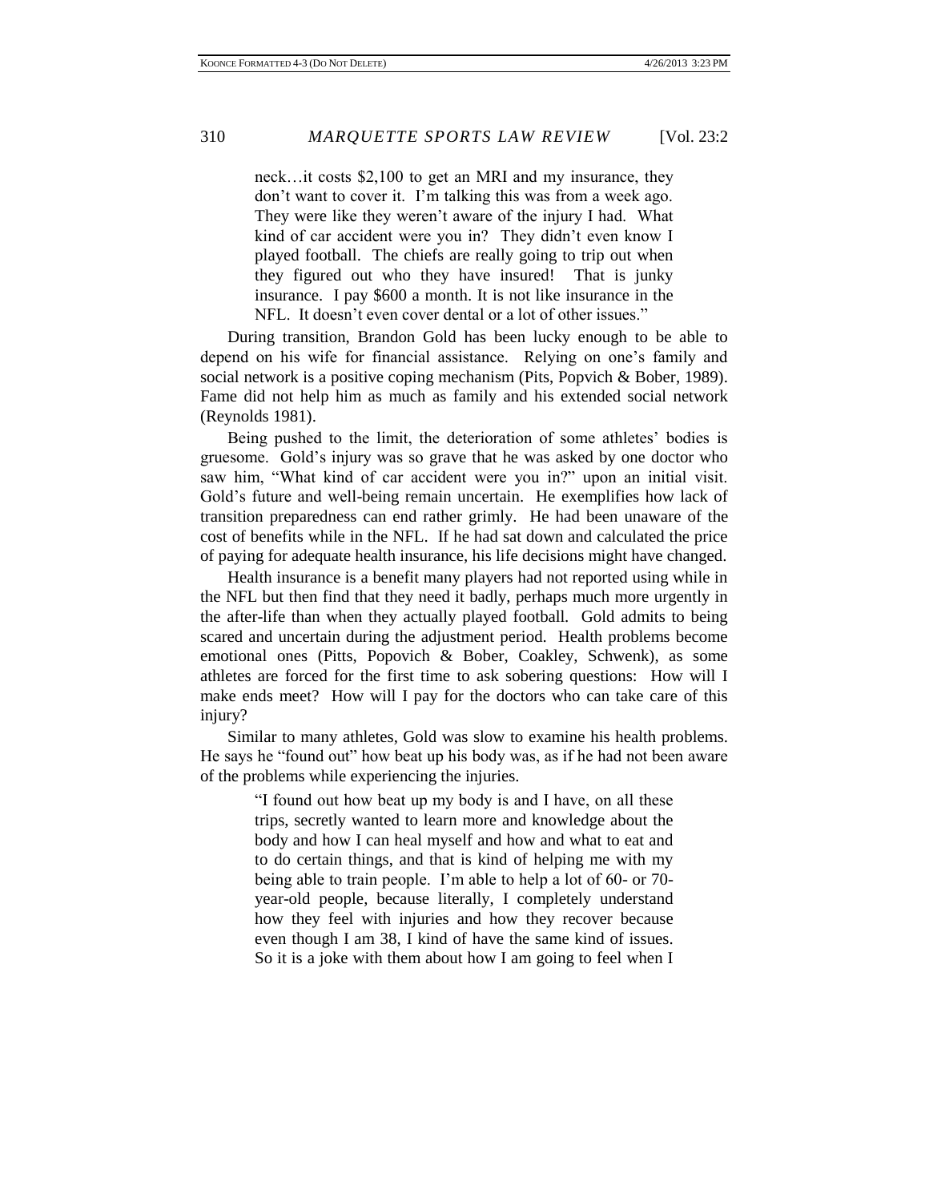neck…it costs $2,100 to get an MRI and my insurance, they don't want to cover it. I'm talking this was from a week ago. They were like they weren't aware of the injury I had. What kind of car accident were you in? They didn't even know I played football. The chiefs are really going to trip out when they figured out who they have insured! That is junky insurance. I pay $600 a month. It is not like insurance in the NFL. It doesn't even cover dental or a lot of other issues."

During transition, Brandon Gold has been lucky enough to be able to depend on his wife for financial assistance. Relying on one's family and social network is a positive coping mechanism (Pits, Popvich & Bober, 1989). Fame did not help him as much as family and his extended social network (Reynolds 1981).

Being pushed to the limit, the deterioration of some athletes' bodies is gruesome. Gold's injury was so grave that he was asked by one doctor who saw him, "What kind of car accident were you in?" upon an initial visit. Gold's future and well-being remain uncertain. He exemplifies how lack of transition preparedness can end rather grimly. He had been unaware of the cost of benefits while in the NFL. If he had sat down and calculated the price of paying for adequate health insurance, his life decisions might have changed.

Health insurance is a benefit many players had not reported using while in the NFL but then find that they need it badly, perhaps much more urgently in the after-life than when they actually played football. Gold admits to being scared and uncertain during the adjustment period. Health problems become emotional ones (Pitts, Popovich & Bober, Coakley, Schwenk), as some athletes are forced for the first time to ask sobering questions: How will I make ends meet? How will I pay for the doctors who can take care of this injury?

Similar to many athletes, Gold was slow to examine his health problems. He says he "found out" how beat up his body was, as if he had not been aware of the problems while experiencing the injuries.

> "I found out how beat up my body is and I have, on all these trips, secretly wanted to learn more and knowledge about the body and how I can heal myself and how and what to eat and to do certain things, and that is kind of helping me with my being able to train people. I'm able to help a lot of 60- or 70-year-old people, because literally, I completely understand how they feel with injuries and how they recover because even though I am 38, I kind of have the same kind of issues. So it is a joke with them about how I am going to feel when I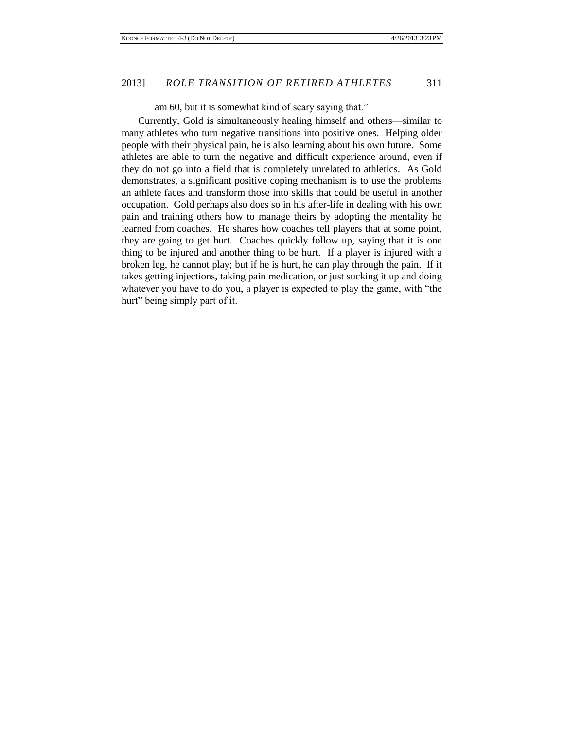am 60, but it is somewhat kind of scary saying that."

Currently, Gold is simultaneously healing himself and others—similar to many athletes who turn negative transitions into positive ones. Helping older people with their physical pain, he is also learning about his own future. Some athletes are able to turn the negative and difficult experience around, even if they do not go into a field that is completely unrelated to athletics. As Gold demonstrates, a significant positive coping mechanism is to use the problems an athlete faces and transform those into skills that could be useful in another occupation. Gold perhaps also does so in his after-life in dealing with his own pain and training others how to manage theirs by adopting the mentality he learned from coaches. He shares how coaches tell players that at some point, they are going to get hurt. Coaches quickly follow up, saying that it is one thing to be injured and another thing to be hurt. If a player is injured with a broken leg, he cannot play; but if he is hurt, he can play through the pain. If it takes getting injections, taking pain medication, or just sucking it up and doing whatever you have to do you, a player is expected to play the game, with "the hurt" being simply part of it.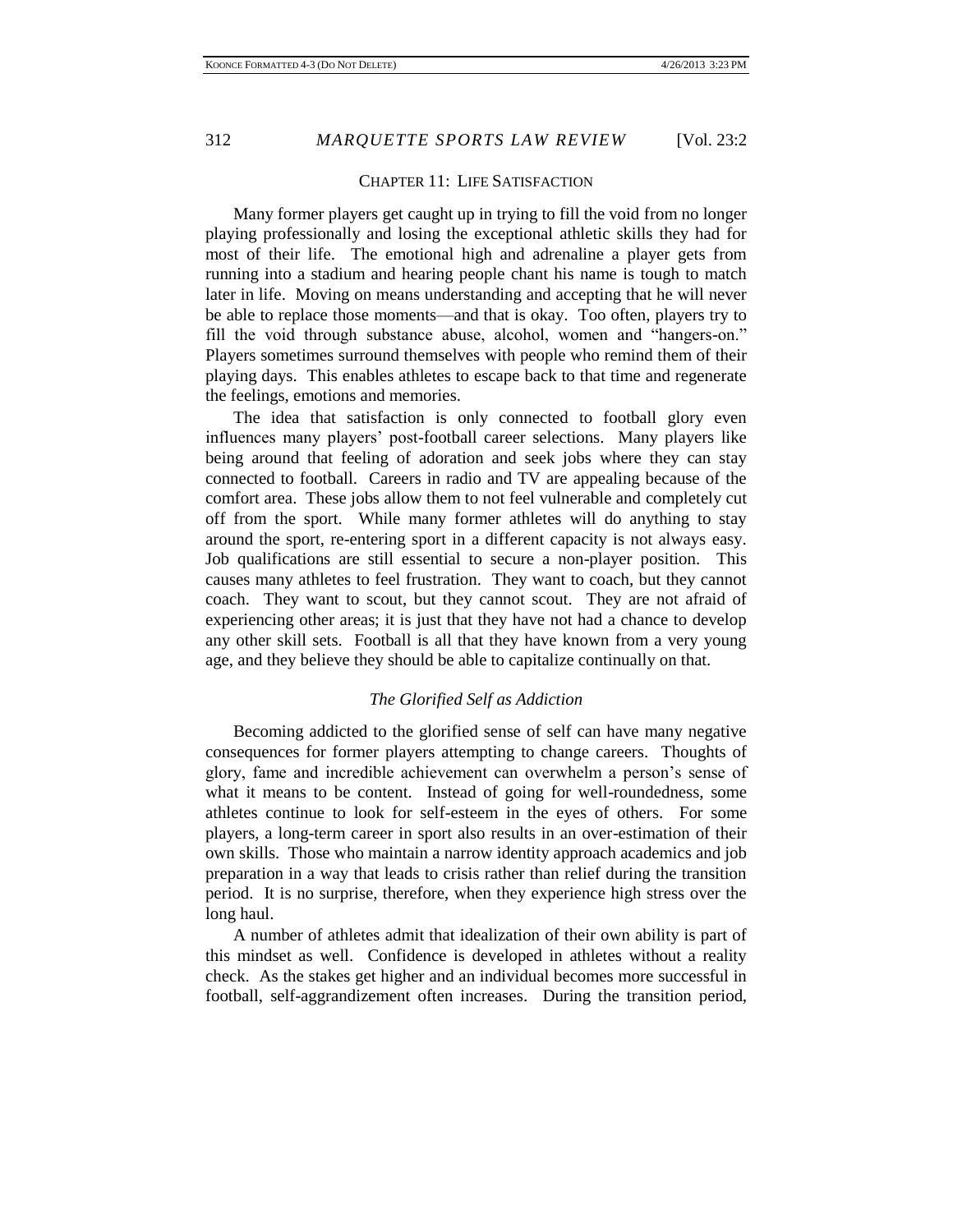## CHAPTER 11: LIFE SATISFACTION

Many former players get caught up in trying to fill the void from no longer playing professionally and losing the exceptional athletic skills they had for most of their life. The emotional high and adrenaline a player gets from running into a stadium and hearing people chant his name is tough to match later in life. Moving on means understanding and accepting that he will never be able to replace those moments—and that is okay. Too often, players try to fill the void through substance abuse, alcohol, women and "hangers-on." Players sometimes surround themselves with people who remind them of their playing days. This enables athletes to escape back to that time and regenerate the feelings, emotions and memories.

The idea that satisfaction is only connected to football glory even influences many players' post-football career selections. Many players like being around that feeling of adoration and seek jobs where they can stay connected to football. Careers in radio and TV are appealing because of the comfort area. These jobs allow them to not feel vulnerable and completely cut off from the sport. While many former athletes will do anything to stay around the sport, re-entering sport in a different capacity is not always easy. Job qualifications are still essential to secure a non-player position. This causes many athletes to feel frustration. They want to coach, but they cannot coach. They want to scout, but they cannot scout. They are not afraid of experiencing other areas; it is just that they have not had a chance to develop any other skill sets. Football is all that they have known from a very young age, and they believe they should be able to capitalize continually on that.

### *The Glorified Self as Addiction*

Becoming addicted to the glorified sense of self can have many negative consequences for former players attempting to change careers. Thoughts of glory, fame and incredible achievement can overwhelm a person's sense of what it means to be content. Instead of going for well-roundedness, some athletes continue to look for self-esteem in the eyes of others. For some players, a long-term career in sport also results in an over-estimation of their own skills. Those who maintain a narrow identity approach academics and job preparation in a way that leads to crisis rather than relief during the transition period. It is no surprise, therefore, when they experience high stress over the long haul.

A number of athletes admit that idealization of their own ability is part of this mindset as well. Confidence is developed in athletes without a reality check. As the stakes get higher and an individual becomes more successful in football, self-aggrandizement often increases. During the transition period,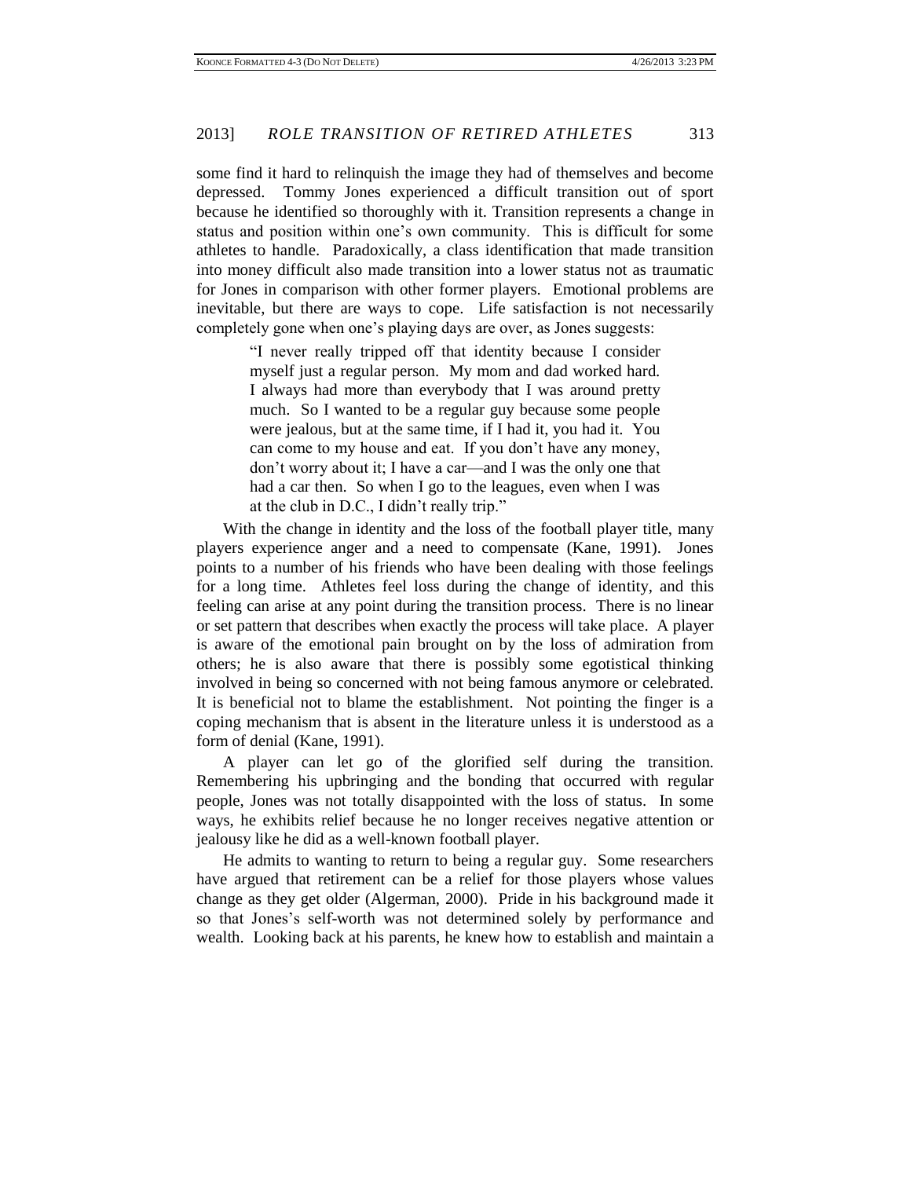some find it hard to relinquish the image they had of themselves and become depressed. Tommy Jones experienced a difficult transition out of sport because he identified so thoroughly with it. Transition represents a change in status and position within one's own community. This is difficult for some athletes to handle. Paradoxically, a class identification that made transition into money difficult also made transition into a lower status not as traumatic for Jones in comparison with other former players. Emotional problems are inevitable, but there are ways to cope. Life satisfaction is not necessarily completely gone when one's playing days are over, as Jones suggests:

> "I never really tripped off that identity because I consider myself just a regular person. My mom and dad worked hard. I always had more than everybody that I was around pretty much. So I wanted to be a regular guy because some people were jealous, but at the same time, if I had it, you had it. You can come to my house and eat. If you don't have any money, don't worry about it; I have a car—and I was the only one that had a car then. So when I go to the leagues, even when I was at the club in D.C., I didn't really trip."

With the change in identity and the loss of the football player title, many players experience anger and a need to compensate (Kane, 1991). Jones points to a number of his friends who have been dealing with those feelings for a long time. Athletes feel loss during the change of identity, and this feeling can arise at any point during the transition process. There is no linear or set pattern that describes when exactly the process will take place. A player is aware of the emotional pain brought on by the loss of admiration from others; he is also aware that there is possibly some egotistical thinking involved in being so concerned with not being famous anymore or celebrated. It is beneficial not to blame the establishment. Not pointing the finger is a coping mechanism that is absent in the literature unless it is understood as a form of denial (Kane, 1991).

A player can let go of the glorified self during the transition. Remembering his upbringing and the bonding that occurred with regular people, Jones was not totally disappointed with the loss of status. In some ways, he exhibits relief because he no longer receives negative attention or jealousy like he did as a well-known football player.

He admits to wanting to return to being a regular guy. Some researchers have argued that retirement can be a relief for those players whose values change as they get older (Algerman, 2000). Pride in his background made it so that Jones's self-worth was not determined solely by performance and wealth. Looking back at his parents, he knew how to establish and maintain a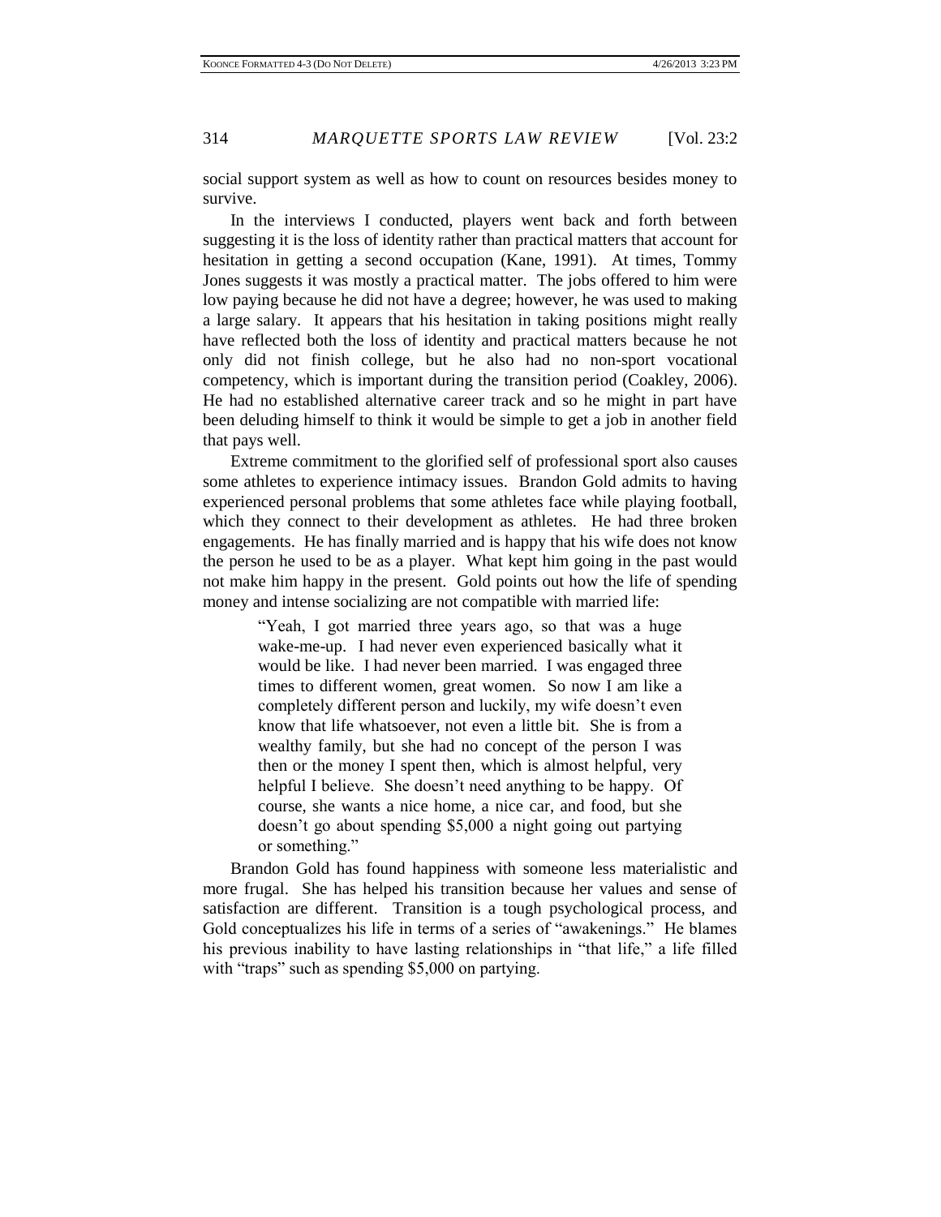social support system as well as how to count on resources besides money to survive.

In the interviews I conducted, players went back and forth between suggesting it is the loss of identity rather than practical matters that account for hesitation in getting a second occupation (Kane, 1991). At times, Tommy Jones suggests it was mostly a practical matter. The jobs offered to him were low paying because he did not have a degree; however, he was used to making a large salary. It appears that his hesitation in taking positions might really have reflected both the loss of identity and practical matters because he not only did not finish college, but he also had no non-sport vocational competency, which is important during the transition period (Coakley, 2006). He had no established alternative career track and so he might in part have been deluding himself to think it would be simple to get a job in another field that pays well.

Extreme commitment to the glorified self of professional sport also causes some athletes to experience intimacy issues. Brandon Gold admits to having experienced personal problems that some athletes face while playing football, which they connect to their development as athletes. He had three broken engagements. He has finally married and is happy that his wife does not know the person he used to be as a player. What kept him going in the past would not make him happy in the present. Gold points out how the life of spending money and intense socializing are not compatible with married life:

> "Yeah, I got married three years ago, so that was a huge wake-me-up. I had never even experienced basically what it would be like. I had never been married. I was engaged three times to different women, great women. So now I am like a completely different person and luckily, my wife doesn't even know that life whatsoever, not even a little bit. She is from a wealthy family, but she had no concept of the person I was then or the money I spent then, which is almost helpful, very helpful I believe. She doesn't need anything to be happy. Of course, she wants a nice home, a nice car, and food, but she doesn't go about spending $5,000 a night going out partying or something."

Brandon Gold has found happiness with someone less materialistic and more frugal. She has helped his transition because her values and sense of satisfaction are different. Transition is a tough psychological process, and Gold conceptualizes his life in terms of a series of "awakenings." He blames his previous inability to have lasting relationships in "that life," a life filled with "traps" such as spending $5,000 on partying.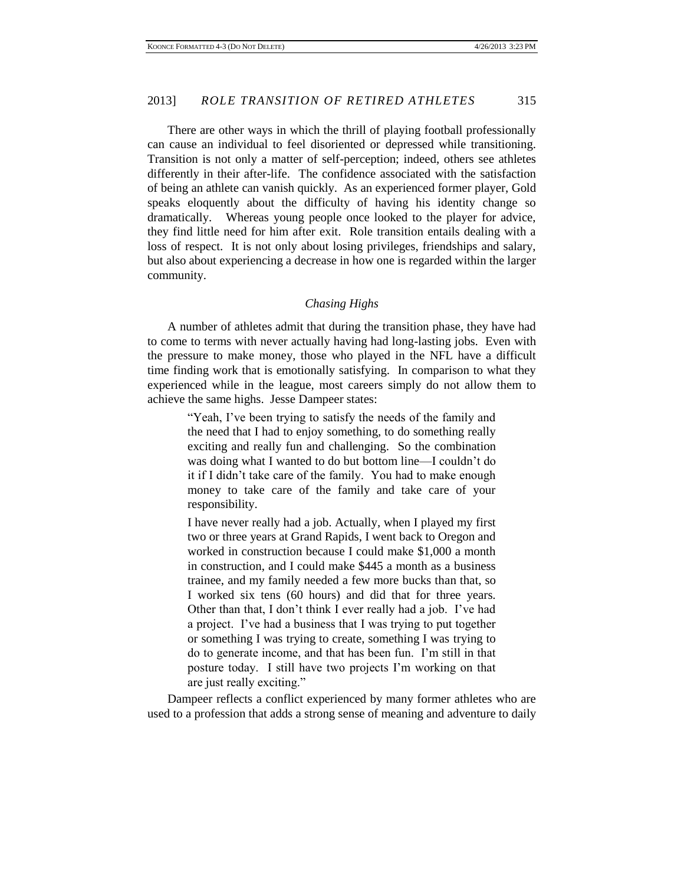There are other ways in which the thrill of playing football professionally can cause an individual to feel disoriented or depressed while transitioning. Transition is not only a matter of self-perception; indeed, others see athletes differently in their after-life. The confidence associated with the satisfaction of being an athlete can vanish quickly. As an experienced former player, Gold speaks eloquently about the difficulty of having his identity change so dramatically. Whereas young people once looked to the player for advice, they find little need for him after exit. Role transition entails dealing with a loss of respect. It is not only about losing privileges, friendships and salary, but also about experiencing a decrease in how one is regarded within the larger community.

### *Chasing Highs*

A number of athletes admit that during the transition phase, they have had to come to terms with never actually having had long-lasting jobs. Even with the pressure to make money, those who played in the NFL have a difficult time finding work that is emotionally satisfying. In comparison to what they experienced while in the league, most careers simply do not allow them to achieve the same highs. Jesse Dampeer states:

> "Yeah, I've been trying to satisfy the needs of the family and the need that I had to enjoy something, to do something really exciting and really fun and challenging. So the combination was doing what I wanted to do but bottom line—I couldn't do it if I didn't take care of the family. You had to make enough money to take care of the family and take care of your responsibility.
>
> I have never really had a job. Actually, when I played my first two or three years at Grand Rapids, I went back to Oregon and worked in construction because I could make $1,000 a month in construction, and I could make $445 a month as a business trainee, and my family needed a few more bucks than that, so I worked six tens (60 hours) and did that for three years. Other than that, I don't think I ever really had a job. I've had a project. I've had a business that I was trying to put together or something I was trying to create, something I was trying to do to generate income, and that has been fun. I'm still in that posture today. I still have two projects I'm working on that are just really exciting."

Dampeer reflects a conflict experienced by many former athletes who are used to a profession that adds a strong sense of meaning and adventure to daily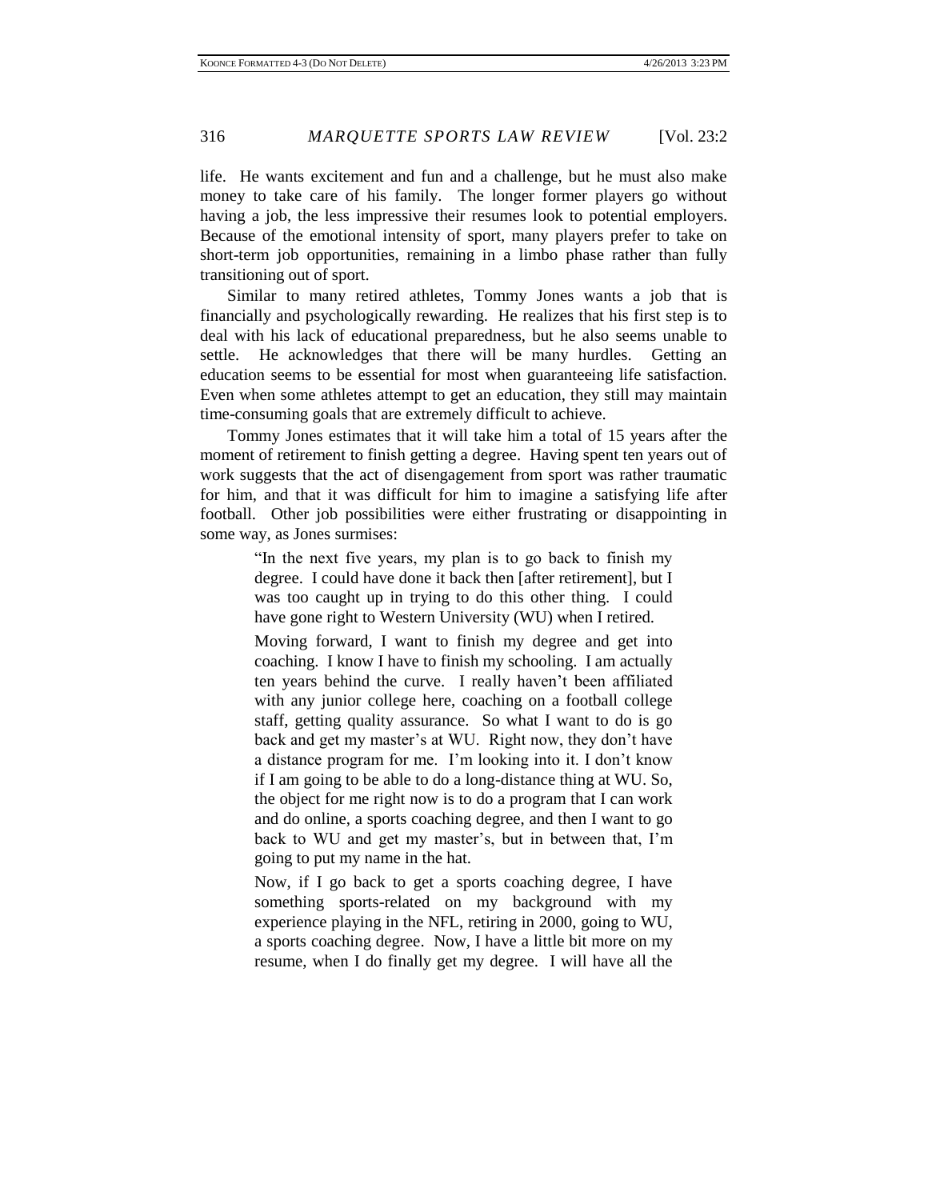life. He wants excitement and fun and a challenge, but he must also make money to take care of his family. The longer former players go without having a job, the less impressive their resumes look to potential employers. Because of the emotional intensity of sport, many players prefer to take on short-term job opportunities, remaining in a limbo phase rather than fully transitioning out of sport.

Similar to many retired athletes, Tommy Jones wants a job that is financially and psychologically rewarding. He realizes that his first step is to deal with his lack of educational preparedness, but he also seems unable to settle. He acknowledges that there will be many hurdles. Getting an education seems to be essential for most when guaranteeing life satisfaction. Even when some athletes attempt to get an education, they still may maintain time-consuming goals that are extremely difficult to achieve.

Tommy Jones estimates that it will take him a total of 15 years after the moment of retirement to finish getting a degree. Having spent ten years out of work suggests that the act of disengagement from sport was rather traumatic for him, and that it was difficult for him to imagine a satisfying life after football. Other job possibilities were either frustrating or disappointing in some way, as Jones surmises:

> "In the next five years, my plan is to go back to finish my degree. I could have done it back then [after retirement], but I was too caught up in trying to do this other thing. I could have gone right to Western University (WU) when I retired.
>
> Moving forward, I want to finish my degree and get into coaching. I know I have to finish my schooling. I am actually ten years behind the curve. I really haven't been affiliated with any junior college here, coaching on a football college staff, getting quality assurance. So what I want to do is go back and get my master's at WU. Right now, they don't have a distance program for me. I'm looking into it. I don't know if I am going to be able to do a long-distance thing at WU. So, the object for me right now is to do a program that I can work and do online, a sports coaching degree, and then I want to go back to WU and get my master's, but in between that, I'm going to put my name in the hat.
>
> Now, if I go back to get a sports coaching degree, I have something sports-related on my background with my experience playing in the NFL, retiring in 2000, going to WU, a sports coaching degree. Now, I have a little bit more on my resume, when I do finally get my degree. I will have all the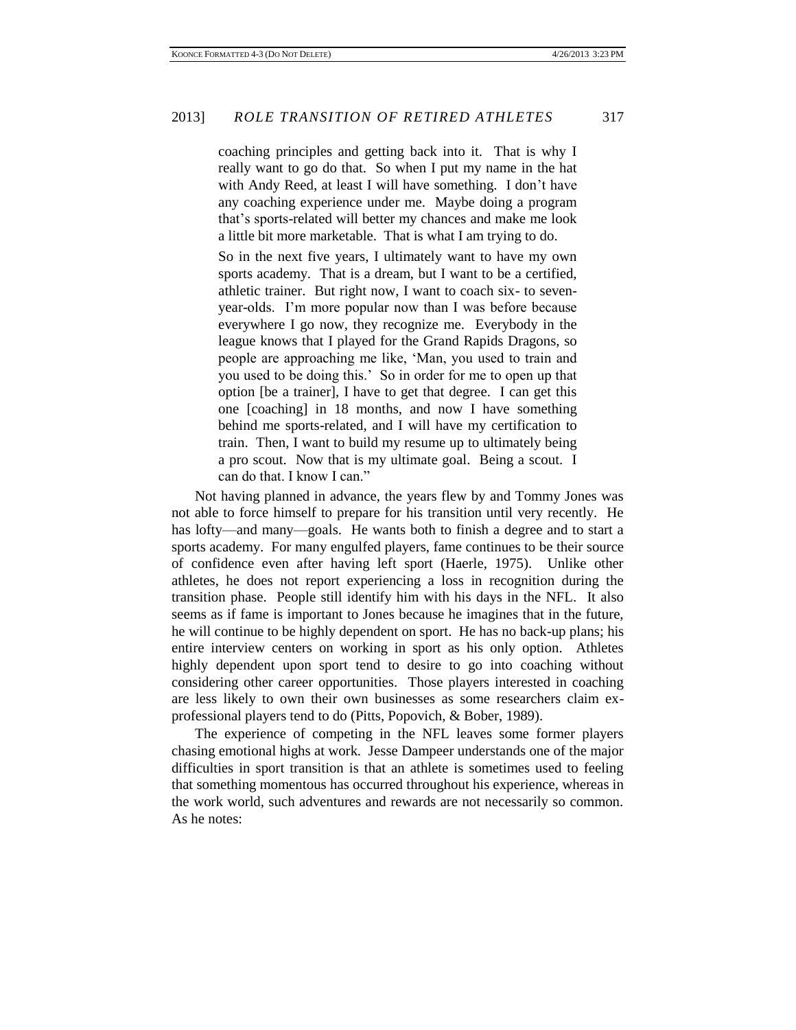> coaching principles and getting back into it. That is why I really want to go do that. So when I put my name in the hat with Andy Reed, at least I will have something. I don't have any coaching experience under me. Maybe doing a program that's sports-related will better my chances and make me look a little bit more marketable. That is what I am trying to do.
>
> So in the next five years, I ultimately want to have my own sports academy. That is a dream, but I want to be a certified, athletic trainer. But right now, I want to coach six- to seven-year-olds. I'm more popular now than I was before because everywhere I go now, they recognize me. Everybody in the league knows that I played for the Grand Rapids Dragons, so people are approaching me like, 'Man, you used to train and you used to be doing this.' So in order for me to open up that option [be a trainer], I have to get that degree. I can get this one [coaching] in 18 months, and now I have something behind me sports-related, and I will have my certification to train. Then, I want to build my resume up to ultimately being a pro scout. Now that is my ultimate goal. Being a scout. I can do that. I know I can."

Not having planned in advance, the years flew by and Tommy Jones was not able to force himself to prepare for his transition until very recently. He has lofty—and many—goals. He wants both to finish a degree and to start a sports academy. For many engulfed players, fame continues to be their source of confidence even after having left sport (Haerle, 1975). Unlike other athletes, he does not report experiencing a loss in recognition during the transition phase. People still identify him with his days in the NFL. It also seems as if fame is important to Jones because he imagines that in the future, he will continue to be highly dependent on sport. He has no back-up plans; his entire interview centers on working in sport as his only option. Athletes highly dependent upon sport tend to desire to go into coaching without considering other career opportunities. Those players interested in coaching are less likely to own their own businesses as some researchers claim ex-professional players tend to do (Pitts, Popovich, & Bober, 1989).

The experience of competing in the NFL leaves some former players chasing emotional highs at work. Jesse Dampeer understands one of the major difficulties in sport transition is that an athlete is sometimes used to feeling that something momentous has occurred throughout his experience, whereas in the work world, such adventures and rewards are not necessarily so common. As he notes: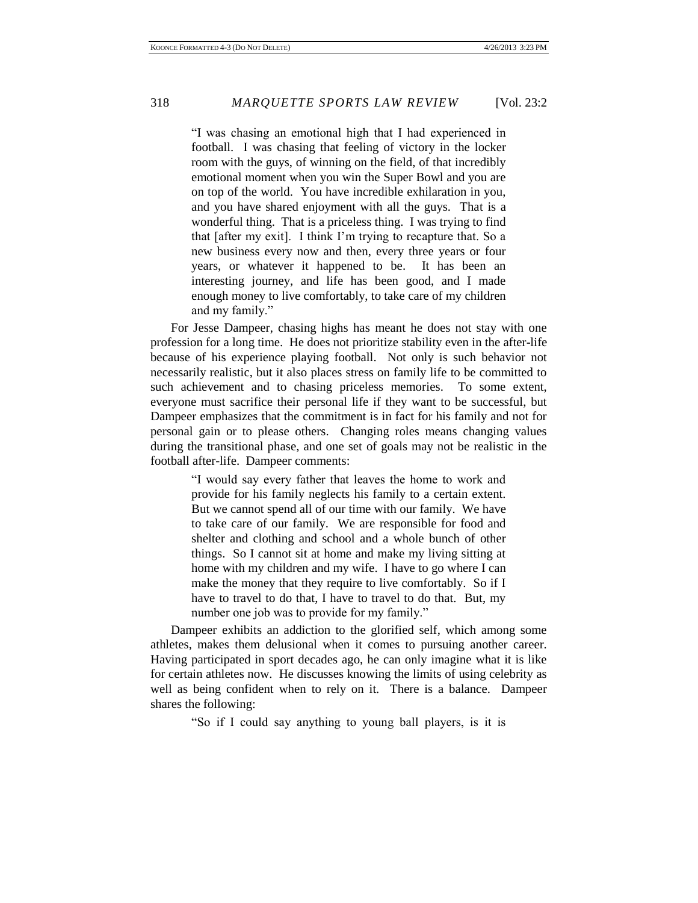> "I was chasing an emotional high that I had experienced in football. I was chasing that feeling of victory in the locker room with the guys, of winning on the field, of that incredibly emotional moment when you win the Super Bowl and you are on top of the world. You have incredible exhilaration in you, and you have shared enjoyment with all the guys. That is a wonderful thing. That is a priceless thing. I was trying to find that [after my exit]. I think I'm trying to recapture that. So a new business every now and then, every three years or four years, or whatever it happened to be. It has been an interesting journey, and life has been good, and I made enough money to live comfortably, to take care of my children and my family."

For Jesse Dampeer, chasing highs has meant he does not stay with one profession for a long time. He does not prioritize stability even in the after-life because of his experience playing football. Not only is such behavior not necessarily realistic, but it also places stress on family life to be committed to such achievement and to chasing priceless memories. To some extent, everyone must sacrifice their personal life if they want to be successful, but Dampeer emphasizes that the commitment is in fact for his family and not for personal gain or to please others. Changing roles means changing values during the transitional phase, and one set of goals may not be realistic in the football after-life. Dampeer comments:

> "I would say every father that leaves the home to work and provide for his family neglects his family to a certain extent. But we cannot spend all of our time with our family. We have to take care of our family. We are responsible for food and shelter and clothing and school and a whole bunch of other things. So I cannot sit at home and make my living sitting at home with my children and my wife. I have to go where I can make the money that they require to live comfortably. So if I have to travel to do that, I have to travel to do that. But, my number one job was to provide for my family."

Dampeer exhibits an addiction to the glorified self, which among some athletes, makes them delusional when it comes to pursuing another career. Having participated in sport decades ago, he can only imagine what it is like for certain athletes now. He discusses knowing the limits of using celebrity as well as being confident when to rely on it. There is a balance. Dampeer shares the following:

> "So if I could say anything to young ball players, is it is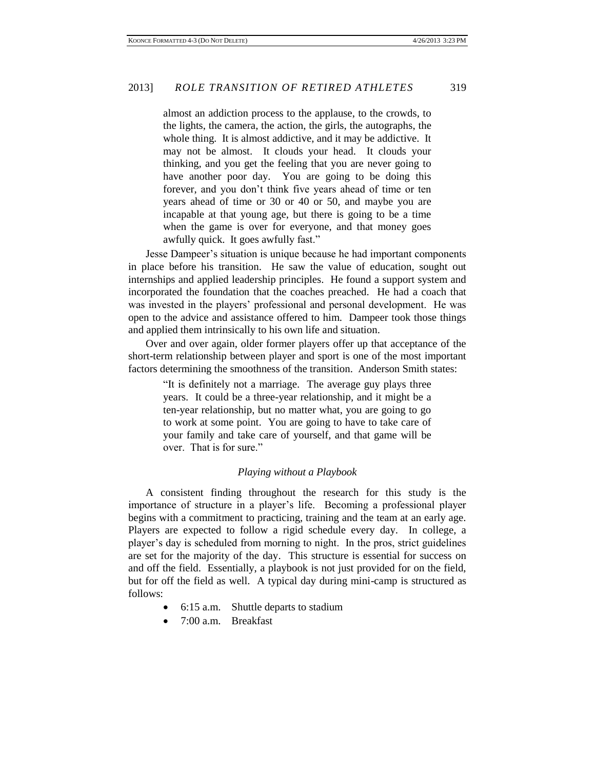> almost an addiction process to the applause, to the crowds, to the lights, the camera, the action, the girls, the autographs, the whole thing. It is almost addictive, and it may be addictive. It may not be almost. It clouds your head. It clouds your thinking, and you get the feeling that you are never going to have another poor day. You are going to be doing this forever, and you don't think five years ahead of time or ten years ahead of time or 30 or 40 or 50, and maybe you are incapable at that young age, but there is going to be a time when the game is over for everyone, and that money goes awfully quick. It goes awfully fast."

Jesse Dampeer's situation is unique because he had important components in place before his transition. He saw the value of education, sought out internships and applied leadership principles. He found a support system and incorporated the foundation that the coaches preached. He had a coach that was invested in the players' professional and personal development. He was open to the advice and assistance offered to him. Dampeer took those things and applied them intrinsically to his own life and situation.

Over and over again, older former players offer up that acceptance of the short-term relationship between player and sport is one of the most important factors determining the smoothness of the transition. Anderson Smith states:

> "It is definitely not a marriage. The average guy plays three years. It could be a three-year relationship, and it might be a ten-year relationship, but no matter what, you are going to go to work at some point. You are going to have to take care of your family and take care of yourself, and that game will be over. That is for sure."

### *Playing without a Playbook*

A consistent finding throughout the research for this study is the importance of structure in a player's life. Becoming a professional player begins with a commitment to practicing, training and the team at an early age. Players are expected to follow a rigid schedule every day. In college, a player's day is scheduled from morning to night. In the pros, strict guidelines are set for the majority of the day. This structure is essential for success on and off the field. Essentially, a playbook is not just provided for on the field, but for off the field as well. A typical day during mini-camp is structured as follows:

- 6:15 a.m. Shuttle departs to stadium
- 7:00 a.m. Breakfast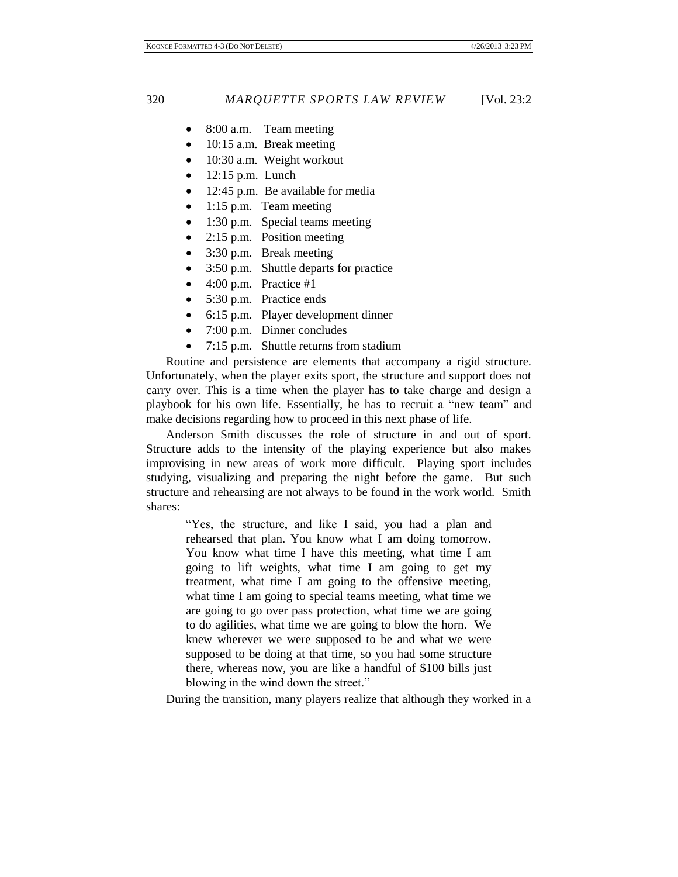- 8:00 a.m. Team meeting
- 10:15 a.m. Break meeting
- 10:30 a.m. Weight workout
- 12:15 p.m. Lunch
- 12:45 p.m. Be available for media
- 1:15 p.m. Team meeting
- 1:30 p.m. Special teams meeting
- 2:15 p.m. Position meeting
- 3:30 p.m. Break meeting
- 3:50 p.m. Shuttle departs for practice
- 4:00 p.m. Practice #1
- 5:30 p.m. Practice ends
- 6:15 p.m. Player development dinner
- 7:00 p.m. Dinner concludes
- 7:15 p.m. Shuttle returns from stadium

Routine and persistence are elements that accompany a rigid structure. Unfortunately, when the player exits sport, the structure and support does not carry over. This is a time when the player has to take charge and design a playbook for his own life. Essentially, he has to recruit a "new team" and make decisions regarding how to proceed in this next phase of life.

Anderson Smith discusses the role of structure in and out of sport. Structure adds to the intensity of the playing experience but also makes improvising in new areas of work more difficult. Playing sport includes studying, visualizing and preparing the night before the game. But such structure and rehearsing are not always to be found in the work world. Smith shares:

> "Yes, the structure, and like I said, you had a plan and rehearsed that plan. You know what I am doing tomorrow. You know what time I have this meeting, what time I am going to lift weights, what time I am going to get my treatment, what time I am going to the offensive meeting, what time I am going to special teams meeting, what time we are going to go over pass protection, what time we are going to do agilities, what time we are going to blow the horn. We knew wherever we were supposed to be and what we were supposed to be doing at that time, so you had some structure there, whereas now, you are like a handful of $100 bills just blowing in the wind down the street."

During the transition, many players realize that although they worked in a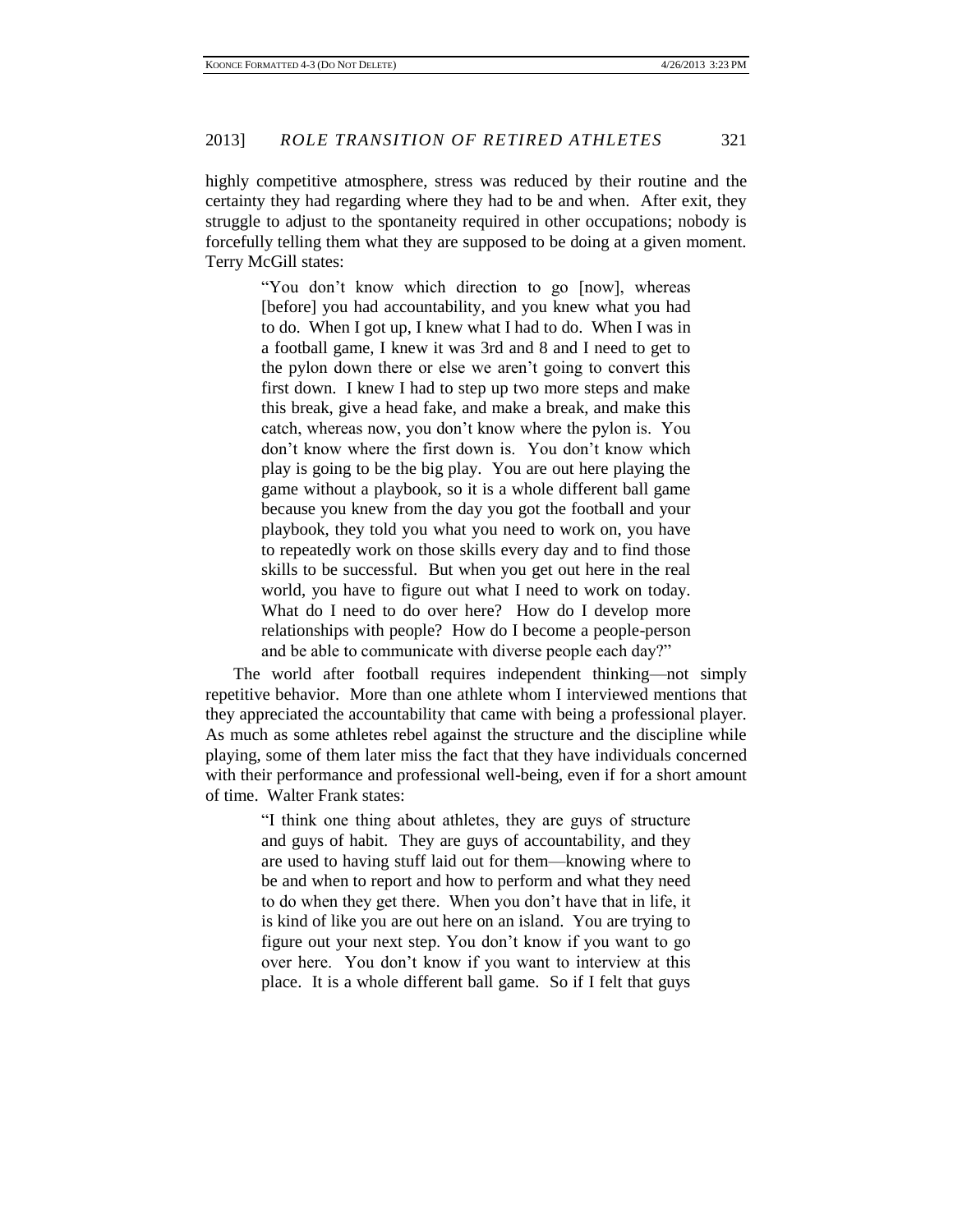highly competitive atmosphere, stress was reduced by their routine and the certainty they had regarding where they had to be and when. After exit, they struggle to adjust to the spontaneity required in other occupations; nobody is forcefully telling them what they are supposed to be doing at a given moment. Terry McGill states:

> "You don't know which direction to go [now], whereas [before] you had accountability, and you knew what you had to do. When I got up, I knew what I had to do. When I was in a football game, I knew it was 3rd and 8 and I need to get to the pylon down there or else we aren't going to convert this first down. I knew I had to step up two more steps and make this break, give a head fake, and make a break, and make this catch, whereas now, you don't know where the pylon is. You don't know where the first down is. You don't know which play is going to be the big play. You are out here playing the game without a playbook, so it is a whole different ball game because you knew from the day you got the football and your playbook, they told you what you need to work on, you have to repeatedly work on those skills every day and to find those skills to be successful. But when you get out here in the real world, you have to figure out what I need to work on today. What do I need to do over here? How do I develop more relationships with people? How do I become a people-person and be able to communicate with diverse people each day?"

The world after football requires independent thinking—not simply repetitive behavior. More than one athlete whom I interviewed mentions that they appreciated the accountability that came with being a professional player. As much as some athletes rebel against the structure and the discipline while playing, some of them later miss the fact that they have individuals concerned with their performance and professional well-being, even if for a short amount of time. Walter Frank states:

> "I think one thing about athletes, they are guys of structure and guys of habit. They are guys of accountability, and they are used to having stuff laid out for them—knowing where to be and when to report and how to perform and what they need to do when they get there. When you don't have that in life, it is kind of like you are out here on an island. You are trying to figure out your next step. You don't know if you want to go over here. You don't know if you want to interview at this place. It is a whole different ball game. So if I felt that guys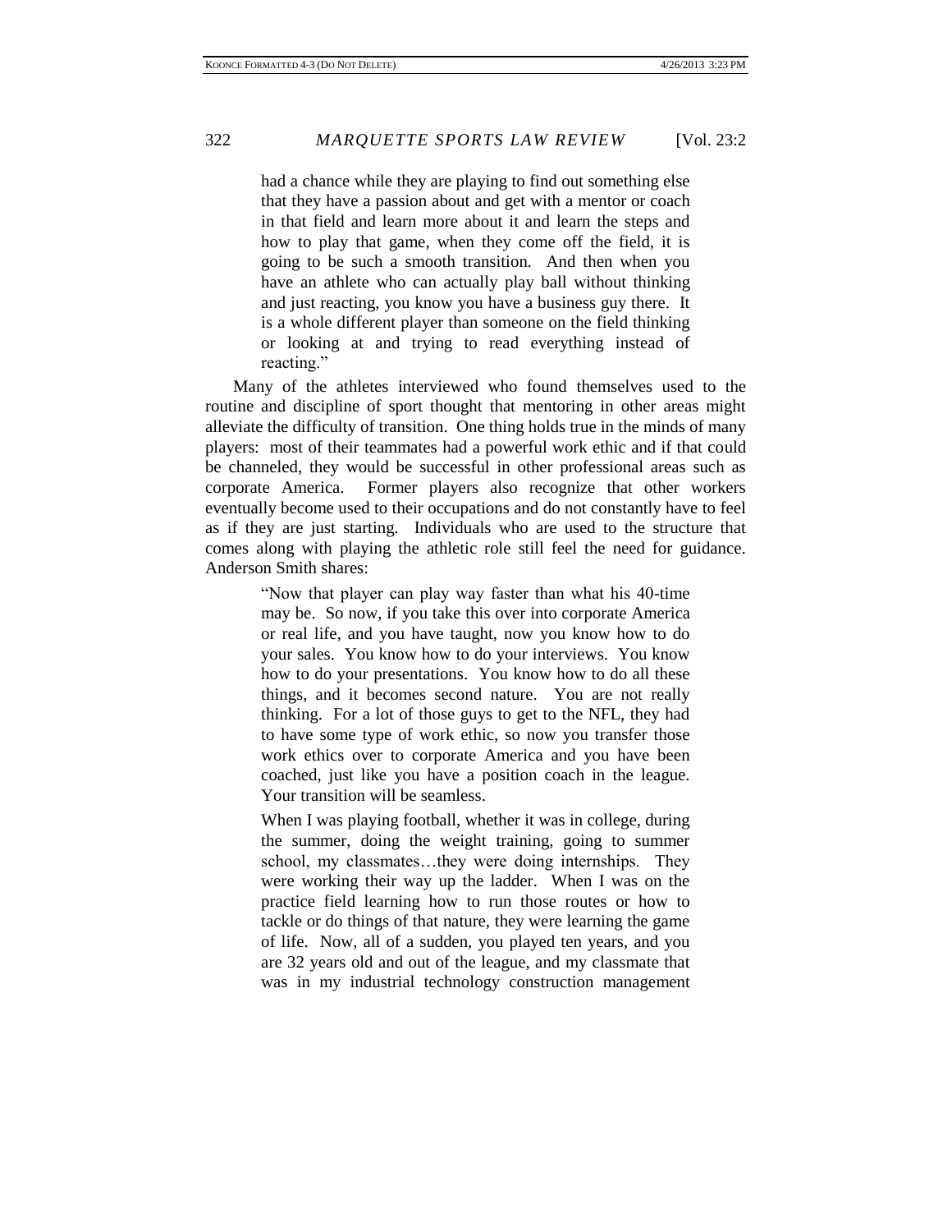> had a chance while they are playing to find out something else that they have a passion about and get with a mentor or coach in that field and learn more about it and learn the steps and how to play that game, when they come off the field, it is going to be such a smooth transition. And then when you have an athlete who can actually play ball without thinking and just reacting, you know you have a business guy there. It is a whole different player than someone on the field thinking or looking at and trying to read everything instead of reacting."

Many of the athletes interviewed who found themselves used to the routine and discipline of sport thought that mentoring in other areas might alleviate the difficulty of transition. One thing holds true in the minds of many players: most of their teammates had a powerful work ethic and if that could be channeled, they would be successful in other professional areas such as corporate America. Former players also recognize that other workers eventually become used to their occupations and do not constantly have to feel as if they are just starting. Individuals who are used to the structure that comes along with playing the athletic role still feel the need for guidance. Anderson Smith shares:

> "Now that player can play way faster than what his 40-time may be. So now, if you take this over into corporate America or real life, and you have taught, now you know how to do your sales. You know how to do your interviews. You know how to do your presentations. You know how to do all these things, and it becomes second nature. You are not really thinking. For a lot of those guys to get to the NFL, they had to have some type of work ethic, so now you transfer those work ethics over to corporate America and you have been coached, just like you have a position coach in the league. Your transition will be seamless.
>
> When I was playing football, whether it was in college, during the summer, doing the weight training, going to summer school, my classmates…they were doing internships. They were working their way up the ladder. When I was on the practice field learning how to run those routes or how to tackle or do things of that nature, they were learning the game of life. Now, all of a sudden, you played ten years, and you are 32 years old and out of the league, and my classmate that was in my industrial technology construction management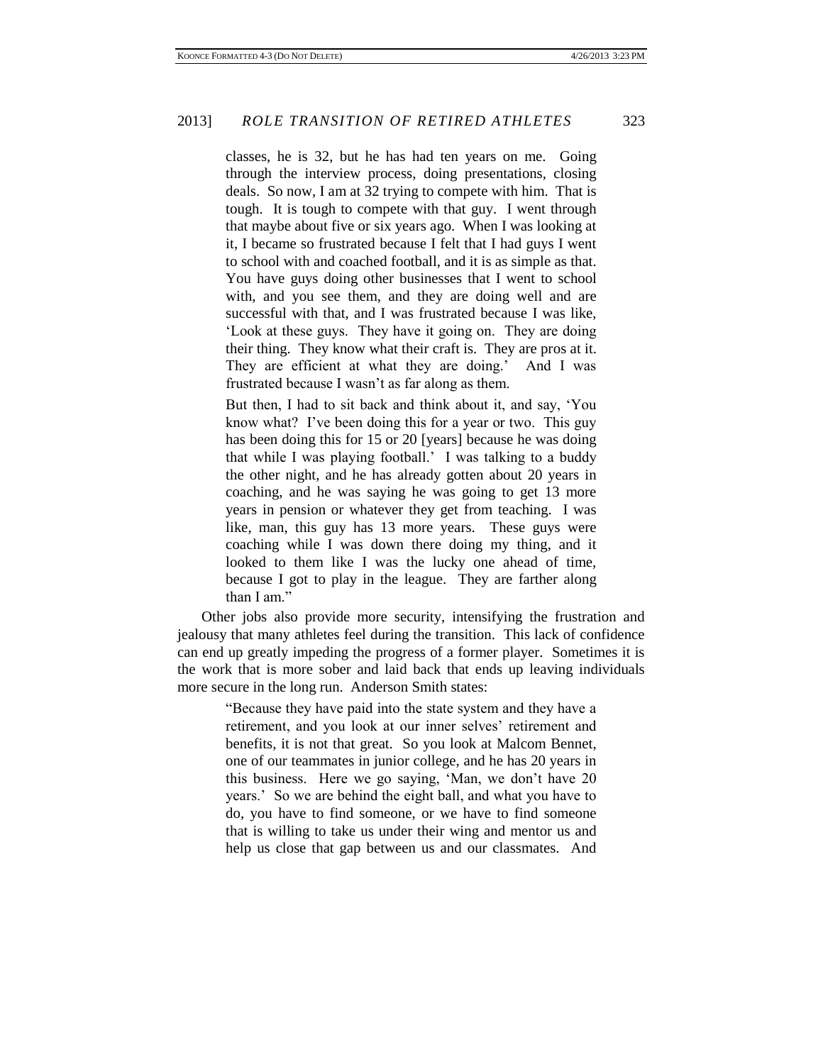> classes, he is 32, but he has had ten years on me. Going through the interview process, doing presentations, closing deals. So now, I am at 32 trying to compete with him. That is tough. It is tough to compete with that guy. I went through that maybe about five or six years ago. When I was looking at it, I became so frustrated because I felt that I had guys I went to school with and coached football, and it is as simple as that. You have guys doing other businesses that I went to school with, and you see them, and they are doing well and are successful with that, and I was frustrated because I was like, 'Look at these guys. They have it going on. They are doing their thing. They know what their craft is. They are pros at it. They are efficient at what they are doing.' And I was frustrated because I wasn't as far along as them.
>
> But then, I had to sit back and think about it, and say, 'You know what? I've been doing this for a year or two. This guy has been doing this for 15 or 20 [years] because he was doing that while I was playing football.' I was talking to a buddy the other night, and he has already gotten about 20 years in coaching, and he was saying he was going to get 13 more years in pension or whatever they get from teaching. I was like, man, this guy has 13 more years. These guys were coaching while I was down there doing my thing, and it looked to them like I was the lucky one ahead of time, because I got to play in the league. They are farther along than I am."

Other jobs also provide more security, intensifying the frustration and jealousy that many athletes feel during the transition. This lack of confidence can end up greatly impeding the progress of a former player. Sometimes it is the work that is more sober and laid back that ends up leaving individuals more secure in the long run. Anderson Smith states:

> "Because they have paid into the state system and they have a retirement, and you look at our inner selves' retirement and benefits, it is not that great. So you look at Malcom Bennet, one of our teammates in junior college, and he has 20 years in this business. Here we go saying, 'Man, we don't have 20 years.' So we are behind the eight ball, and what you have to do, you have to find someone, or we have to find someone that is willing to take us under their wing and mentor us and help us close that gap between us and our classmates. And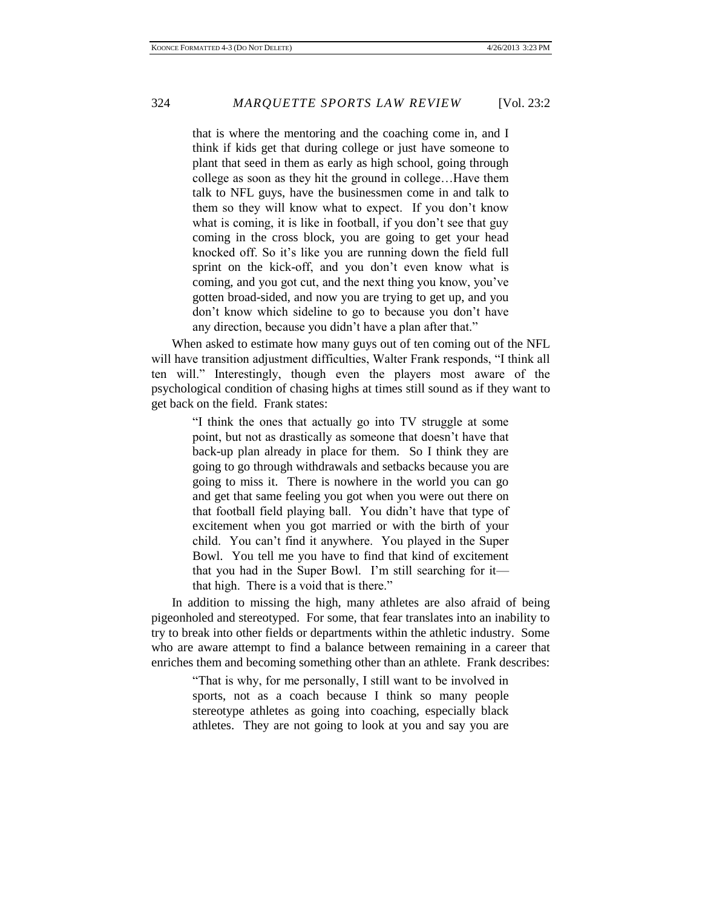> that is where the mentoring and the coaching come in, and I think if kids get that during college or just have someone to plant that seed in them as early as high school, going through college as soon as they hit the ground in college…Have them talk to NFL guys, have the businessmen come in and talk to them so they will know what to expect. If you don't know what is coming, it is like in football, if you don't see that guy coming in the cross block, you are going to get your head knocked off. So it's like you are running down the field full sprint on the kick-off, and you don't even know what is coming, and you got cut, and the next thing you know, you've gotten broad-sided, and now you are trying to get up, and you don't know which sideline to go to because you don't have any direction, because you didn't have a plan after that."

When asked to estimate how many guys out of ten coming out of the NFL will have transition adjustment difficulties, Walter Frank responds, "I think all ten will." Interestingly, though even the players most aware of the psychological condition of chasing highs at times still sound as if they want to get back on the field. Frank states:

> "I think the ones that actually go into TV struggle at some point, but not as drastically as someone that doesn't have that back-up plan already in place for them. So I think they are going to go through withdrawals and setbacks because you are going to miss it. There is nowhere in the world you can go and get that same feeling you got when you were out there on that football field playing ball. You didn't have that type of excitement when you got married or with the birth of your child. You can't find it anywhere. You played in the Super Bowl. You tell me you have to find that kind of excitement that you had in the Super Bowl. I'm still searching for it—that high. There is a void that is there."

In addition to missing the high, many athletes are also afraid of being pigeonholed and stereotyped. For some, that fear translates into an inability to try to break into other fields or departments within the athletic industry. Some who are aware attempt to find a balance between remaining in a career that enriches them and becoming something other than an athlete. Frank describes:

> "That is why, for me personally, I still want to be involved in sports, not as a coach because I think so many people stereotype athletes as going into coaching, especially black athletes. They are not going to look at you and say you are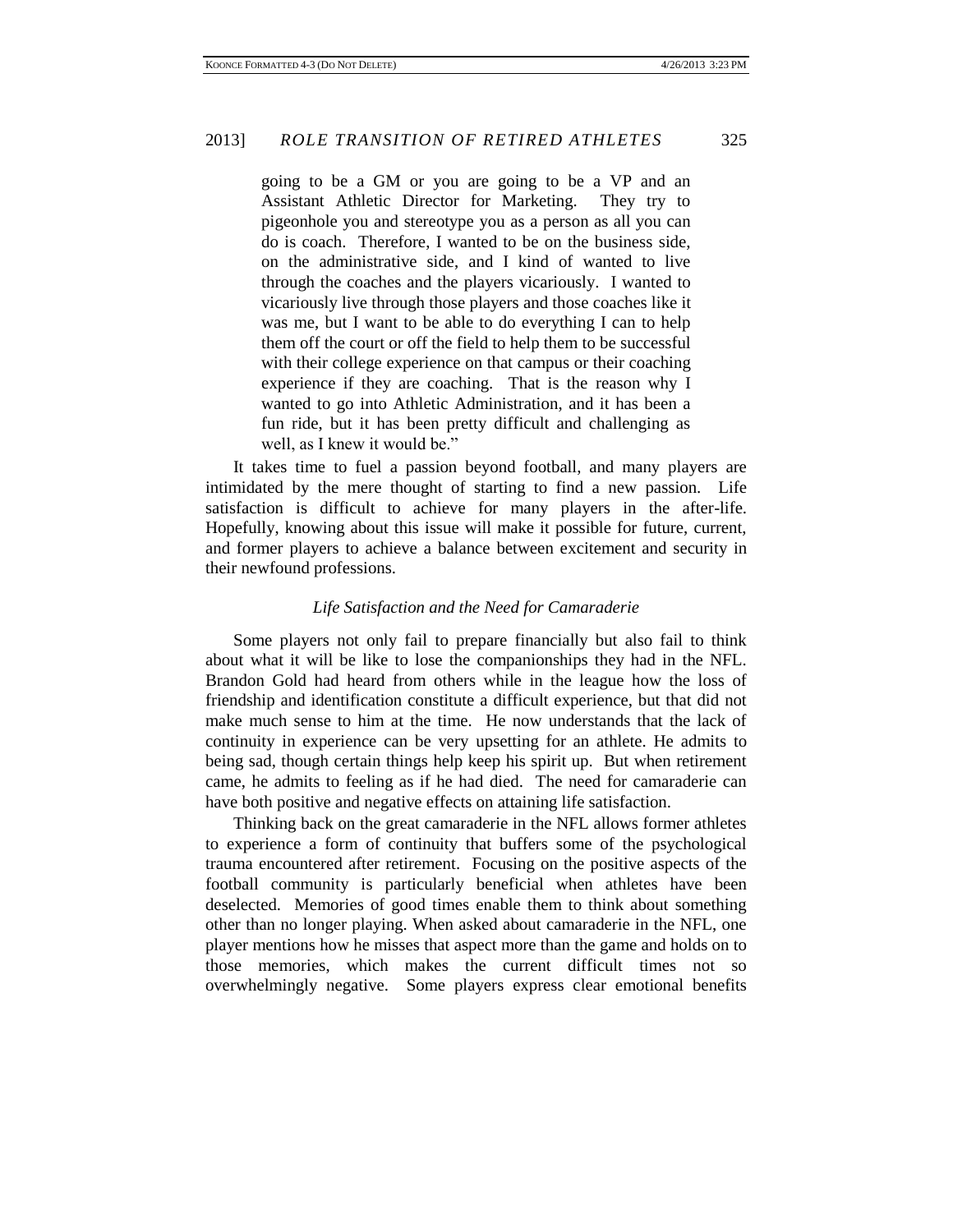> going to be a GM or you are going to be a VP and an Assistant Athletic Director for Marketing. They try to pigeonhole you and stereotype you as a person as all you can do is coach. Therefore, I wanted to be on the business side, on the administrative side, and I kind of wanted to live through the coaches and the players vicariously. I wanted to vicariously live through those players and those coaches like it was me, but I want to be able to do everything I can to help them off the court or off the field to help them to be successful with their college experience on that campus or their coaching experience if they are coaching. That is the reason why I wanted to go into Athletic Administration, and it has been a fun ride, but it has been pretty difficult and challenging as well, as I knew it would be."

It takes time to fuel a passion beyond football, and many players are intimidated by the mere thought of starting to find a new passion. Life satisfaction is difficult to achieve for many players in the after-life. Hopefully, knowing about this issue will make it possible for future, current, and former players to achieve a balance between excitement and security in their newfound professions.

### *Life Satisfaction and the Need for Camaraderie*

Some players not only fail to prepare financially but also fail to think about what it will be like to lose the companionships they had in the NFL. Brandon Gold had heard from others while in the league how the loss of friendship and identification constitute a difficult experience, but that did not make much sense to him at the time. He now understands that the lack of continuity in experience can be very upsetting for an athlete. He admits to being sad, though certain things help keep his spirit up. But when retirement came, he admits to feeling as if he had died. The need for camaraderie can have both positive and negative effects on attaining life satisfaction.

Thinking back on the great camaraderie in the NFL allows former athletes to experience a form of continuity that buffers some of the psychological trauma encountered after retirement. Focusing on the positive aspects of the football community is particularly beneficial when athletes have been deselected. Memories of good times enable them to think about something other than no longer playing. When asked about camaraderie in the NFL, one player mentions how he misses that aspect more than the game and holds on to those memories, which makes the current difficult times not so overwhelmingly negative. Some players express clear emotional benefits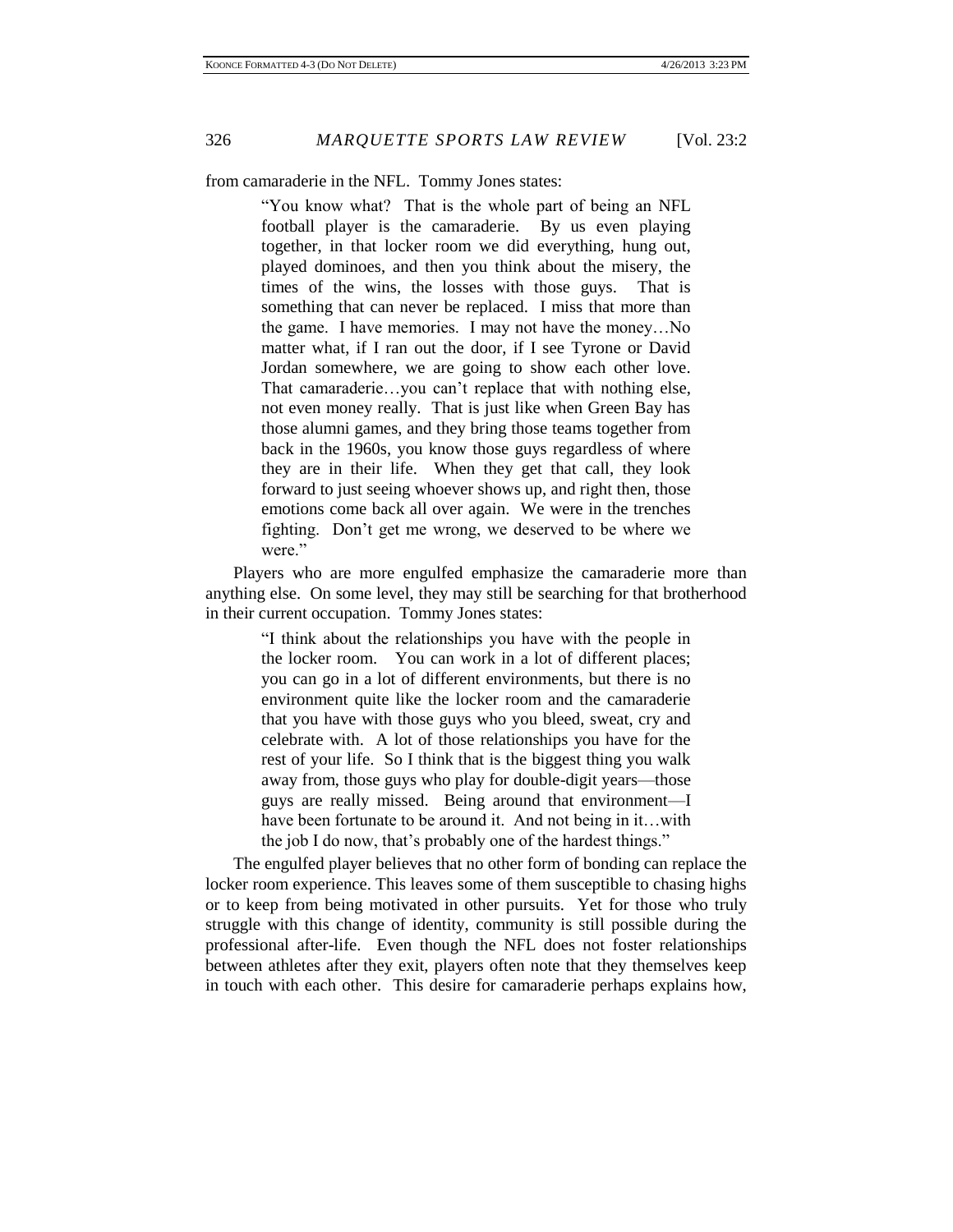from camaraderie in the NFL. Tommy Jones states:

> "You know what? That is the whole part of being an NFL football player is the camaraderie. By us even playing together, in that locker room we did everything, hung out, played dominoes, and then you think about the misery, the times of the wins, the losses with those guys. That is something that can never be replaced. I miss that more than the game. I have memories. I may not have the money…No matter what, if I ran out the door, if I see Tyrone or David Jordan somewhere, we are going to show each other love. That camaraderie…you can't replace that with nothing else, not even money really. That is just like when Green Bay has those alumni games, and they bring those teams together from back in the 1960s, you know those guys regardless of where they are in their life. When they get that call, they look forward to just seeing whoever shows up, and right then, those emotions come back all over again. We were in the trenches fighting. Don't get me wrong, we deserved to be where we were."

Players who are more engulfed emphasize the camaraderie more than anything else. On some level, they may still be searching for that brotherhood in their current occupation. Tommy Jones states:

> "I think about the relationships you have with the people in the locker room. You can work in a lot of different places; you can go in a lot of different environments, but there is no environment quite like the locker room and the camaraderie that you have with those guys who you bleed, sweat, cry and celebrate with. A lot of those relationships you have for the rest of your life. So I think that is the biggest thing you walk away from, those guys who play for double-digit years—those guys are really missed. Being around that environment—I have been fortunate to be around it. And not being in it…with the job I do now, that's probably one of the hardest things."

The engulfed player believes that no other form of bonding can replace the locker room experience. This leaves some of them susceptible to chasing highs or to keep from being motivated in other pursuits. Yet for those who truly struggle with this change of identity, community is still possible during the professional after-life. Even though the NFL does not foster relationships between athletes after they exit, players often note that they themselves keep in touch with each other. This desire for camaraderie perhaps explains how,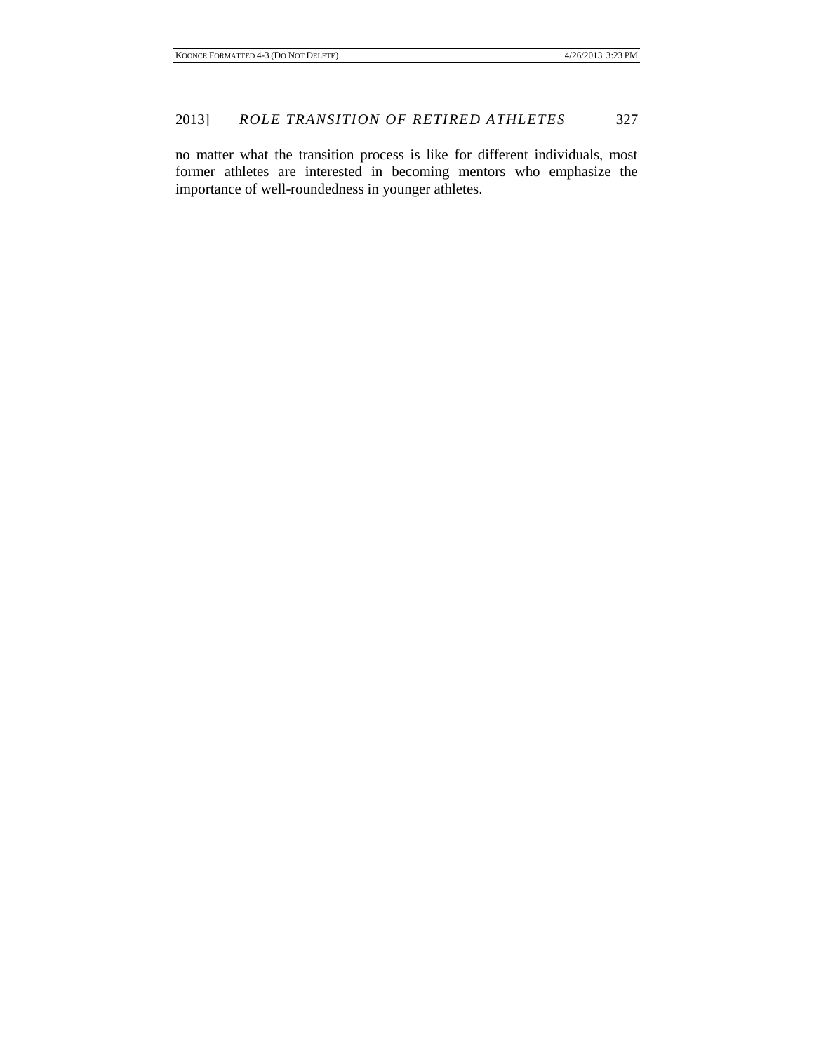no matter what the transition process is like for different individuals, most former athletes are interested in becoming mentors who emphasize the importance of well-roundedness in younger athletes.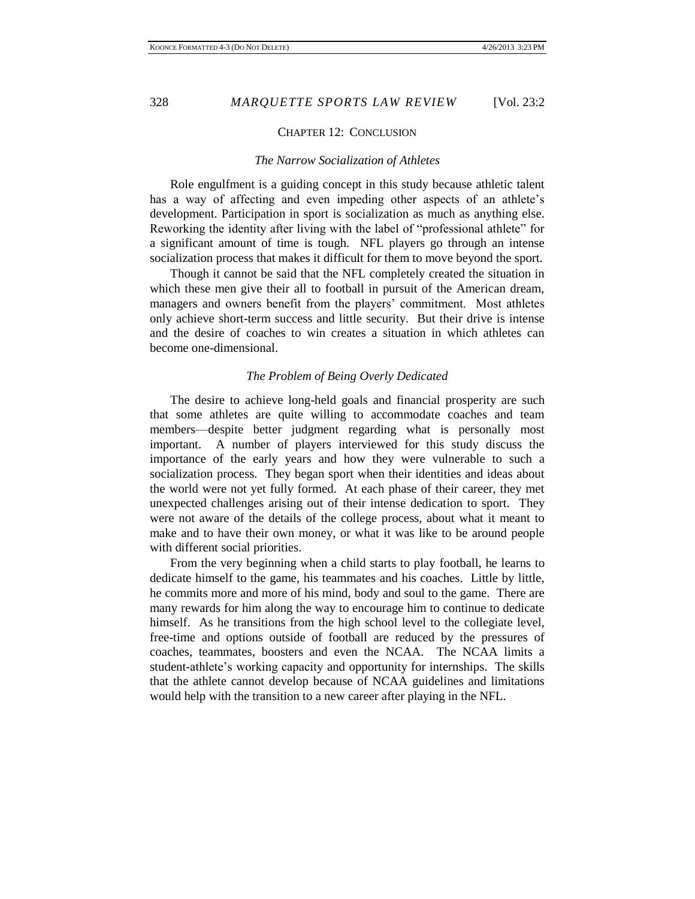## CHAPTER 12: CONCLUSION

### *The Narrow Socialization of Athletes*

Role engulfment is a guiding concept in this study because athletic talent has a way of affecting and even impeding other aspects of an athlete's development. Participation in sport is socialization as much as anything else. Reworking the identity after living with the label of "professional athlete" for a significant amount of time is tough. NFL players go through an intense socialization process that makes it difficult for them to move beyond the sport.

Though it cannot be said that the NFL completely created the situation in which these men give their all to football in pursuit of the American dream, managers and owners benefit from the players' commitment. Most athletes only achieve short-term success and little security. But their drive is intense and the desire of coaches to win creates a situation in which athletes can become one-dimensional.

### *The Problem of Being Overly Dedicated*

The desire to achieve long-held goals and financial prosperity are such that some athletes are quite willing to accommodate coaches and team members—despite better judgment regarding what is personally most important. A number of players interviewed for this study discuss the importance of the early years and how they were vulnerable to such a socialization process. They began sport when their identities and ideas about the world were not yet fully formed. At each phase of their career, they met unexpected challenges arising out of their intense dedication to sport. They were not aware of the details of the college process, about what it meant to make and to have their own money, or what it was like to be around people with different social priorities.

From the very beginning when a child starts to play football, he learns to dedicate himself to the game, his teammates and his coaches. Little by little, he commits more and more of his mind, body and soul to the game. There are many rewards for him along the way to encourage him to continue to dedicate himself. As he transitions from the high school level to the collegiate level, free-time and options outside of football are reduced by the pressures of coaches, teammates, boosters and even the NCAA. The NCAA limits a student-athlete's working capacity and opportunity for internships. The skills that the athlete cannot develop because of NCAA guidelines and limitations would help with the transition to a new career after playing in the NFL.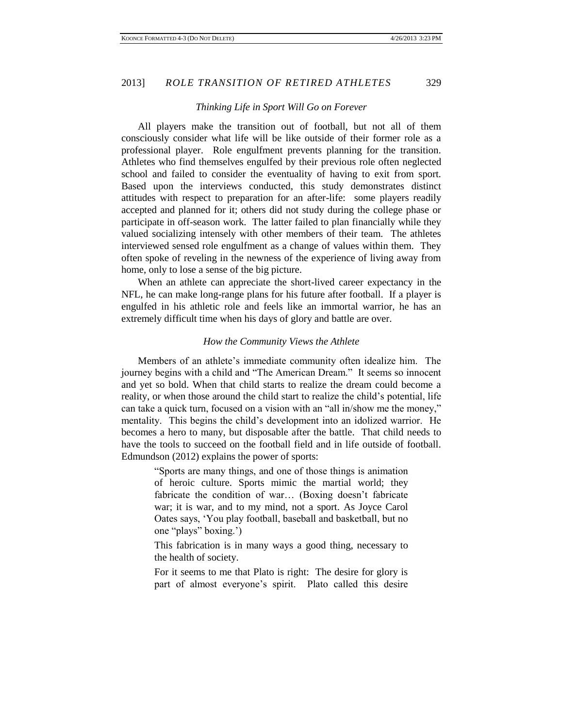*Thinking Life in Sport Will Go on Forever*

All players make the transition out of football, but not all of them consciously consider what life will be like outside of their former role as a professional player. Role engulfment prevents planning for the transition. Athletes who find themselves engulfed by their previous role often neglected school and failed to consider the eventuality of having to exit from sport. Based upon the interviews conducted, this study demonstrates distinct attitudes with respect to preparation for an after-life: some players readily accepted and planned for it; others did not study during the college phase or participate in off-season work. The latter failed to plan financially while they valued socializing intensely with other members of their team. The athletes interviewed sensed role engulfment as a change of values within them. They often spoke of reveling in the newness of the experience of living away from home, only to lose a sense of the big picture.

When an athlete can appreciate the short-lived career expectancy in the NFL, he can make long-range plans for his future after football. If a player is engulfed in his athletic role and feels like an immortal warrior, he has an extremely difficult time when his days of glory and battle are over.

*How the Community Views the Athlete*

Members of an athlete's immediate community often idealize him. The journey begins with a child and "The American Dream." It seems so innocent and yet so bold. When that child starts to realize the dream could become a reality, or when those around the child start to realize the child's potential, life can take a quick turn, focused on a vision with an "all in/show me the money," mentality. This begins the child's development into an idolized warrior. He becomes a hero to many, but disposable after the battle. That child needs to have the tools to succeed on the football field and in life outside of football. Edmundson (2012) explains the power of sports:

> "Sports are many things, and one of those things is animation of heroic culture. Sports mimic the martial world; they fabricate the condition of war… (Boxing doesn't fabricate war; it is war, and to my mind, not a sport. As Joyce Carol Oates says, 'You play football, baseball and basketball, but no one "plays" boxing.')
>
> This fabrication is in many ways a good thing, necessary to the health of society.
>
> For it seems to me that Plato is right: The desire for glory is part of almost everyone's spirit. Plato called this desire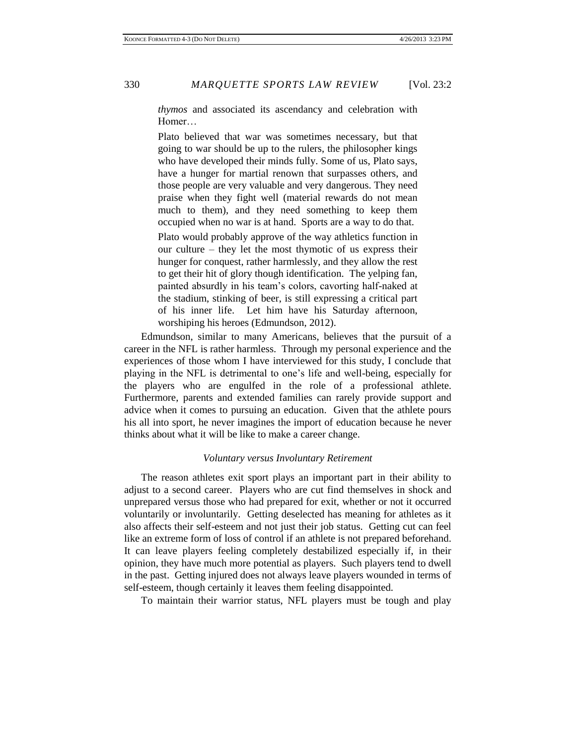> *thymos* and associated its ascendancy and celebration with Homer…
>
> Plato believed that war was sometimes necessary, but that going to war should be up to the rulers, the philosopher kings who have developed their minds fully. Some of us, Plato says, have a hunger for martial renown that surpasses others, and those people are very valuable and very dangerous. They need praise when they fight well (material rewards do not mean much to them), and they need something to keep them occupied when no war is at hand. Sports are a way to do that.
>
> Plato would probably approve of the way athletics function in our culture – they let the most thymotic of us express their hunger for conquest, rather harmlessly, and they allow the rest to get their hit of glory though identification. The yelping fan, painted absurdly in his team's colors, cavorting half-naked at the stadium, stinking of beer, is still expressing a critical part of his inner life. Let him have his Saturday afternoon, worshiping his heroes (Edmundson, 2012).

Edmundson, similar to many Americans, believes that the pursuit of a career in the NFL is rather harmless. Through my personal experience and the experiences of those whom I have interviewed for this study, I conclude that playing in the NFL is detrimental to one's life and well-being, especially for the players who are engulfed in the role of a professional athlete. Furthermore, parents and extended families can rarely provide support and advice when it comes to pursuing an education. Given that the athlete pours his all into sport, he never imagines the import of education because he never thinks about what it will be like to make a career change.

### *Voluntary versus Involuntary Retirement*

The reason athletes exit sport plays an important part in their ability to adjust to a second career. Players who are cut find themselves in shock and unprepared versus those who had prepared for exit, whether or not it occurred voluntarily or involuntarily. Getting deselected has meaning for athletes as it also affects their self-esteem and not just their job status. Getting cut can feel like an extreme form of loss of control if an athlete is not prepared beforehand. It can leave players feeling completely destabilized especially if, in their opinion, they have much more potential as players. Such players tend to dwell in the past. Getting injured does not always leave players wounded in terms of self-esteem, though certainly it leaves them feeling disappointed.

To maintain their warrior status, NFL players must be tough and play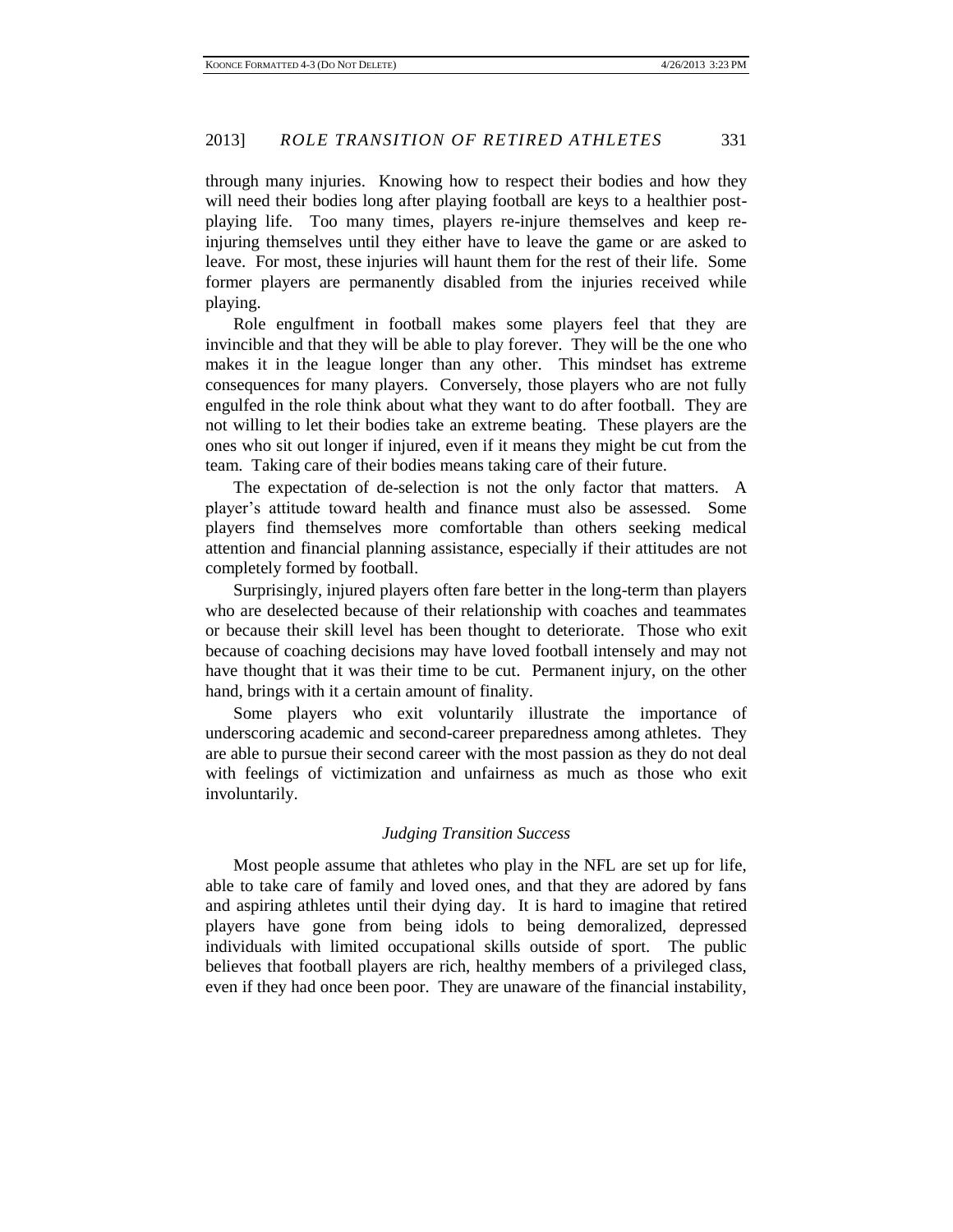through many injuries. Knowing how to respect their bodies and how they will need their bodies long after playing football are keys to a healthier post-playing life. Too many times, players re-injure themselves and keep re-injuring themselves until they either have to leave the game or are asked to leave. For most, these injuries will haunt them for the rest of their life. Some former players are permanently disabled from the injuries received while playing.

Role engulfment in football makes some players feel that they are invincible and that they will be able to play forever. They will be the one who makes it in the league longer than any other. This mindset has extreme consequences for many players. Conversely, those players who are not fully engulfed in the role think about what they want to do after football. They are not willing to let their bodies take an extreme beating. These players are the ones who sit out longer if injured, even if it means they might be cut from the team. Taking care of their bodies means taking care of their future.

The expectation of de-selection is not the only factor that matters. A player's attitude toward health and finance must also be assessed. Some players find themselves more comfortable than others seeking medical attention and financial planning assistance, especially if their attitudes are not completely formed by football.

Surprisingly, injured players often fare better in the long-term than players who are deselected because of their relationship with coaches and teammates or because their skill level has been thought to deteriorate. Those who exit because of coaching decisions may have loved football intensely and may not have thought that it was their time to be cut. Permanent injury, on the other hand, brings with it a certain amount of finality.

Some players who exit voluntarily illustrate the importance of underscoring academic and second-career preparedness among athletes. They are able to pursue their second career with the most passion as they do not deal with feelings of victimization and unfairness as much as those who exit involuntarily.

### *Judging Transition Success*

Most people assume that athletes who play in the NFL are set up for life, able to take care of family and loved ones, and that they are adored by fans and aspiring athletes until their dying day. It is hard to imagine that retired players have gone from being idols to being demoralized, depressed individuals with limited occupational skills outside of sport. The public believes that football players are rich, healthy members of a privileged class, even if they had once been poor. They are unaware of the financial instability,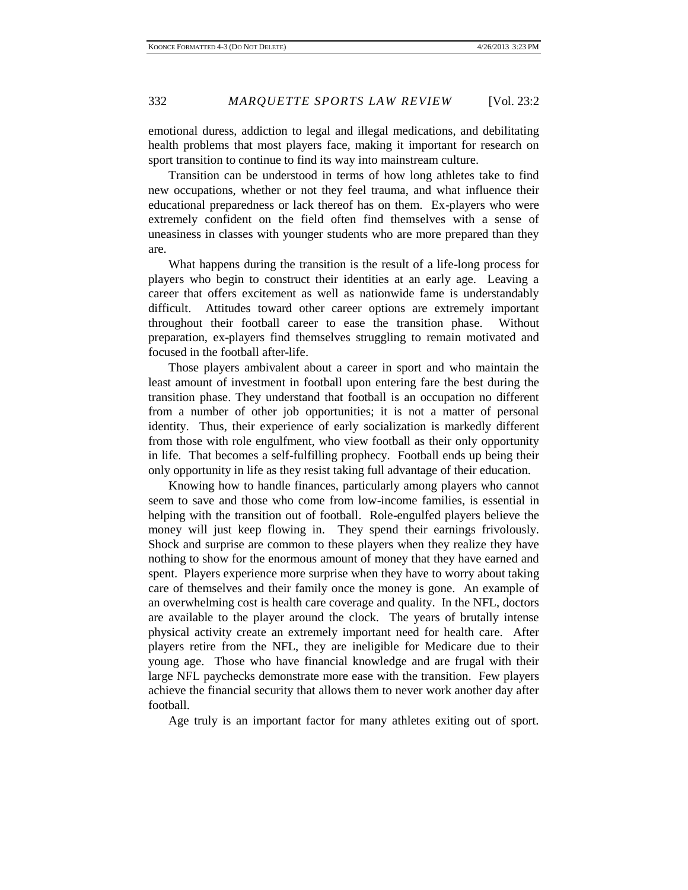emotional duress, addiction to legal and illegal medications, and debilitating health problems that most players face, making it important for research on sport transition to continue to find its way into mainstream culture.

Transition can be understood in terms of how long athletes take to find new occupations, whether or not they feel trauma, and what influence their educational preparedness or lack thereof has on them. Ex-players who were extremely confident on the field often find themselves with a sense of uneasiness in classes with younger students who are more prepared than they are.

What happens during the transition is the result of a life-long process for players who begin to construct their identities at an early age. Leaving a career that offers excitement as well as nationwide fame is understandably difficult. Attitudes toward other career options are extremely important throughout their football career to ease the transition phase. Without preparation, ex-players find themselves struggling to remain motivated and focused in the football after-life.

Those players ambivalent about a career in sport and who maintain the least amount of investment in football upon entering fare the best during the transition phase. They understand that football is an occupation no different from a number of other job opportunities; it is not a matter of personal identity. Thus, their experience of early socialization is markedly different from those with role engulfment, who view football as their only opportunity in life. That becomes a self-fulfilling prophecy. Football ends up being their only opportunity in life as they resist taking full advantage of their education.

Knowing how to handle finances, particularly among players who cannot seem to save and those who come from low-income families, is essential in helping with the transition out of football. Role-engulfed players believe the money will just keep flowing in. They spend their earnings frivolously. Shock and surprise are common to these players when they realize they have nothing to show for the enormous amount of money that they have earned and spent. Players experience more surprise when they have to worry about taking care of themselves and their family once the money is gone. An example of an overwhelming cost is health care coverage and quality. In the NFL, doctors are available to the player around the clock. The years of brutally intense physical activity create an extremely important need for health care. After players retire from the NFL, they are ineligible for Medicare due to their young age. Those who have financial knowledge and are frugal with their large NFL paychecks demonstrate more ease with the transition. Few players achieve the financial security that allows them to never work another day after football.

Age truly is an important factor for many athletes exiting out of sport.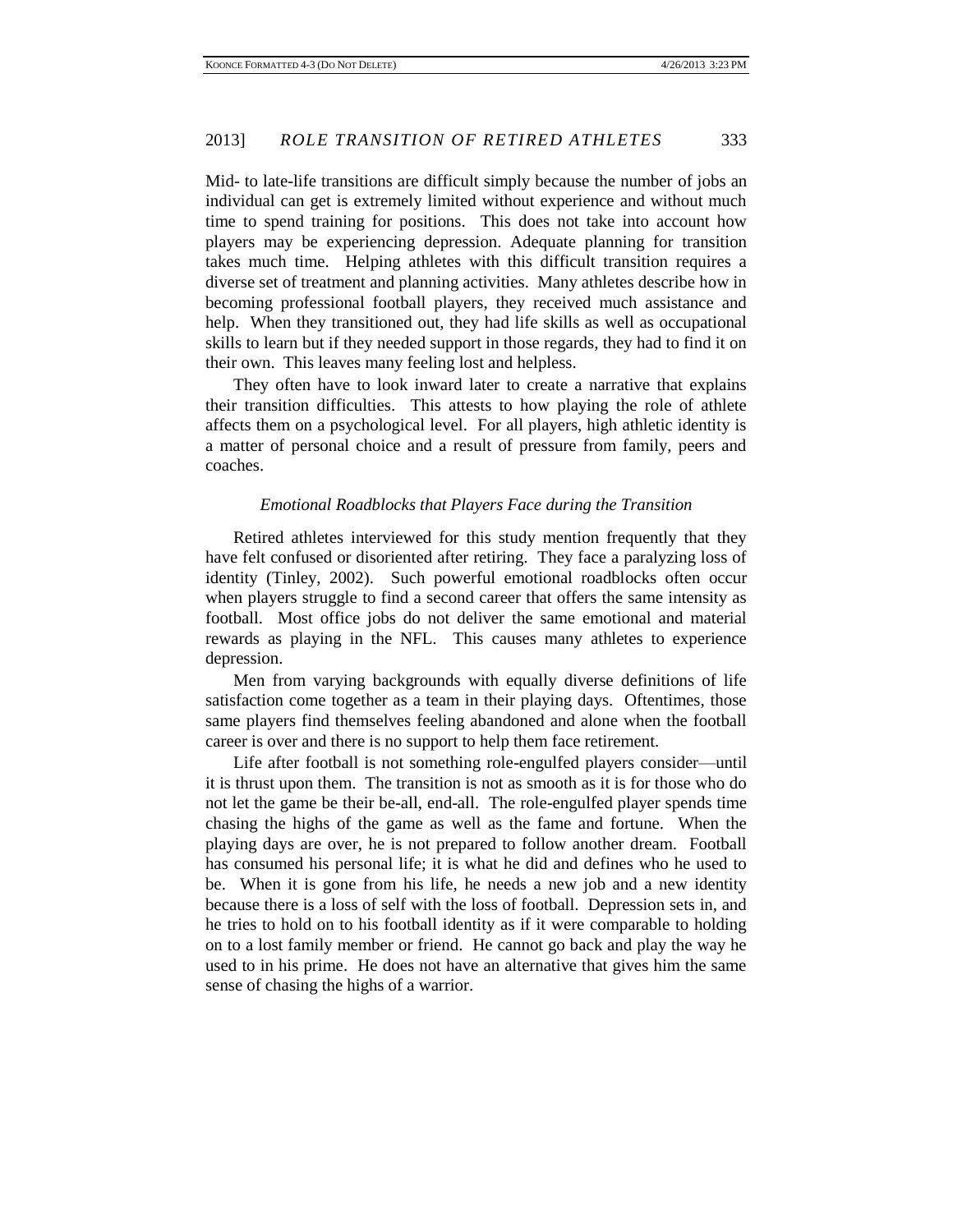Mid- to late-life transitions are difficult simply because the number of jobs an individual can get is extremely limited without experience and without much time to spend training for positions. This does not take into account how players may be experiencing depression. Adequate planning for transition takes much time. Helping athletes with this difficult transition requires a diverse set of treatment and planning activities. Many athletes describe how in becoming professional football players, they received much assistance and help. When they transitioned out, they had life skills as well as occupational skills to learn but if they needed support in those regards, they had to find it on their own. This leaves many feeling lost and helpless.

They often have to look inward later to create a narrative that explains their transition difficulties. This attests to how playing the role of athlete affects them on a psychological level. For all players, high athletic identity is a matter of personal choice and a result of pressure from family, peers and coaches.

### *Emotional Roadblocks that Players Face during the Transition*

Retired athletes interviewed for this study mention frequently that they have felt confused or disoriented after retiring. They face a paralyzing loss of identity (Tinley, 2002). Such powerful emotional roadblocks often occur when players struggle to find a second career that offers the same intensity as football. Most office jobs do not deliver the same emotional and material rewards as playing in the NFL. This causes many athletes to experience depression.

Men from varying backgrounds with equally diverse definitions of life satisfaction come together as a team in their playing days. Oftentimes, those same players find themselves feeling abandoned and alone when the football career is over and there is no support to help them face retirement.

Life after football is not something role-engulfed players consider—until it is thrust upon them. The transition is not as smooth as it is for those who do not let the game be their be-all, end-all. The role-engulfed player spends time chasing the highs of the game as well as the fame and fortune. When the playing days are over, he is not prepared to follow another dream. Football has consumed his personal life; it is what he did and defines who he used to be. When it is gone from his life, he needs a new job and a new identity because there is a loss of self with the loss of football. Depression sets in, and he tries to hold on to his football identity as if it were comparable to holding on to a lost family member or friend. He cannot go back and play the way he used to in his prime. He does not have an alternative that gives him the same sense of chasing the highs of a warrior.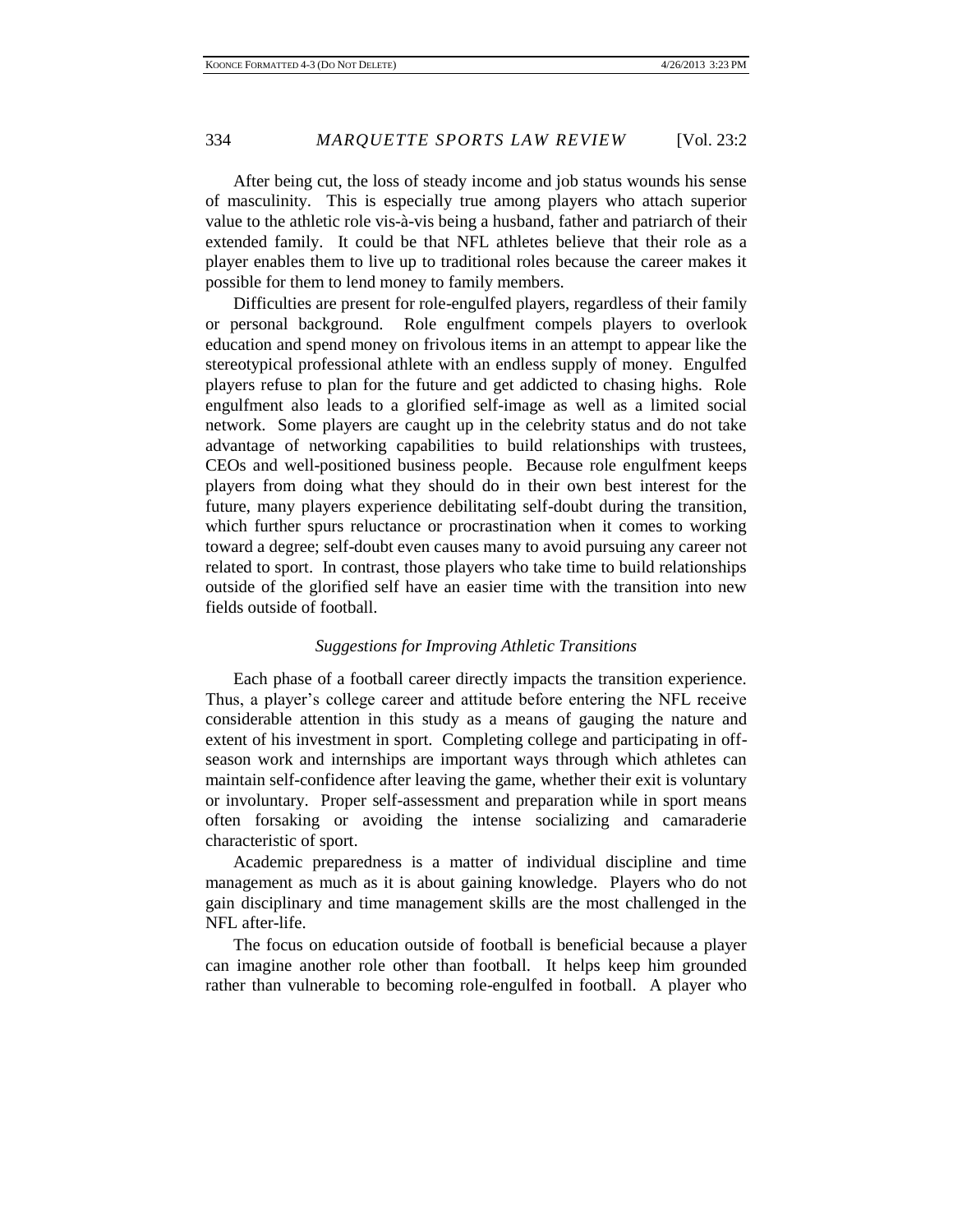After being cut, the loss of steady income and job status wounds his sense of masculinity. This is especially true among players who attach superior value to the athletic role vis-à-vis being a husband, father and patriarch of their extended family. It could be that NFL athletes believe that their role as a player enables them to live up to traditional roles because the career makes it possible for them to lend money to family members.

Difficulties are present for role-engulfed players, regardless of their family or personal background. Role engulfment compels players to overlook education and spend money on frivolous items in an attempt to appear like the stereotypical professional athlete with an endless supply of money. Engulfed players refuse to plan for the future and get addicted to chasing highs. Role engulfment also leads to a glorified self-image as well as a limited social network. Some players are caught up in the celebrity status and do not take advantage of networking capabilities to build relationships with trustees, CEOs and well-positioned business people. Because role engulfment keeps players from doing what they should do in their own best interest for the future, many players experience debilitating self-doubt during the transition, which further spurs reluctance or procrastination when it comes to working toward a degree; self-doubt even causes many to avoid pursuing any career not related to sport. In contrast, those players who take time to build relationships outside of the glorified self have an easier time with the transition into new fields outside of football.

### *Suggestions for Improving Athletic Transitions*

Each phase of a football career directly impacts the transition experience. Thus, a player's college career and attitude before entering the NFL receive considerable attention in this study as a means of gauging the nature and extent of his investment in sport. Completing college and participating in off-season work and internships are important ways through which athletes can maintain self-confidence after leaving the game, whether their exit is voluntary or involuntary. Proper self-assessment and preparation while in sport means often forsaking or avoiding the intense socializing and camaraderie characteristic of sport.

Academic preparedness is a matter of individual discipline and time management as much as it is about gaining knowledge. Players who do not gain disciplinary and time management skills are the most challenged in the NFL after-life.

The focus on education outside of football is beneficial because a player can imagine another role other than football. It helps keep him grounded rather than vulnerable to becoming role-engulfed in football. A player who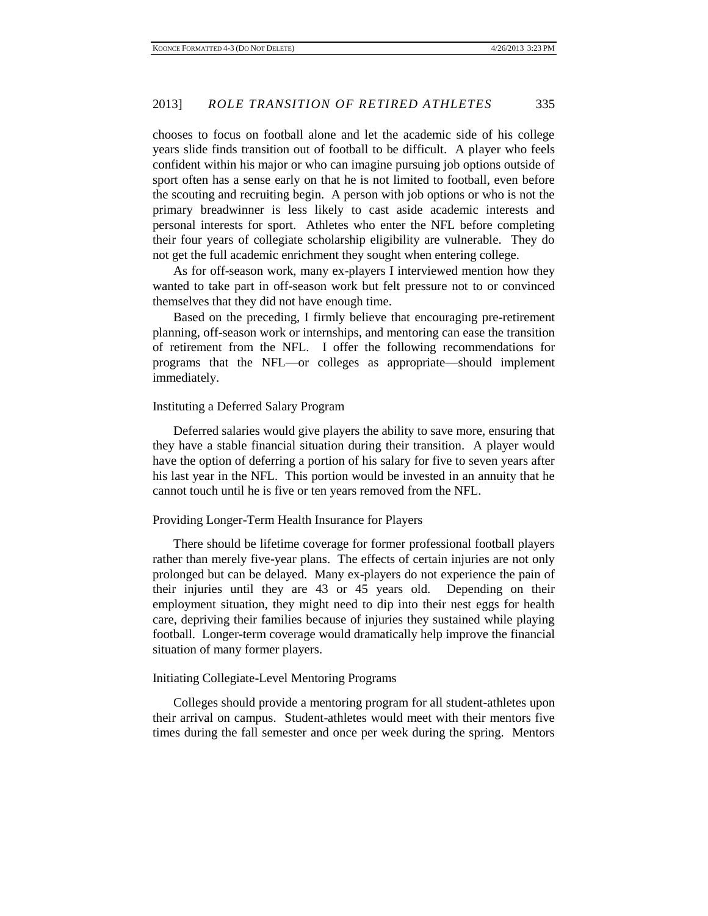chooses to focus on football alone and let the academic side of his college years slide finds transition out of football to be difficult. A player who feels confident within his major or who can imagine pursuing job options outside of sport often has a sense early on that he is not limited to football, even before the scouting and recruiting begin. A person with job options or who is not the primary breadwinner is less likely to cast aside academic interests and personal interests for sport. Athletes who enter the NFL before completing their four years of collegiate scholarship eligibility are vulnerable. They do not get the full academic enrichment they sought when entering college.

As for off-season work, many ex-players I interviewed mention how they wanted to take part in off-season work but felt pressure not to or convinced themselves that they did not have enough time.

Based on the preceding, I firmly believe that encouraging pre-retirement planning, off-season work or internships, and mentoring can ease the transition of retirement from the NFL. I offer the following recommendations for programs that the NFL—or colleges as appropriate—should implement immediately.

### Instituting a Deferred Salary Program

Deferred salaries would give players the ability to save more, ensuring that they have a stable financial situation during their transition. A player would have the option of deferring a portion of his salary for five to seven years after his last year in the NFL. This portion would be invested in an annuity that he cannot touch until he is five or ten years removed from the NFL.

### Providing Longer-Term Health Insurance for Players

There should be lifetime coverage for former professional football players rather than merely five-year plans. The effects of certain injuries are not only prolonged but can be delayed. Many ex-players do not experience the pain of their injuries until they are 43 or 45 years old. Depending on their employment situation, they might need to dip into their nest eggs for health care, depriving their families because of injuries they sustained while playing football. Longer-term coverage would dramatically help improve the financial situation of many former players.

### Initiating Collegiate-Level Mentoring Programs

Colleges should provide a mentoring program for all student-athletes upon their arrival on campus. Student-athletes would meet with their mentors five times during the fall semester and once per week during the spring. Mentors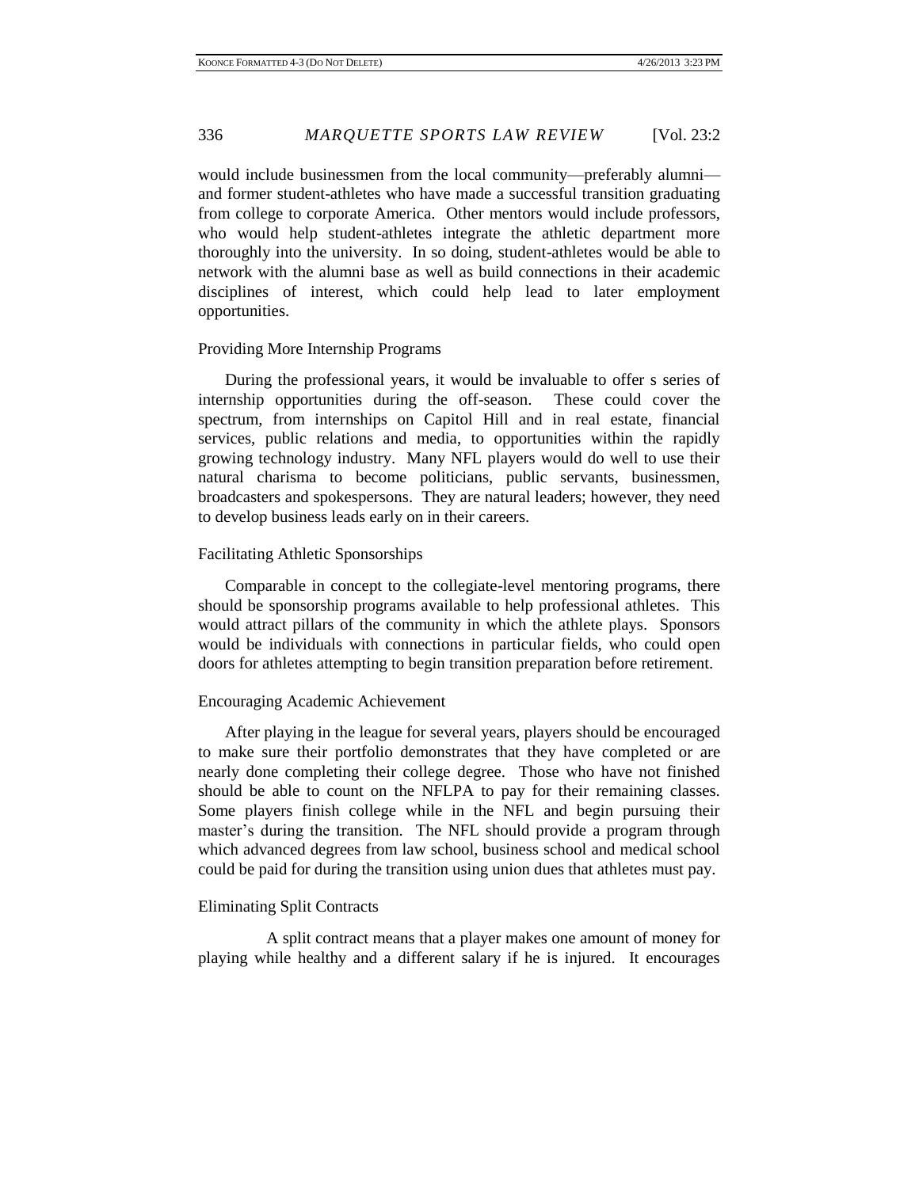would include businessmen from the local community—preferably alumni—and former student-athletes who have made a successful transition graduating from college to corporate America. Other mentors would include professors, who would help student-athletes integrate the athletic department more thoroughly into the university. In so doing, student-athletes would be able to network with the alumni base as well as build connections in their academic disciplines of interest, which could help lead to later employment opportunities.

### Providing More Internship Programs

During the professional years, it would be invaluable to offer s series of internship opportunities during the off-season. These could cover the spectrum, from internships on Capitol Hill and in real estate, financial services, public relations and media, to opportunities within the rapidly growing technology industry. Many NFL players would do well to use their natural charisma to become politicians, public servants, businessmen, broadcasters and spokespersons. They are natural leaders; however, they need to develop business leads early on in their careers.

### Facilitating Athletic Sponsorships

Comparable in concept to the collegiate-level mentoring programs, there should be sponsorship programs available to help professional athletes. This would attract pillars of the community in which the athlete plays. Sponsors would be individuals with connections in particular fields, who could open doors for athletes attempting to begin transition preparation before retirement.

### Encouraging Academic Achievement

After playing in the league for several years, players should be encouraged to make sure their portfolio demonstrates that they have completed or are nearly done completing their college degree. Those who have not finished should be able to count on the NFLPA to pay for their remaining classes. Some players finish college while in the NFL and begin pursuing their master's during the transition. The NFL should provide a program through which advanced degrees from law school, business school and medical school could be paid for during the transition using union dues that athletes must pay.

### Eliminating Split Contracts

A split contract means that a player makes one amount of money for playing while healthy and a different salary if he is injured. It encourages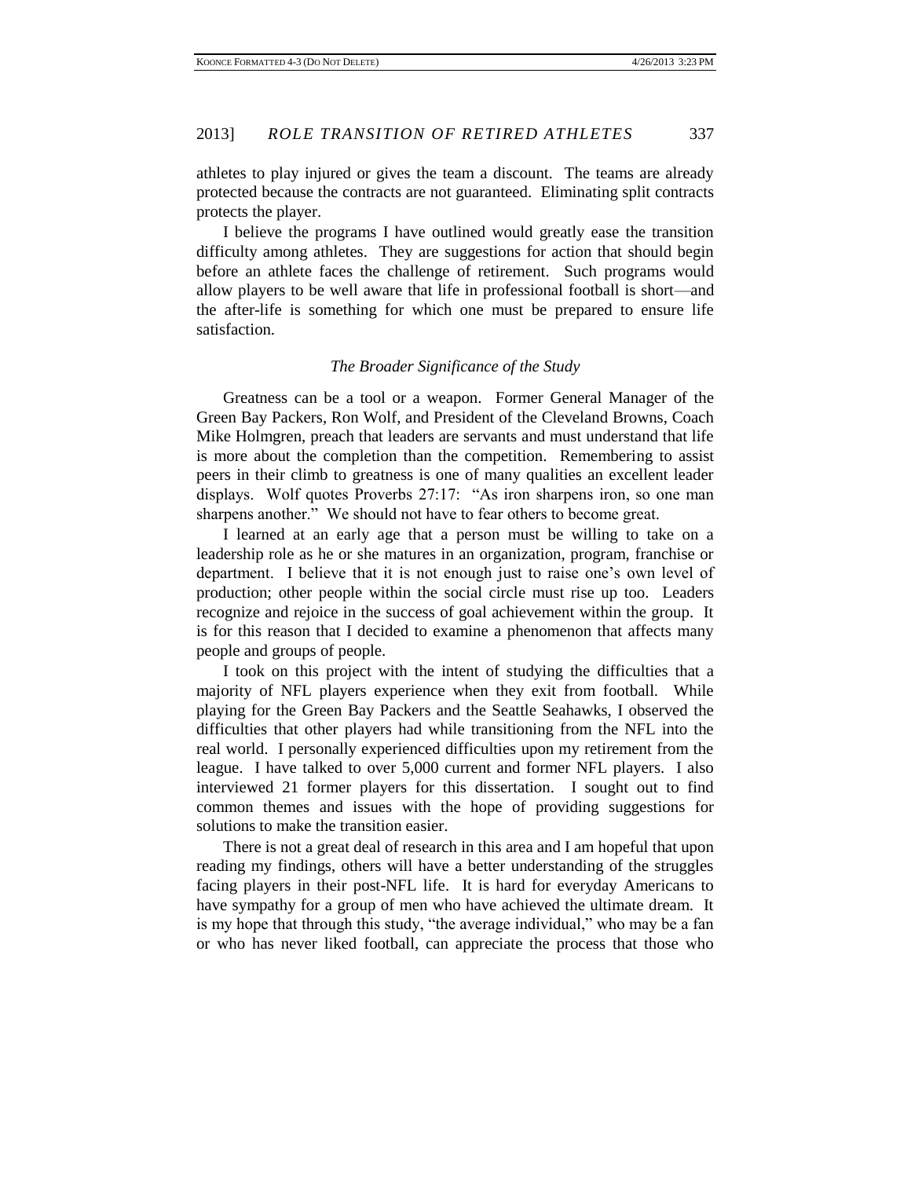athletes to play injured or gives the team a discount. The teams are already protected because the contracts are not guaranteed. Eliminating split contracts protects the player.

I believe the programs I have outlined would greatly ease the transition difficulty among athletes. They are suggestions for action that should begin before an athlete faces the challenge of retirement. Such programs would allow players to be well aware that life in professional football is short—and the after-life is something for which one must be prepared to ensure life satisfaction.

### *The Broader Significance of the Study*

Greatness can be a tool or a weapon. Former General Manager of the Green Bay Packers, Ron Wolf, and President of the Cleveland Browns, Coach Mike Holmgren, preach that leaders are servants and must understand that life is more about the completion than the competition. Remembering to assist peers in their climb to greatness is one of many qualities an excellent leader displays. Wolf quotes Proverbs 27:17: "As iron sharpens iron, so one man sharpens another." We should not have to fear others to become great.

I learned at an early age that a person must be willing to take on a leadership role as he or she matures in an organization, program, franchise or department. I believe that it is not enough just to raise one's own level of production; other people within the social circle must rise up too. Leaders recognize and rejoice in the success of goal achievement within the group. It is for this reason that I decided to examine a phenomenon that affects many people and groups of people.

I took on this project with the intent of studying the difficulties that a majority of NFL players experience when they exit from football. While playing for the Green Bay Packers and the Seattle Seahawks, I observed the difficulties that other players had while transitioning from the NFL into the real world. I personally experienced difficulties upon my retirement from the league. I have talked to over 5,000 current and former NFL players. I also interviewed 21 former players for this dissertation. I sought out to find common themes and issues with the hope of providing suggestions for solutions to make the transition easier.

There is not a great deal of research in this area and I am hopeful that upon reading my findings, others will have a better understanding of the struggles facing players in their post-NFL life. It is hard for everyday Americans to have sympathy for a group of men who have achieved the ultimate dream. It is my hope that through this study, "the average individual," who may be a fan or who has never liked football, can appreciate the process that those who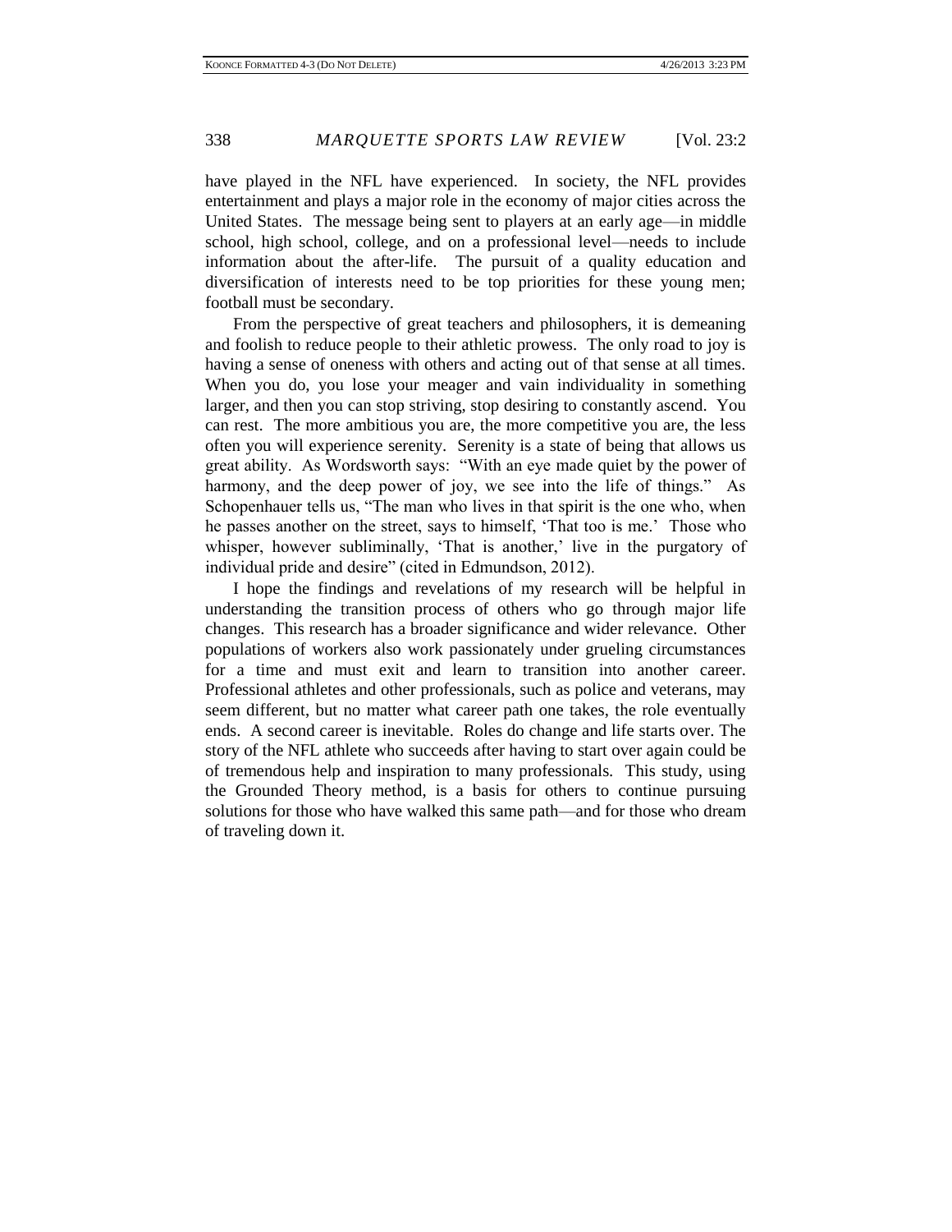have played in the NFL have experienced. In society, the NFL provides entertainment and plays a major role in the economy of major cities across the United States. The message being sent to players at an early age—in middle school, high school, college, and on a professional level—needs to include information about the after-life. The pursuit of a quality education and diversification of interests need to be top priorities for these young men; football must be secondary.

From the perspective of great teachers and philosophers, it is demeaning and foolish to reduce people to their athletic prowess. The only road to joy is having a sense of oneness with others and acting out of that sense at all times. When you do, you lose your meager and vain individuality in something larger, and then you can stop striving, stop desiring to constantly ascend. You can rest. The more ambitious you are, the more competitive you are, the less often you will experience serenity. Serenity is a state of being that allows us great ability. As Wordsworth says: "With an eye made quiet by the power of harmony, and the deep power of joy, we see into the life of things." As Schopenhauer tells us, "The man who lives in that spirit is the one who, when he passes another on the street, says to himself, 'That too is me.' Those who whisper, however subliminally, 'That is another,' live in the purgatory of individual pride and desire" (cited in Edmundson, 2012).

I hope the findings and revelations of my research will be helpful in understanding the transition process of others who go through major life changes. This research has a broader significance and wider relevance. Other populations of workers also work passionately under grueling circumstances for a time and must exit and learn to transition into another career. Professional athletes and other professionals, such as police and veterans, may seem different, but no matter what career path one takes, the role eventually ends. A second career is inevitable. Roles do change and life starts over. The story of the NFL athlete who succeeds after having to start over again could be of tremendous help and inspiration to many professionals. This study, using the Grounded Theory method, is a basis for others to continue pursuing solutions for those who have walked this same path—and for those who dream of traveling down it.